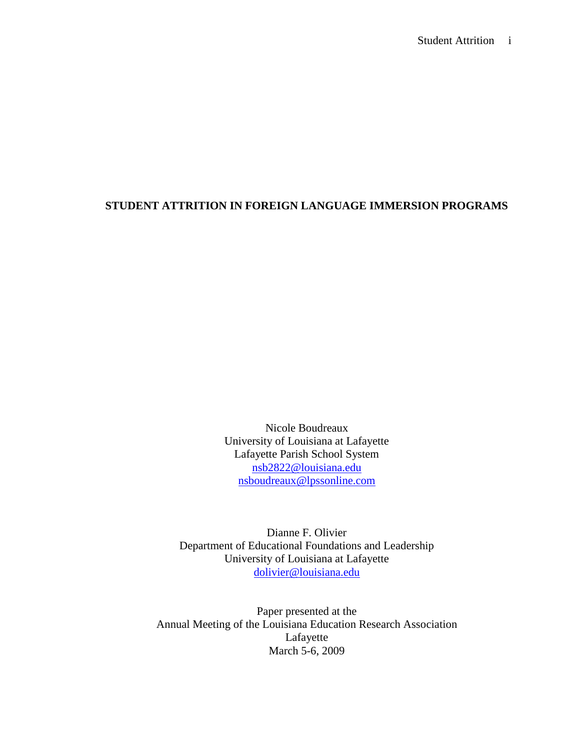# STUDENT ATTRITION IN FOREIGN LANGUAGE IMMERSION PROGRAMS

Nicole Boudreaux
University of Louisiana at Lafayette
Lafayette Parish School System
nsb2822@louisiana.edu
nsboudreaux@lpssonline.com

Dianne F. Olivier
Department of Educational Foundations and Leadership
University of Louisiana at Lafayette
dolivier@louisiana.edu

Paper presented at the
Annual Meeting of the Louisiana Education Research Association
Lafayette
March 5-6, 2009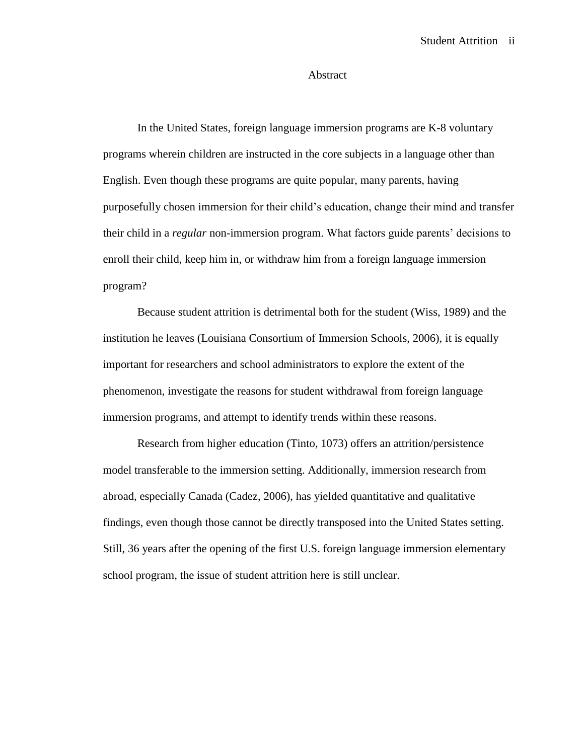# Abstract

In the United States, foreign language immersion programs are K-8 voluntary programs wherein children are instructed in the core subjects in a language other than English. Even though these programs are quite popular, many parents, having purposefully chosen immersion for their child's education, change their mind and transfer their child in a *regular* non-immersion program. What factors guide parents' decisions to enroll their child, keep him in, or withdraw him from a foreign language immersion program?

Because student attrition is detrimental both for the student (Wiss, 1989) and the institution he leaves (Louisiana Consortium of Immersion Schools, 2006), it is equally important for researchers and school administrators to explore the extent of the phenomenon, investigate the reasons for student withdrawal from foreign language immersion programs, and attempt to identify trends within these reasons.

Research from higher education (Tinto, 1073) offers an attrition/persistence model transferable to the immersion setting. Additionally, immersion research from abroad, especially Canada (Cadez, 2006), has yielded quantitative and qualitative findings, even though those cannot be directly transposed into the United States setting. Still, 36 years after the opening of the first U.S. foreign language immersion elementary school program, the issue of student attrition here is still unclear.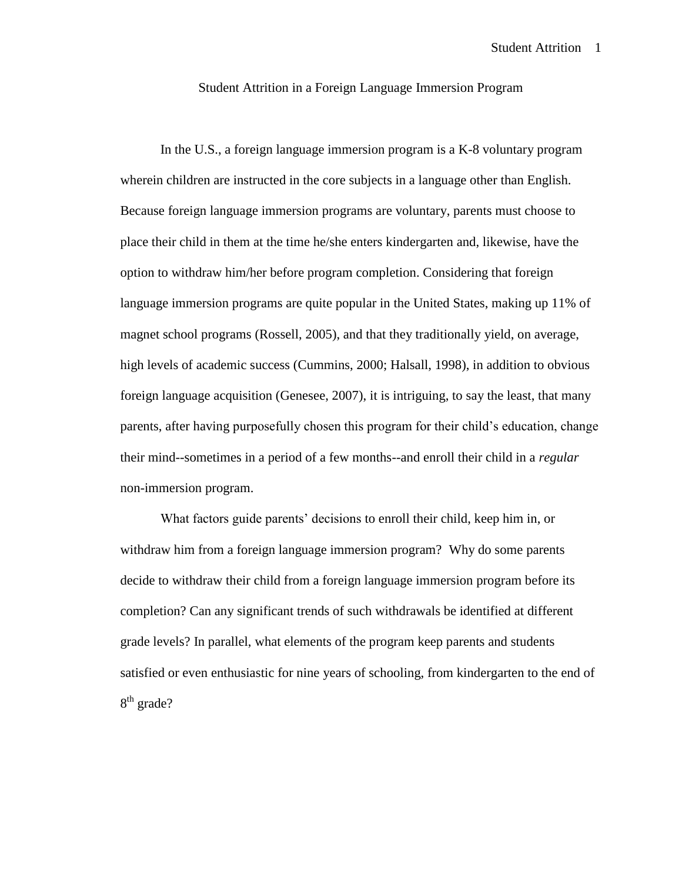# Student Attrition in a Foreign Language Immersion Program

In the U.S., a foreign language immersion program is a K-8 voluntary program wherein children are instructed in the core subjects in a language other than English. Because foreign language immersion programs are voluntary, parents must choose to place their child in them at the time he/she enters kindergarten and, likewise, have the option to withdraw him/her before program completion. Considering that foreign language immersion programs are quite popular in the United States, making up 11% of magnet school programs (Rossell, 2005), and that they traditionally yield, on average, high levels of academic success (Cummins, 2000; Halsall, 1998), in addition to obvious foreign language acquisition (Genesee, 2007), it is intriguing, to say the least, that many parents, after having purposefully chosen this program for their child's education, change their mind--sometimes in a period of a few months--and enroll their child in a *regular* non-immersion program.

What factors guide parents' decisions to enroll their child, keep him in, or withdraw him from a foreign language immersion program? Why do some parents decide to withdraw their child from a foreign language immersion program before its completion? Can any significant trends of such withdrawals be identified at different grade levels? In parallel, what elements of the program keep parents and students satisfied or even enthusiastic for nine years of schooling, from kindergarten to the end of 8th grade?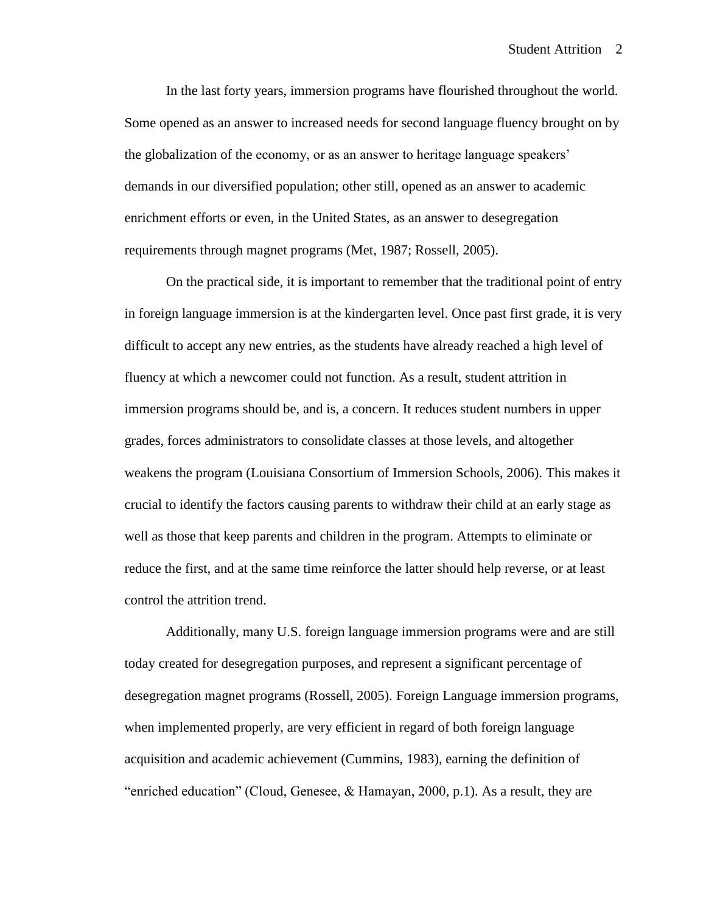In the last forty years, immersion programs have flourished throughout the world. Some opened as an answer to increased needs for second language fluency brought on by the globalization of the economy, or as an answer to heritage language speakers' demands in our diversified population; other still, opened as an answer to academic enrichment efforts or even, in the United States, as an answer to desegregation requirements through magnet programs (Met, 1987; Rossell, 2005).

On the practical side, it is important to remember that the traditional point of entry in foreign language immersion is at the kindergarten level. Once past first grade, it is very difficult to accept any new entries, as the students have already reached a high level of fluency at which a newcomer could not function. As a result, student attrition in immersion programs should be, and is, a concern. It reduces student numbers in upper grades, forces administrators to consolidate classes at those levels, and altogether weakens the program (Louisiana Consortium of Immersion Schools, 2006). This makes it crucial to identify the factors causing parents to withdraw their child at an early stage as well as those that keep parents and children in the program. Attempts to eliminate or reduce the first, and at the same time reinforce the latter should help reverse, or at least control the attrition trend.

Additionally, many U.S. foreign language immersion programs were and are still today created for desegregation purposes, and represent a significant percentage of desegregation magnet programs (Rossell, 2005). Foreign Language immersion programs, when implemented properly, are very efficient in regard of both foreign language acquisition and academic achievement (Cummins, 1983), earning the definition of "enriched education" (Cloud, Genesee, & Hamayan, 2000, p.1). As a result, they are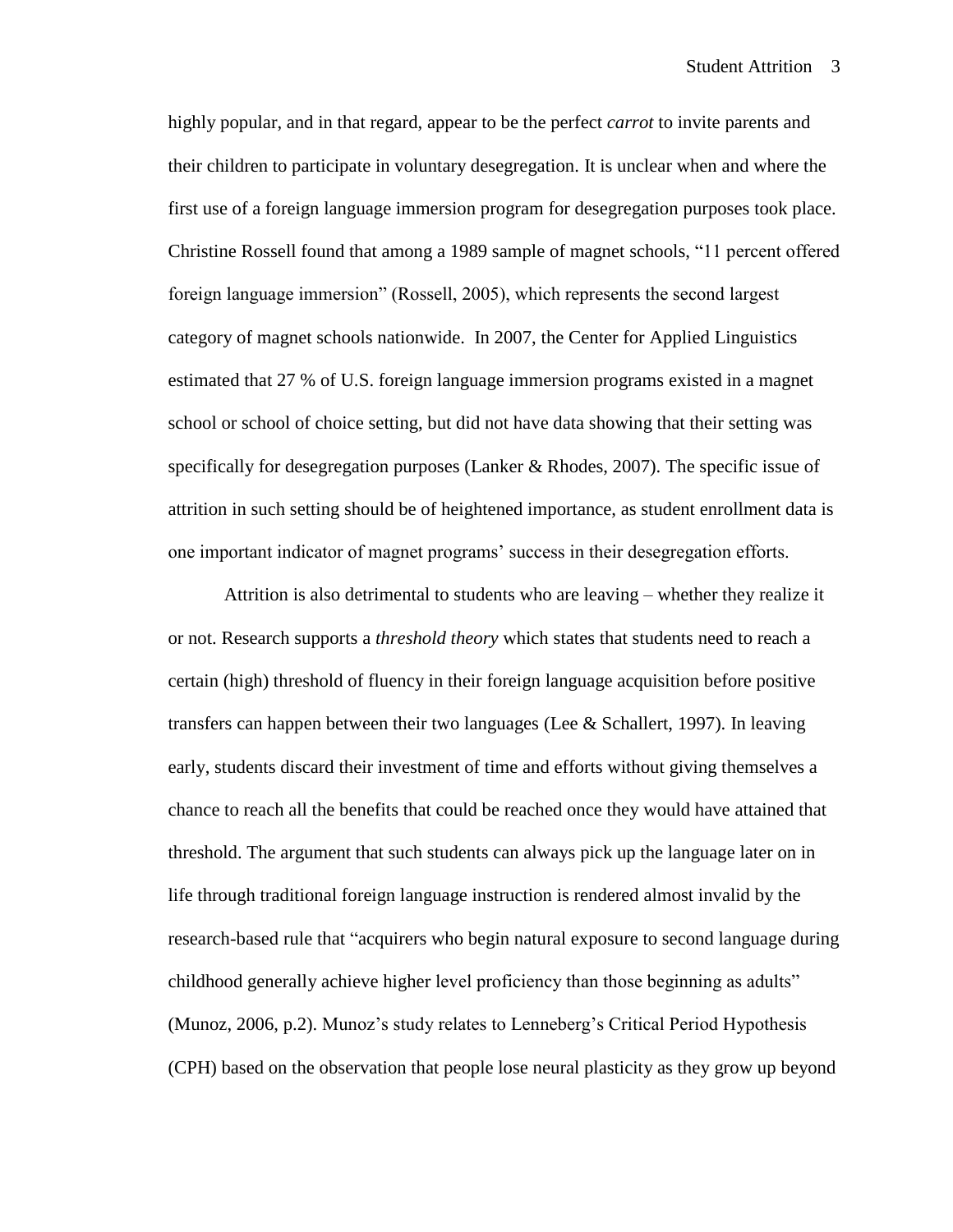highly popular, and in that regard, appear to be the perfect *carrot* to invite parents and their children to participate in voluntary desegregation. It is unclear when and where the first use of a foreign language immersion program for desegregation purposes took place. Christine Rossell found that among a 1989 sample of magnet schools, "11 percent offered foreign language immersion" (Rossell, 2005), which represents the second largest category of magnet schools nationwide. In 2007, the Center for Applied Linguistics estimated that 27 % of U.S. foreign language immersion programs existed in a magnet school or school of choice setting, but did not have data showing that their setting was specifically for desegregation purposes (Lanker & Rhodes, 2007). The specific issue of attrition in such setting should be of heightened importance, as student enrollment data is one important indicator of magnet programs' success in their desegregation efforts.

Attrition is also detrimental to students who are leaving – whether they realize it or not. Research supports a *threshold theory* which states that students need to reach a certain (high) threshold of fluency in their foreign language acquisition before positive transfers can happen between their two languages (Lee & Schallert, 1997). In leaving early, students discard their investment of time and efforts without giving themselves a chance to reach all the benefits that could be reached once they would have attained that threshold. The argument that such students can always pick up the language later on in life through traditional foreign language instruction is rendered almost invalid by the research-based rule that "acquirers who begin natural exposure to second language during childhood generally achieve higher level proficiency than those beginning as adults" (Munoz, 2006, p.2). Munoz's study relates to Lenneberg's Critical Period Hypothesis (CPH) based on the observation that people lose neural plasticity as they grow up beyond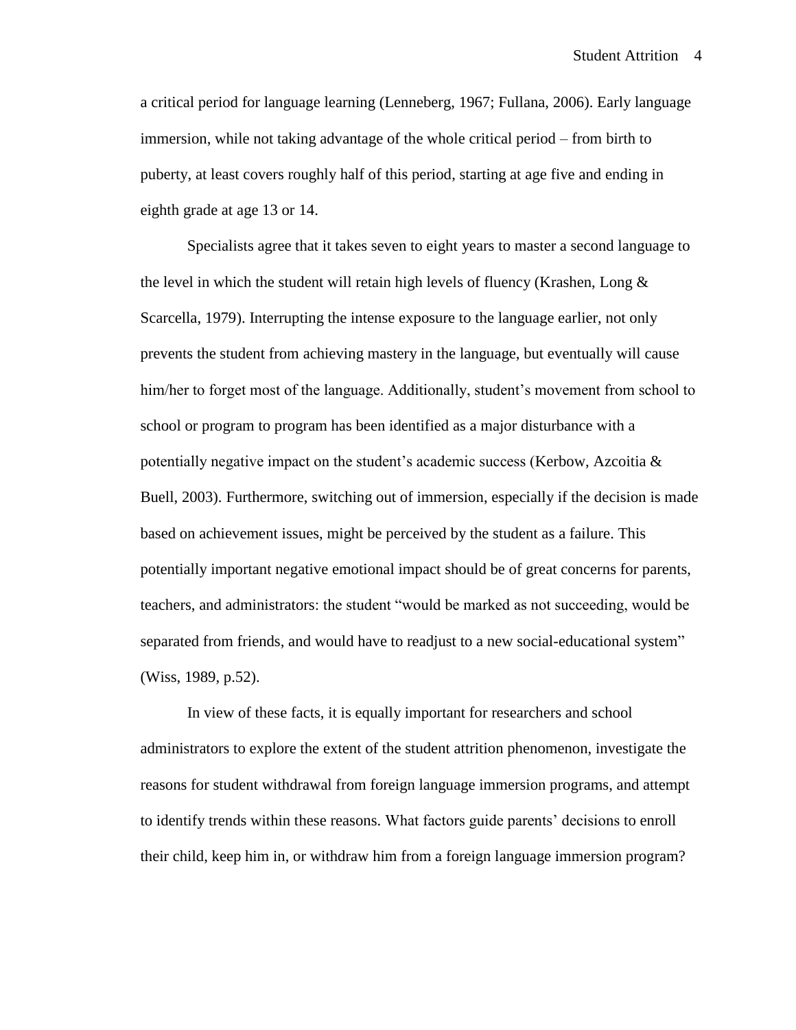a critical period for language learning (Lenneberg, 1967; Fullana, 2006). Early language immersion, while not taking advantage of the whole critical period – from birth to puberty, at least covers roughly half of this period, starting at age five and ending in eighth grade at age 13 or 14.

Specialists agree that it takes seven to eight years to master a second language to the level in which the student will retain high levels of fluency (Krashen, Long & Scarcella, 1979). Interrupting the intense exposure to the language earlier, not only prevents the student from achieving mastery in the language, but eventually will cause him/her to forget most of the language. Additionally, student's movement from school to school or program to program has been identified as a major disturbance with a potentially negative impact on the student's academic success (Kerbow, Azcoitia & Buell, 2003). Furthermore, switching out of immersion, especially if the decision is made based on achievement issues, might be perceived by the student as a failure. This potentially important negative emotional impact should be of great concerns for parents, teachers, and administrators: the student "would be marked as not succeeding, would be separated from friends, and would have to readjust to a new social-educational system" (Wiss, 1989, p.52).

In view of these facts, it is equally important for researchers and school administrators to explore the extent of the student attrition phenomenon, investigate the reasons for student withdrawal from foreign language immersion programs, and attempt to identify trends within these reasons. What factors guide parents' decisions to enroll their child, keep him in, or withdraw him from a foreign language immersion program?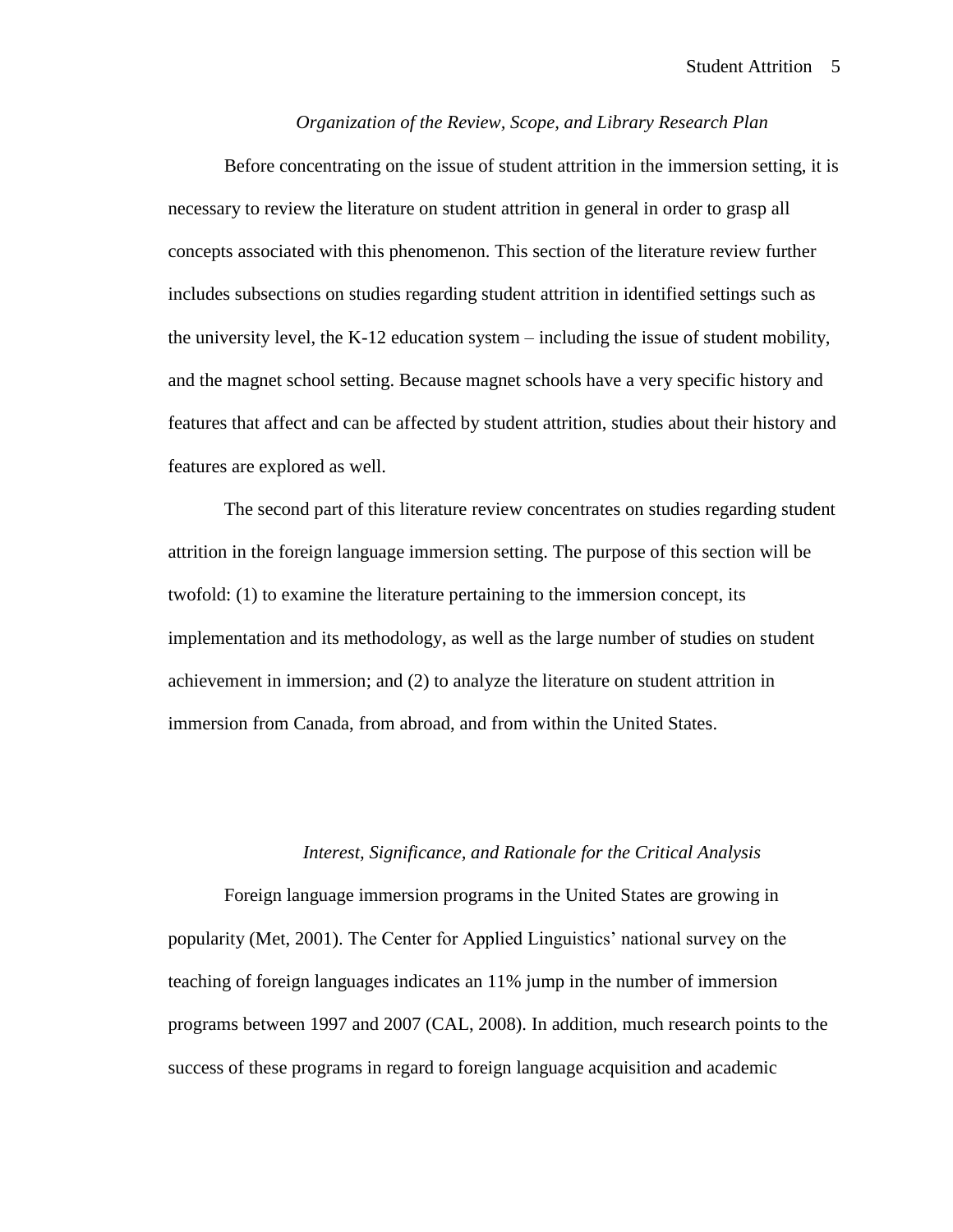### *Organization of the Review, Scope, and Library Research Plan*

Before concentrating on the issue of student attrition in the immersion setting, it is necessary to review the literature on student attrition in general in order to grasp all concepts associated with this phenomenon. This section of the literature review further includes subsections on studies regarding student attrition in identified settings such as the university level, the K-12 education system – including the issue of student mobility, and the magnet school setting. Because magnet schools have a very specific history and features that affect and can be affected by student attrition, studies about their history and features are explored as well.

The second part of this literature review concentrates on studies regarding student attrition in the foreign language immersion setting. The purpose of this section will be twofold: (1) to examine the literature pertaining to the immersion concept, its implementation and its methodology, as well as the large number of studies on student achievement in immersion; and (2) to analyze the literature on student attrition in immersion from Canada, from abroad, and from within the United States.

### *Interest, Significance, and Rationale for the Critical Analysis*

Foreign language immersion programs in the United States are growing in popularity (Met, 2001). The Center for Applied Linguistics' national survey on the teaching of foreign languages indicates an 11% jump in the number of immersion programs between 1997 and 2007 (CAL, 2008). In addition, much research points to the success of these programs in regard to foreign language acquisition and academic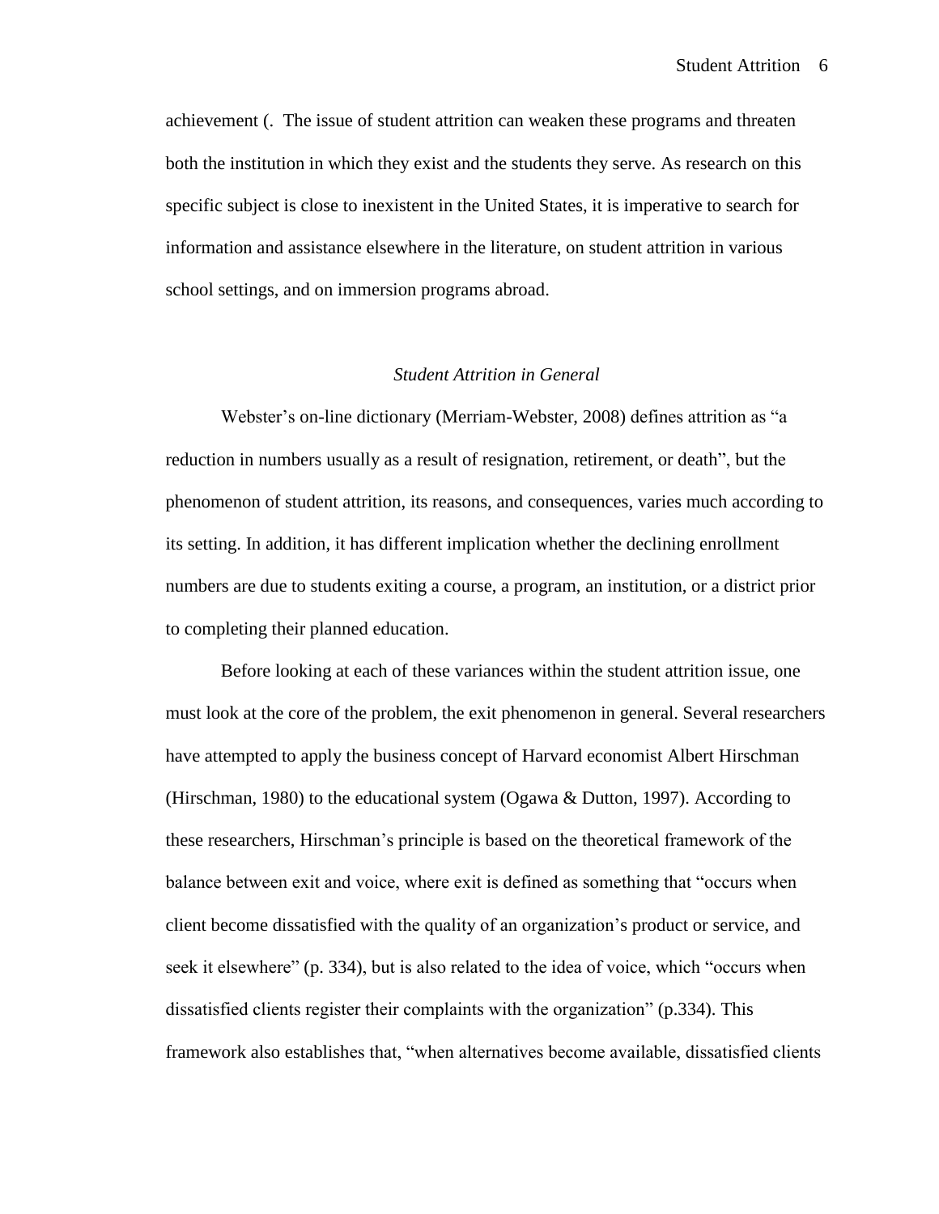achievement (. The issue of student attrition can weaken these programs and threaten both the institution in which they exist and the students they serve. As research on this specific subject is close to inexistent in the United States, it is imperative to search for information and assistance elsewhere in the literature, on student attrition in various school settings, and on immersion programs abroad.

### *Student Attrition in General*

Webster's on-line dictionary (Merriam-Webster, 2008) defines attrition as "a reduction in numbers usually as a result of resignation, retirement, or death", but the phenomenon of student attrition, its reasons, and consequences, varies much according to its setting. In addition, it has different implication whether the declining enrollment numbers are due to students exiting a course, a program, an institution, or a district prior to completing their planned education.

Before looking at each of these variances within the student attrition issue, one must look at the core of the problem, the exit phenomenon in general. Several researchers have attempted to apply the business concept of Harvard economist Albert Hirschman (Hirschman, 1980) to the educational system (Ogawa & Dutton, 1997). According to these researchers, Hirschman's principle is based on the theoretical framework of the balance between exit and voice, where exit is defined as something that "occurs when client become dissatisfied with the quality of an organization's product or service, and seek it elsewhere" (p. 334), but is also related to the idea of voice, which "occurs when dissatisfied clients register their complaints with the organization" (p.334). This framework also establishes that, "when alternatives become available, dissatisfied clients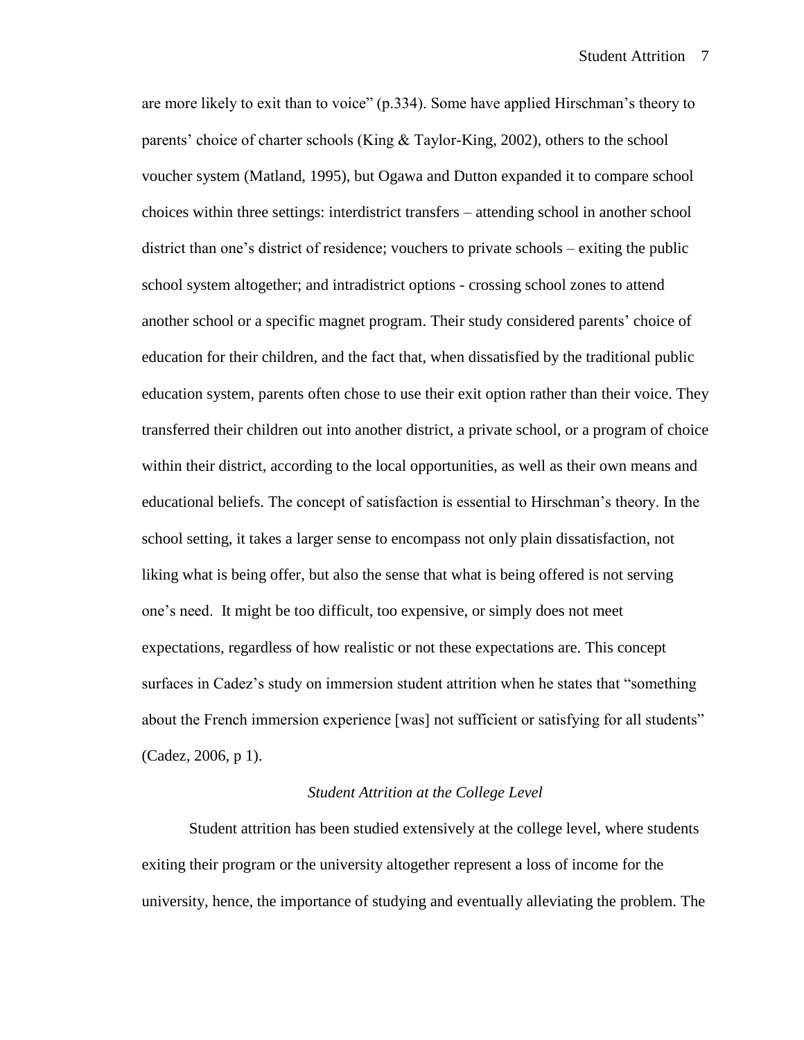are more likely to exit than to voice" (p.334). Some have applied Hirschman's theory to parents' choice of charter schools (King & Taylor-King, 2002), others to the school voucher system (Matland, 1995), but Ogawa and Dutton expanded it to compare school choices within three settings: interdistrict transfers – attending school in another school district than one's district of residence; vouchers to private schools – exiting the public school system altogether; and intradistrict options - crossing school zones to attend another school or a specific magnet program. Their study considered parents' choice of education for their children, and the fact that, when dissatisfied by the traditional public education system, parents often chose to use their exit option rather than their voice. They transferred their children out into another district, a private school, or a program of choice within their district, according to the local opportunities, as well as their own means and educational beliefs. The concept of satisfaction is essential to Hirschman's theory. In the school setting, it takes a larger sense to encompass not only plain dissatisfaction, not liking what is being offer, but also the sense that what is being offered is not serving one's need. It might be too difficult, too expensive, or simply does not meet expectations, regardless of how realistic or not these expectations are. This concept surfaces in Cadez's study on immersion student attrition when he states that "something about the French immersion experience [was] not sufficient or satisfying for all students" (Cadez, 2006, p 1).

### *Student Attrition at the College Level*

Student attrition has been studied extensively at the college level, where students exiting their program or the university altogether represent a loss of income for the university, hence, the importance of studying and eventually alleviating the problem. The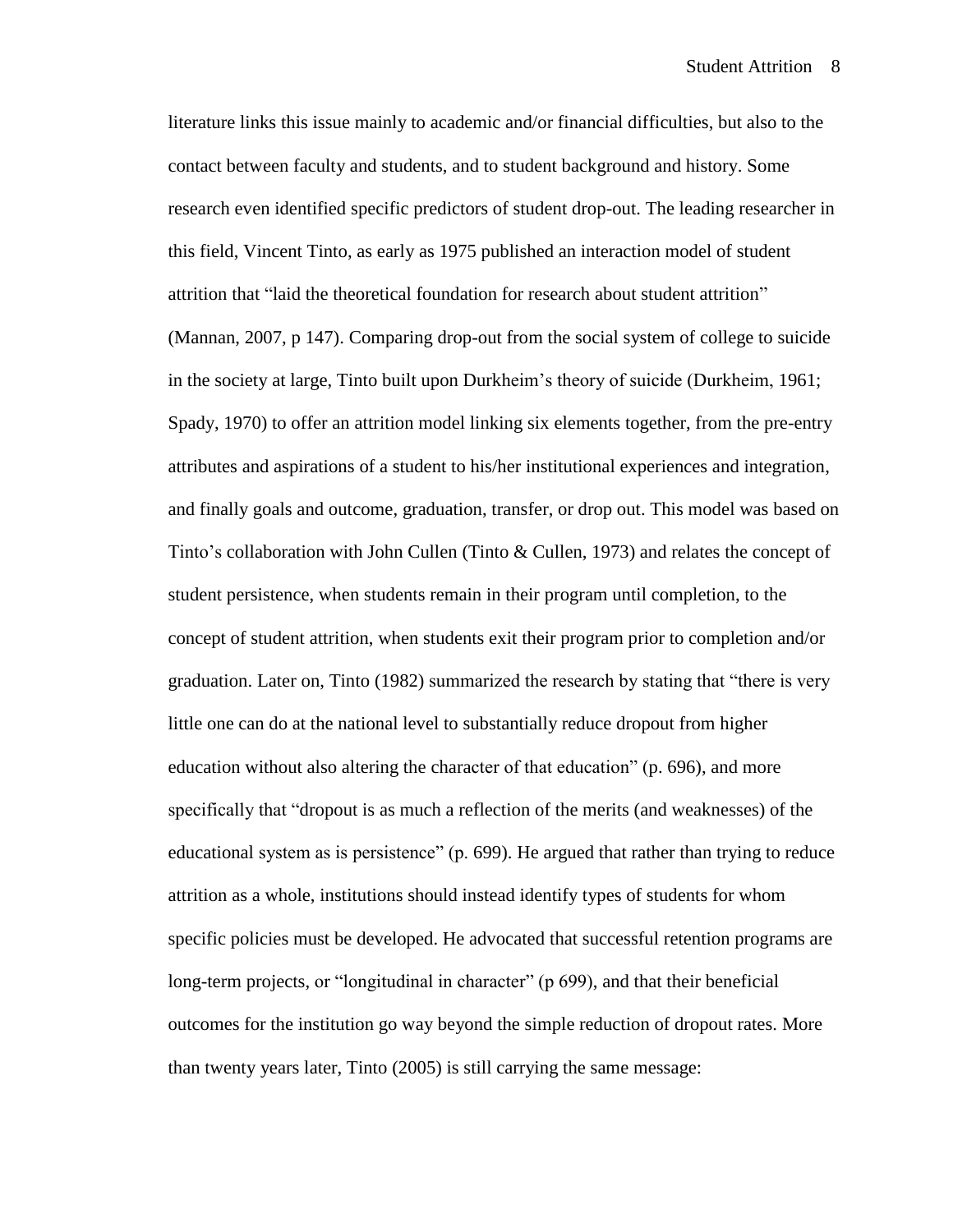literature links this issue mainly to academic and/or financial difficulties, but also to the contact between faculty and students, and to student background and history. Some research even identified specific predictors of student drop-out. The leading researcher in this field, Vincent Tinto, as early as 1975 published an interaction model of student attrition that "laid the theoretical foundation for research about student attrition" (Mannan, 2007, p 147). Comparing drop-out from the social system of college to suicide in the society at large, Tinto built upon Durkheim's theory of suicide (Durkheim, 1961; Spady, 1970) to offer an attrition model linking six elements together, from the pre-entry attributes and aspirations of a student to his/her institutional experiences and integration, and finally goals and outcome, graduation, transfer, or drop out. This model was based on Tinto's collaboration with John Cullen (Tinto & Cullen, 1973) and relates the concept of student persistence, when students remain in their program until completion, to the concept of student attrition, when students exit their program prior to completion and/or graduation. Later on, Tinto (1982) summarized the research by stating that "there is very little one can do at the national level to substantially reduce dropout from higher education without also altering the character of that education" (p. 696), and more specifically that "dropout is as much a reflection of the merits (and weaknesses) of the educational system as is persistence" (p. 699). He argued that rather than trying to reduce attrition as a whole, institutions should instead identify types of students for whom specific policies must be developed. He advocated that successful retention programs are long-term projects, or "longitudinal in character" (p 699), and that their beneficial outcomes for the institution go way beyond the simple reduction of dropout rates. More than twenty years later, Tinto (2005) is still carrying the same message: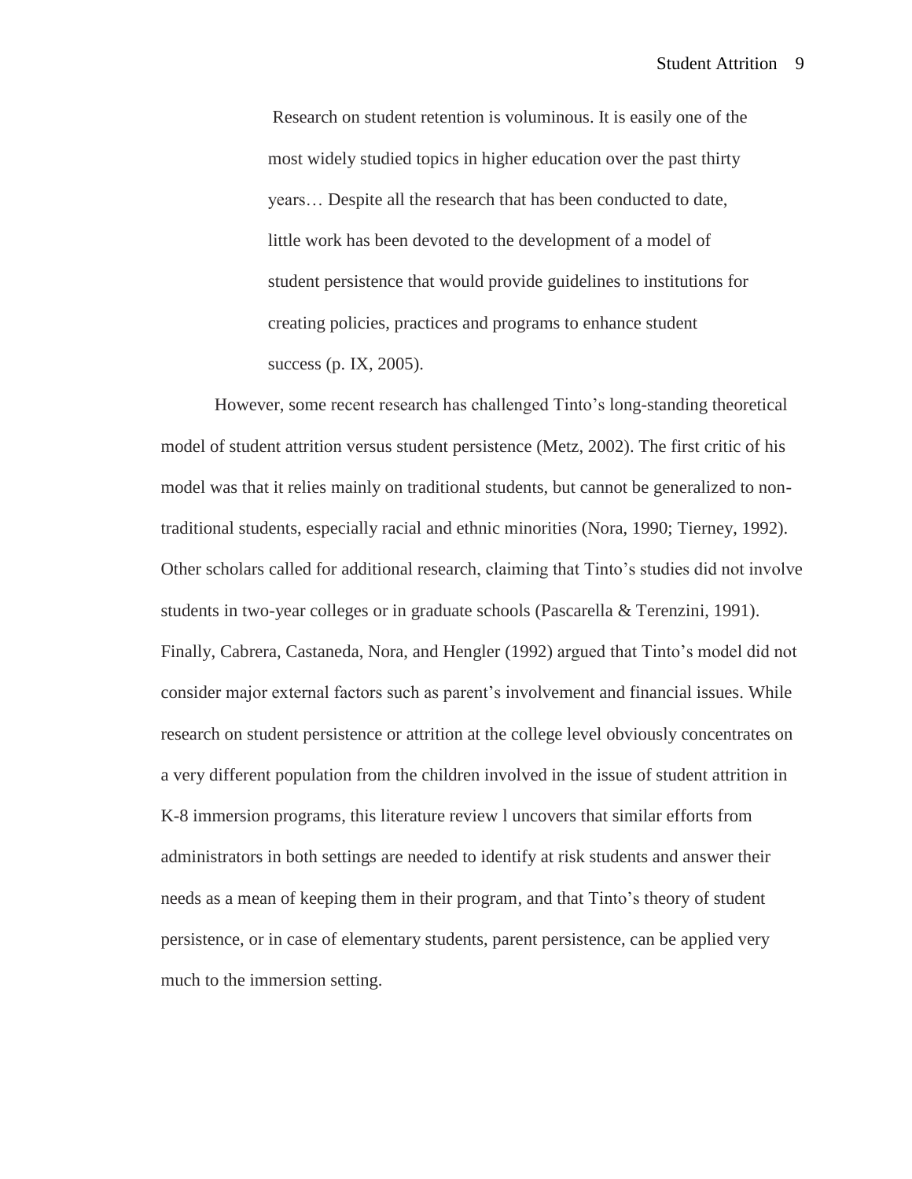> Research on student retention is voluminous. It is easily one of the most widely studied topics in higher education over the past thirty years… Despite all the research that has been conducted to date, little work has been devoted to the development of a model of student persistence that would provide guidelines to institutions for creating policies, practices and programs to enhance student success (p. IX, 2005).

However, some recent research has challenged Tinto's long-standing theoretical model of student attrition versus student persistence (Metz, 2002). The first critic of his model was that it relies mainly on traditional students, but cannot be generalized to non-traditional students, especially racial and ethnic minorities (Nora, 1990; Tierney, 1992). Other scholars called for additional research, claiming that Tinto's studies did not involve students in two-year colleges or in graduate schools (Pascarella & Terenzini, 1991). Finally, Cabrera, Castaneda, Nora, and Hengler (1992) argued that Tinto's model did not consider major external factors such as parent's involvement and financial issues. While research on student persistence or attrition at the college level obviously concentrates on a very different population from the children involved in the issue of student attrition in K-8 immersion programs, this literature review l uncovers that similar efforts from administrators in both settings are needed to identify at risk students and answer their needs as a mean of keeping them in their program, and that Tinto's theory of student persistence, or in case of elementary students, parent persistence, can be applied very much to the immersion setting.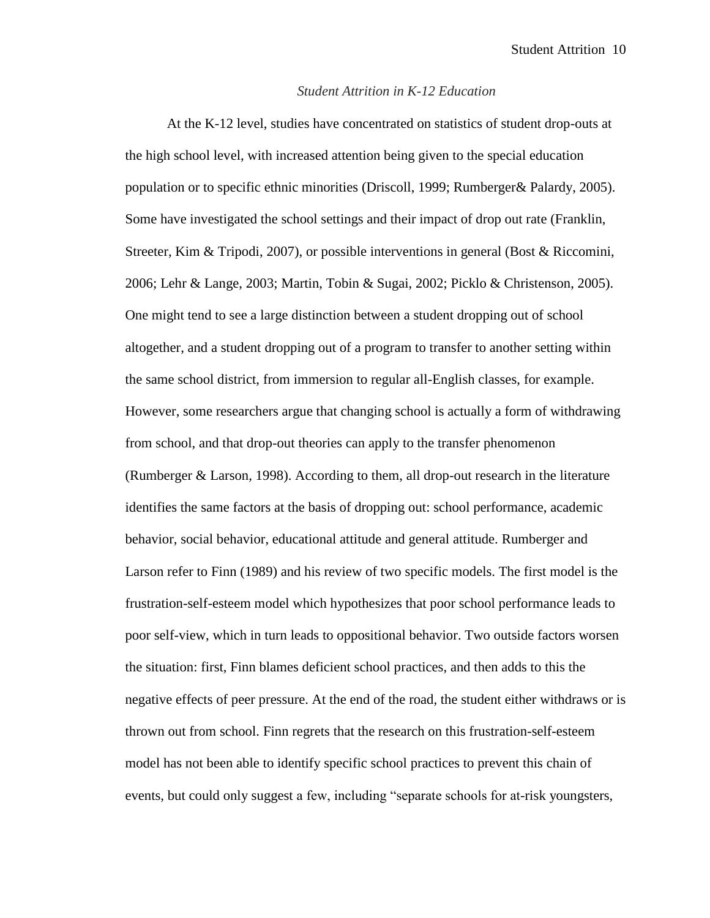*Student Attrition in K-12 Education*

At the K-12 level, studies have concentrated on statistics of student drop-outs at the high school level, with increased attention being given to the special education population or to specific ethnic minorities (Driscoll, 1999; Rumberger& Palardy, 2005). Some have investigated the school settings and their impact of drop out rate (Franklin, Streeter, Kim & Tripodi, 2007), or possible interventions in general (Bost & Riccomini, 2006; Lehr & Lange, 2003; Martin, Tobin & Sugai, 2002; Picklo & Christenson, 2005). One might tend to see a large distinction between a student dropping out of school altogether, and a student dropping out of a program to transfer to another setting within the same school district, from immersion to regular all-English classes, for example. However, some researchers argue that changing school is actually a form of withdrawing from school, and that drop-out theories can apply to the transfer phenomenon (Rumberger & Larson, 1998). According to them, all drop-out research in the literature identifies the same factors at the basis of dropping out: school performance, academic behavior, social behavior, educational attitude and general attitude. Rumberger and Larson refer to Finn (1989) and his review of two specific models. The first model is the frustration-self-esteem model which hypothesizes that poor school performance leads to poor self-view, which in turn leads to oppositional behavior. Two outside factors worsen the situation: first, Finn blames deficient school practices, and then adds to this the negative effects of peer pressure. At the end of the road, the student either withdraws or is thrown out from school. Finn regrets that the research on this frustration-self-esteem model has not been able to identify specific school practices to prevent this chain of events, but could only suggest a few, including "separate schools for at-risk youngsters,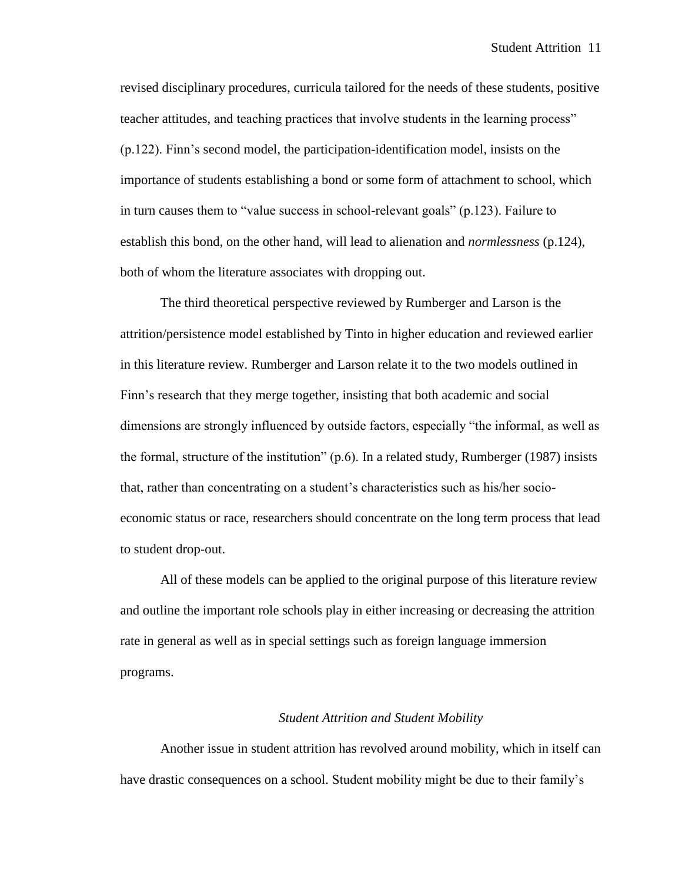revised disciplinary procedures, curricula tailored for the needs of these students, positive teacher attitudes, and teaching practices that involve students in the learning process" (p.122). Finn's second model, the participation-identification model, insists on the importance of students establishing a bond or some form of attachment to school, which in turn causes them to "value success in school-relevant goals" (p.123). Failure to establish this bond, on the other hand, will lead to alienation and *normlessness* (p.124), both of whom the literature associates with dropping out.

The third theoretical perspective reviewed by Rumberger and Larson is the attrition/persistence model established by Tinto in higher education and reviewed earlier in this literature review. Rumberger and Larson relate it to the two models outlined in Finn's research that they merge together, insisting that both academic and social dimensions are strongly influenced by outside factors, especially "the informal, as well as the formal, structure of the institution" (p.6). In a related study, Rumberger (1987) insists that, rather than concentrating on a student's characteristics such as his/her socio-economic status or race, researchers should concentrate on the long term process that lead to student drop-out.

All of these models can be applied to the original purpose of this literature review and outline the important role schools play in either increasing or decreasing the attrition rate in general as well as in special settings such as foreign language immersion programs.

### *Student Attrition and Student Mobility*

Another issue in student attrition has revolved around mobility, which in itself can have drastic consequences on a school. Student mobility might be due to their family's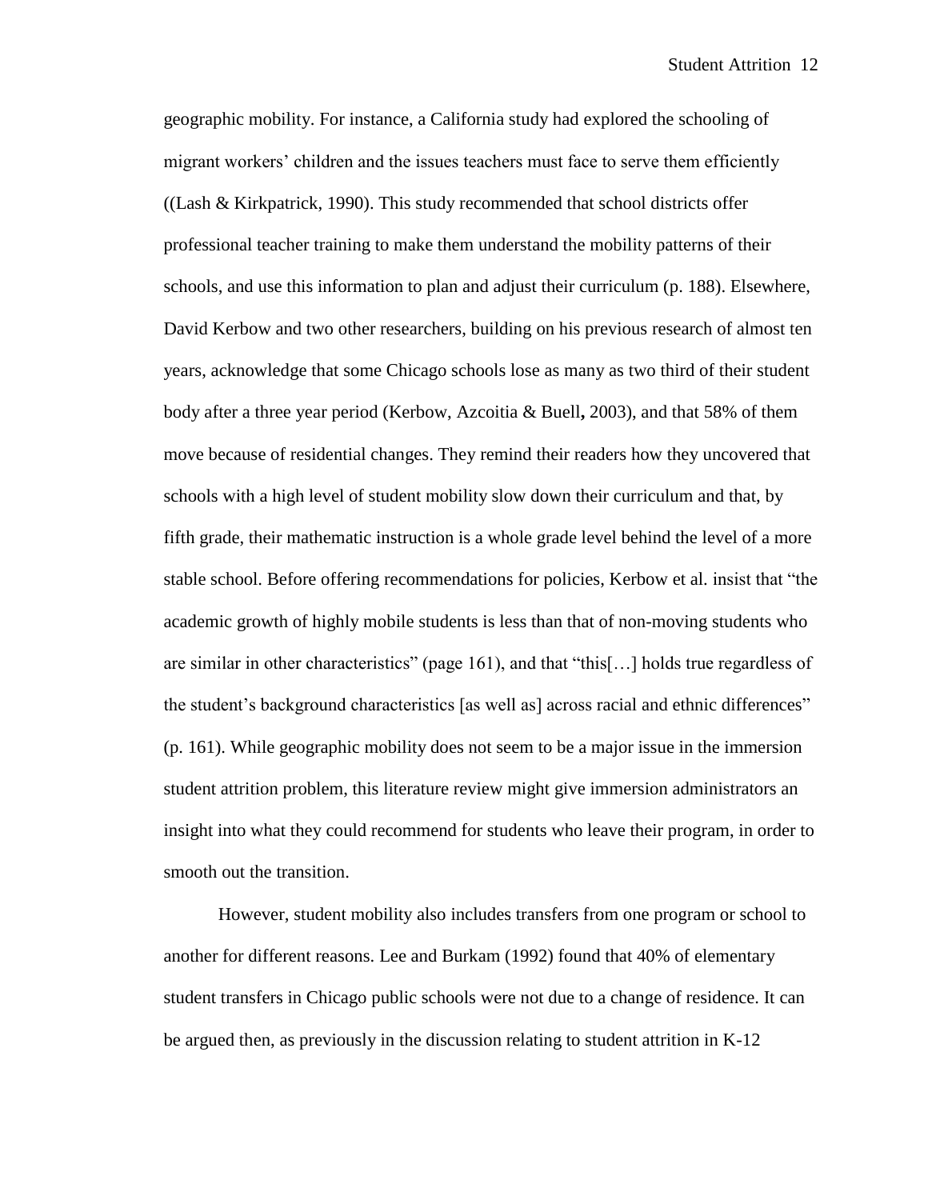geographic mobility. For instance, a California study had explored the schooling of migrant workers' children and the issues teachers must face to serve them efficiently ((Lash & Kirkpatrick, 1990). This study recommended that school districts offer professional teacher training to make them understand the mobility patterns of their schools, and use this information to plan and adjust their curriculum (p. 188). Elsewhere, David Kerbow and two other researchers, building on his previous research of almost ten years, acknowledge that some Chicago schools lose as many as two third of their student body after a three year period (Kerbow, Azcoitia & Buell**,** 2003), and that 58% of them move because of residential changes. They remind their readers how they uncovered that schools with a high level of student mobility slow down their curriculum and that, by fifth grade, their mathematic instruction is a whole grade level behind the level of a more stable school. Before offering recommendations for policies, Kerbow et al. insist that "the academic growth of highly mobile students is less than that of non-moving students who are similar in other characteristics" (page 161), and that "this[…] holds true regardless of the student's background characteristics [as well as] across racial and ethnic differences" (p. 161). While geographic mobility does not seem to be a major issue in the immersion student attrition problem, this literature review might give immersion administrators an insight into what they could recommend for students who leave their program, in order to smooth out the transition.

However, student mobility also includes transfers from one program or school to another for different reasons. Lee and Burkam (1992) found that 40% of elementary student transfers in Chicago public schools were not due to a change of residence. It can be argued then, as previously in the discussion relating to student attrition in K-12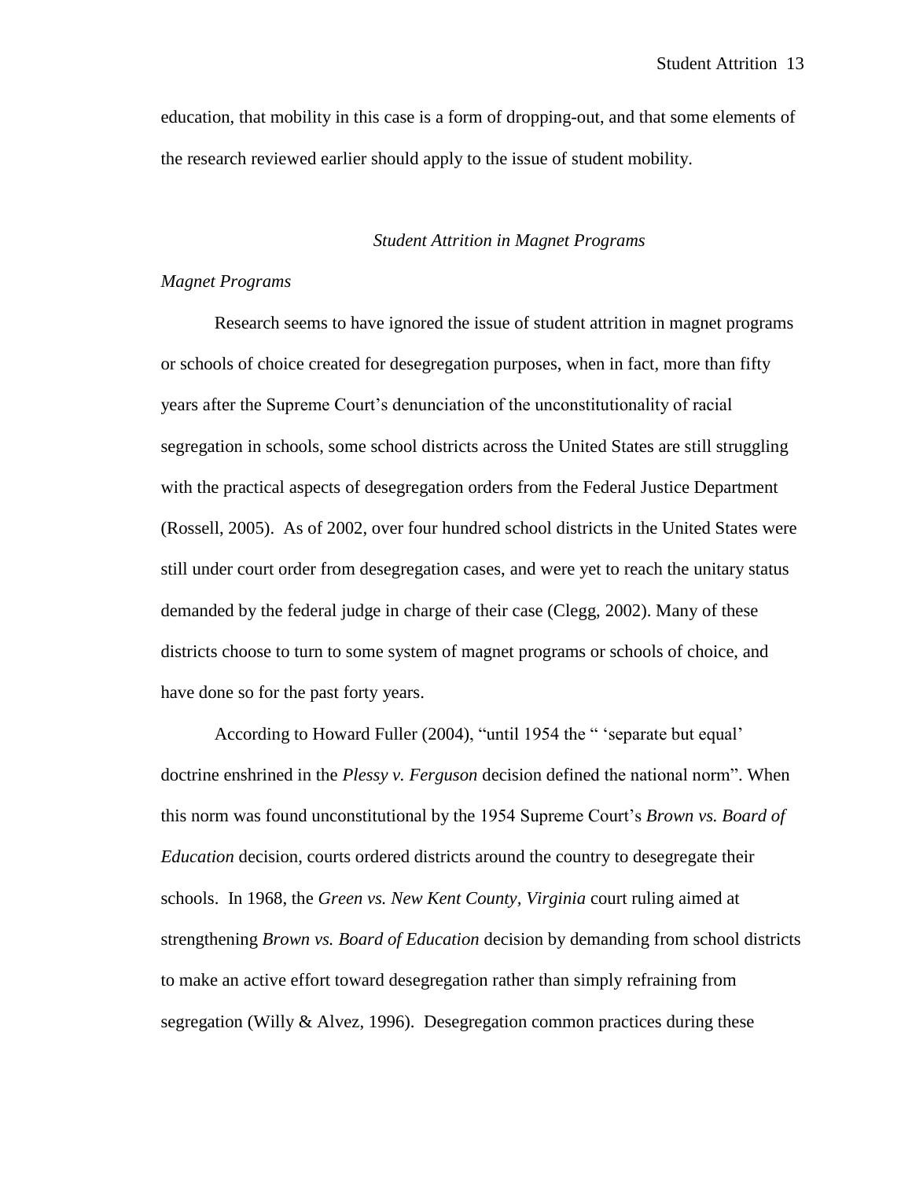education, that mobility in this case is a form of dropping-out, and that some elements of the research reviewed earlier should apply to the issue of student mobility.

## *Student Attrition in Magnet Programs*

### *Magnet Programs*

Research seems to have ignored the issue of student attrition in magnet programs or schools of choice created for desegregation purposes, when in fact, more than fifty years after the Supreme Court's denunciation of the unconstitutionality of racial segregation in schools, some school districts across the United States are still struggling with the practical aspects of desegregation orders from the Federal Justice Department (Rossell, 2005). As of 2002, over four hundred school districts in the United States were still under court order from desegregation cases, and were yet to reach the unitary status demanded by the federal judge in charge of their case (Clegg, 2002). Many of these districts choose to turn to some system of magnet programs or schools of choice, and have done so for the past forty years.

According to Howard Fuller (2004), "until 1954 the " 'separate but equal' doctrine enshrined in the *Plessy v. Ferguson* decision defined the national norm". When this norm was found unconstitutional by the 1954 Supreme Court's *Brown vs. Board of Education* decision, courts ordered districts around the country to desegregate their schools. In 1968, the *Green vs. New Kent County, Virginia* court ruling aimed at strengthening *Brown vs. Board of Education* decision by demanding from school districts to make an active effort toward desegregation rather than simply refraining from segregation (Willy & Alvez, 1996). Desegregation common practices during these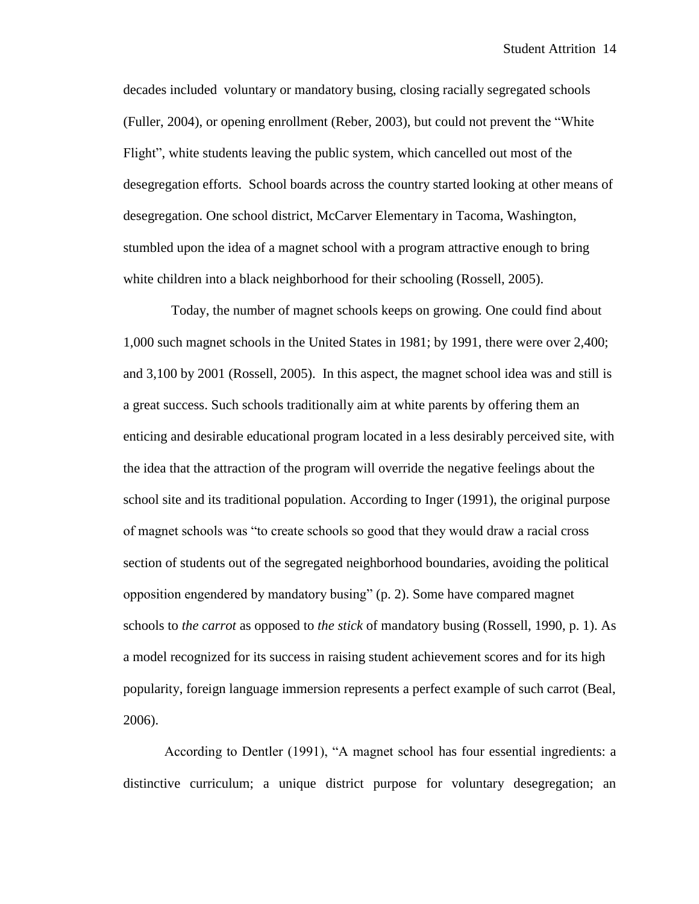decades included voluntary or mandatory busing, closing racially segregated schools (Fuller, 2004), or opening enrollment (Reber, 2003), but could not prevent the "White Flight", white students leaving the public system, which cancelled out most of the desegregation efforts. School boards across the country started looking at other means of desegregation. One school district, McCarver Elementary in Tacoma, Washington, stumbled upon the idea of a magnet school with a program attractive enough to bring white children into a black neighborhood for their schooling (Rossell, 2005).

Today, the number of magnet schools keeps on growing. One could find about 1,000 such magnet schools in the United States in 1981; by 1991, there were over 2,400; and 3,100 by 2001 (Rossell, 2005). In this aspect, the magnet school idea was and still is a great success. Such schools traditionally aim at white parents by offering them an enticing and desirable educational program located in a less desirably perceived site, with the idea that the attraction of the program will override the negative feelings about the school site and its traditional population. According to Inger (1991), the original purpose of magnet schools was "to create schools so good that they would draw a racial cross section of students out of the segregated neighborhood boundaries, avoiding the political opposition engendered by mandatory busing" (p. 2). Some have compared magnet schools to *the carrot* as opposed to *the stick* of mandatory busing (Rossell, 1990, p. 1). As a model recognized for its success in raising student achievement scores and for its high popularity, foreign language immersion represents a perfect example of such carrot (Beal, 2006).

According to Dentler (1991), "A magnet school has four essential ingredients: a distinctive curriculum; a unique district purpose for voluntary desegregation; an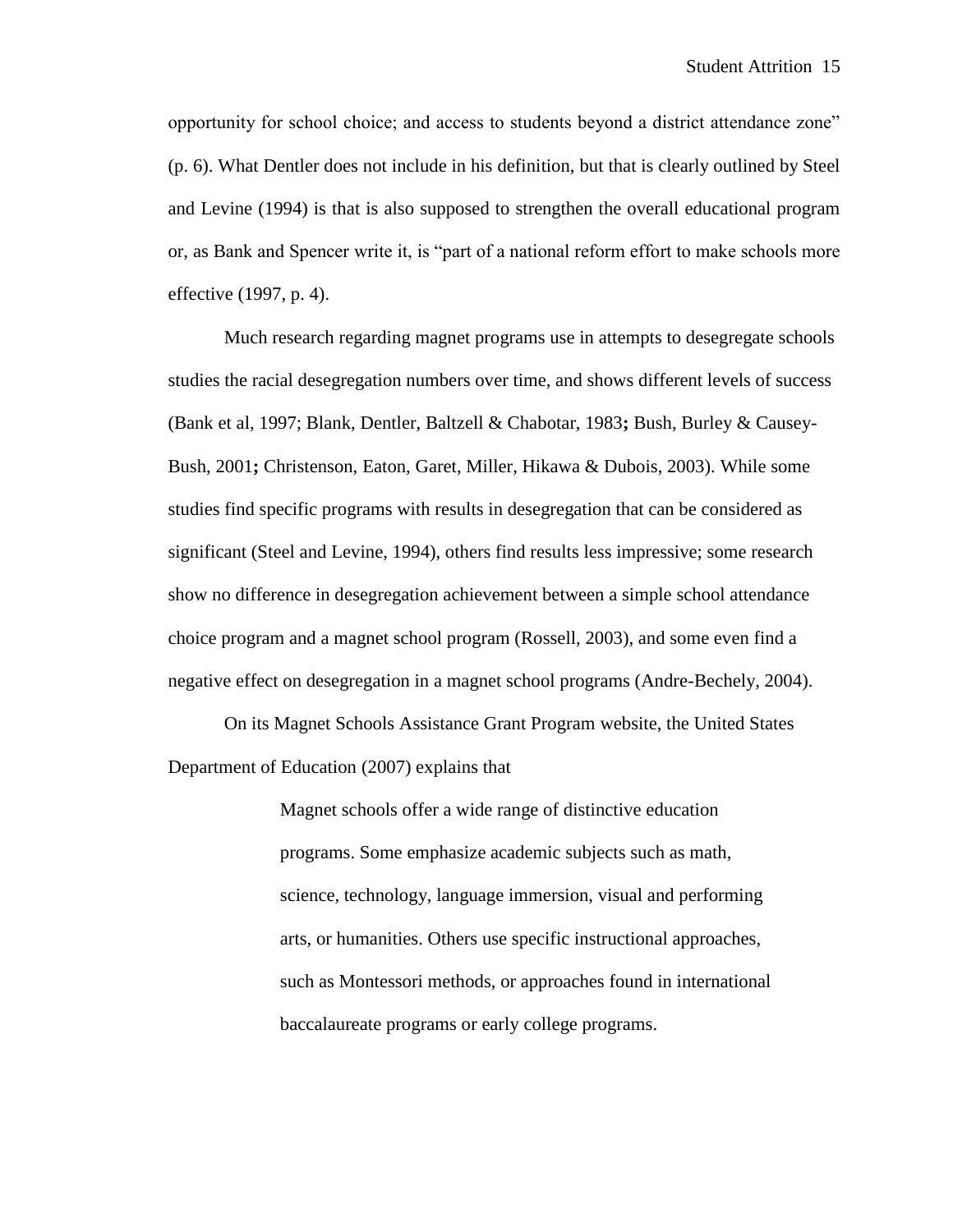opportunity for school choice; and access to students beyond a district attendance zone" (p. 6). What Dentler does not include in his definition, but that is clearly outlined by Steel and Levine (1994) is that is also supposed to strengthen the overall educational program or, as Bank and Spencer write it, is "part of a national reform effort to make schools more effective (1997, p. 4).

Much research regarding magnet programs use in attempts to desegregate schools studies the racial desegregation numbers over time, and shows different levels of success (Bank et al, 1997; Blank, Dentler, Baltzell & Chabotar, 1983**;** Bush, Burley & Causey-Bush, 2001**;** Christenson, Eaton, Garet, Miller, Hikawa & Dubois, 2003). While some studies find specific programs with results in desegregation that can be considered as significant (Steel and Levine, 1994), others find results less impressive; some research show no difference in desegregation achievement between a simple school attendance choice program and a magnet school program (Rossell, 2003), and some even find a negative effect on desegregation in a magnet school programs (Andre-Bechely, 2004).

On its Magnet Schools Assistance Grant Program website, the United States Department of Education (2007) explains that

> Magnet schools offer a wide range of distinctive education programs. Some emphasize academic subjects such as math, science, technology, language immersion, visual and performing arts, or humanities. Others use specific instructional approaches, such as Montessori methods, or approaches found in international baccalaureate programs or early college programs.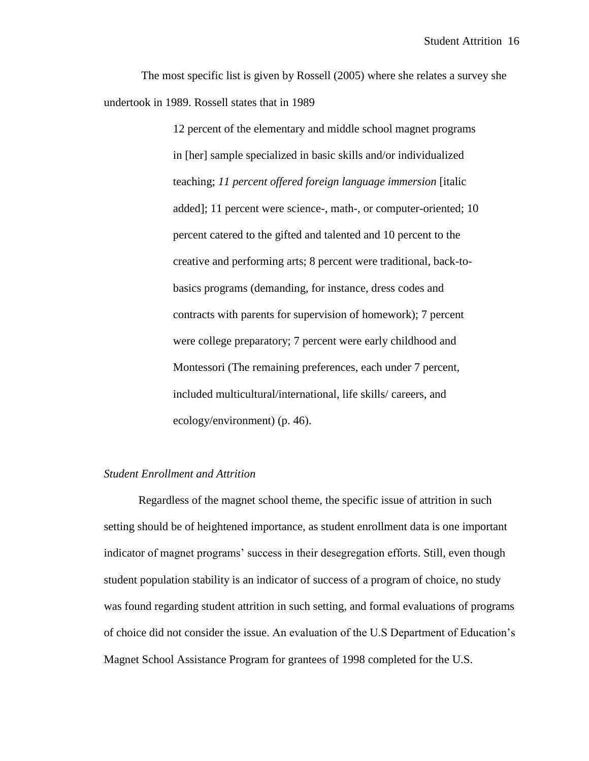The most specific list is given by Rossell (2005) where she relates a survey she undertook in 1989. Rossell states that in 1989

> 12 percent of the elementary and middle school magnet programs in [her] sample specialized in basic skills and/or individualized teaching; *11 percent offered foreign language immersion* [italic added]; 11 percent were science-, math-, or computer-oriented; 10 percent catered to the gifted and talented and 10 percent to the creative and performing arts; 8 percent were traditional, back-to-basics programs (demanding, for instance, dress codes and contracts with parents for supervision of homework); 7 percent were college preparatory; 7 percent were early childhood and Montessori (The remaining preferences, each under 7 percent, included multicultural/international, life skills/ careers, and ecology/environment) (p. 46).

*Student Enrollment and Attrition*

Regardless of the magnet school theme, the specific issue of attrition in such setting should be of heightened importance, as student enrollment data is one important indicator of magnet programs' success in their desegregation efforts. Still, even though student population stability is an indicator of success of a program of choice, no study was found regarding student attrition in such setting, and formal evaluations of programs of choice did not consider the issue. An evaluation of the U.S Department of Education's Magnet School Assistance Program for grantees of 1998 completed for the U.S.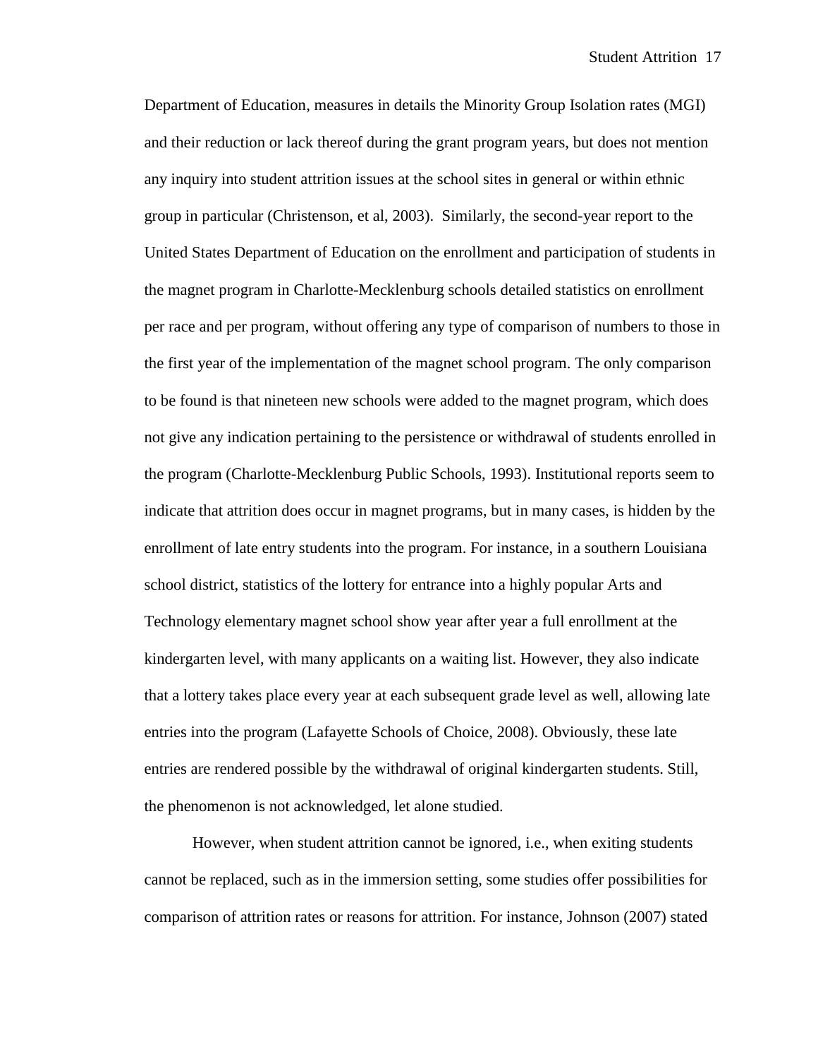Department of Education, measures in details the Minority Group Isolation rates (MGI) and their reduction or lack thereof during the grant program years, but does not mention any inquiry into student attrition issues at the school sites in general or within ethnic group in particular (Christenson, et al, 2003). Similarly, the second-year report to the United States Department of Education on the enrollment and participation of students in the magnet program in Charlotte-Mecklenburg schools detailed statistics on enrollment per race and per program, without offering any type of comparison of numbers to those in the first year of the implementation of the magnet school program. The only comparison to be found is that nineteen new schools were added to the magnet program, which does not give any indication pertaining to the persistence or withdrawal of students enrolled in the program (Charlotte-Mecklenburg Public Schools, 1993). Institutional reports seem to indicate that attrition does occur in magnet programs, but in many cases, is hidden by the enrollment of late entry students into the program. For instance, in a southern Louisiana school district, statistics of the lottery for entrance into a highly popular Arts and Technology elementary magnet school show year after year a full enrollment at the kindergarten level, with many applicants on a waiting list. However, they also indicate that a lottery takes place every year at each subsequent grade level as well, allowing late entries into the program (Lafayette Schools of Choice, 2008). Obviously, these late entries are rendered possible by the withdrawal of original kindergarten students. Still, the phenomenon is not acknowledged, let alone studied.

However, when student attrition cannot be ignored, i.e., when exiting students cannot be replaced, such as in the immersion setting, some studies offer possibilities for comparison of attrition rates or reasons for attrition. For instance, Johnson (2007) stated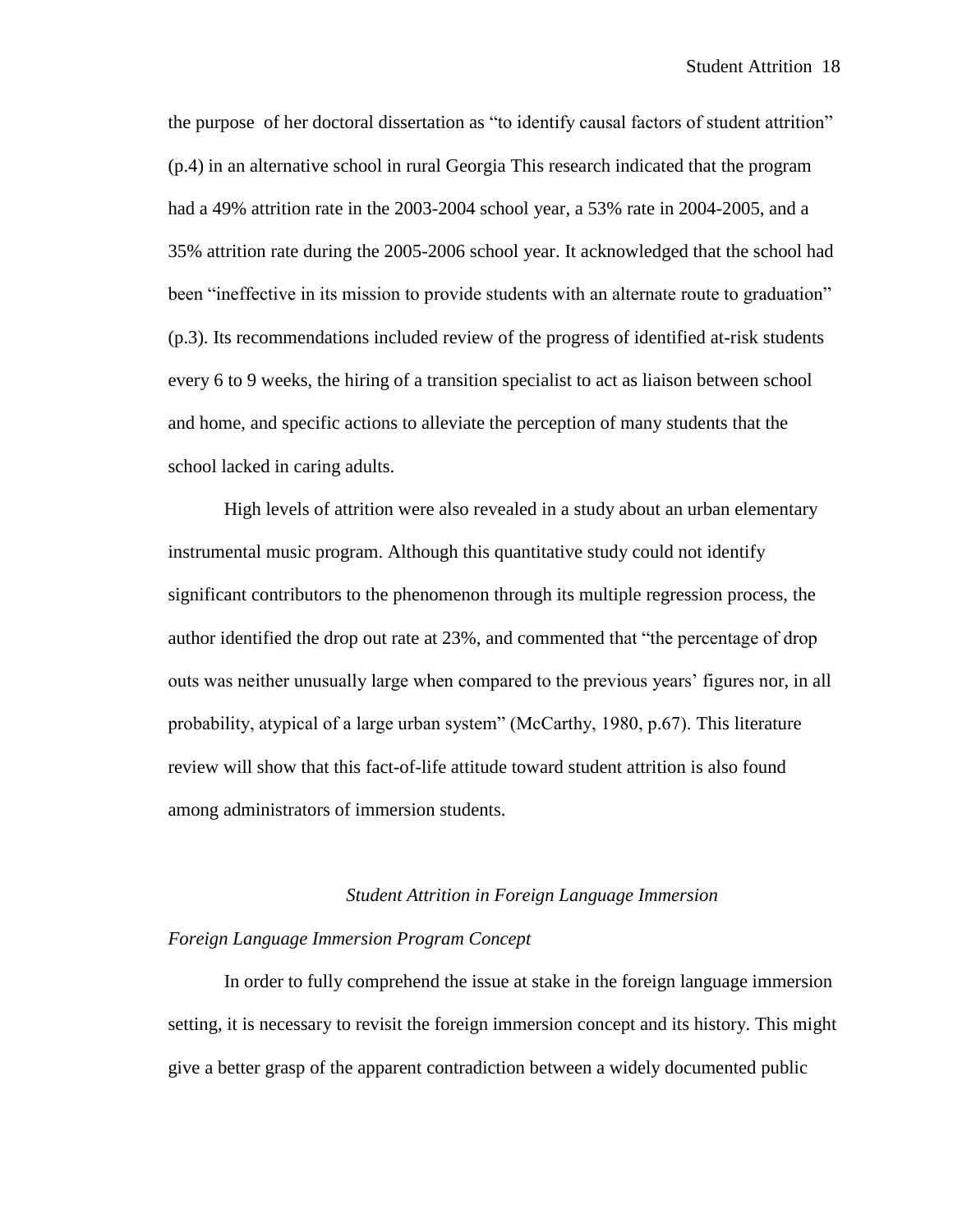the purpose  of her doctoral dissertation as "to identify causal factors of student attrition" (p.4) in an alternative school in rural Georgia This research indicated that the program had a 49% attrition rate in the 2003-2004 school year, a 53% rate in 2004-2005, and a 35% attrition rate during the 2005-2006 school year. It acknowledged that the school had been "ineffective in its mission to provide students with an alternate route to graduation" (p.3). Its recommendations included review of the progress of identified at-risk students every 6 to 9 weeks, the hiring of a transition specialist to act as liaison between school and home, and specific actions to alleviate the perception of many students that the school lacked in caring adults.

High levels of attrition were also revealed in a study about an urban elementary instrumental music program. Although this quantitative study could not identify significant contributors to the phenomenon through its multiple regression process, the author identified the drop out rate at 23%, and commented that "the percentage of drop outs was neither unusually large when compared to the previous years' figures nor, in all probability, atypical of a large urban system" (McCarthy, 1980, p.67). This literature review will show that this fact-of-life attitude toward student attrition is also found among administrators of immersion students.

## *Student Attrition in Foreign Language Immersion*

### *Foreign Language Immersion Program Concept*

In order to fully comprehend the issue at stake in the foreign language immersion setting, it is necessary to revisit the foreign immersion concept and its history. This might give a better grasp of the apparent contradiction between a widely documented public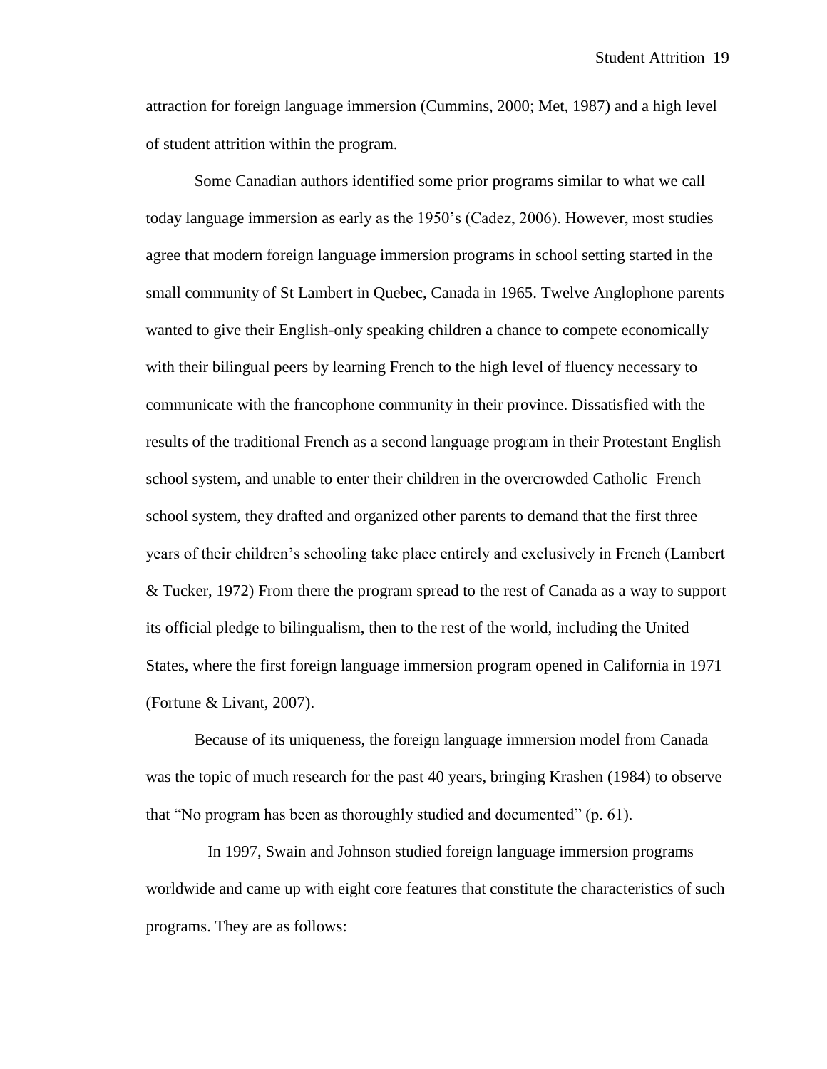attraction for foreign language immersion (Cummins, 2000; Met, 1987) and a high level of student attrition within the program.

Some Canadian authors identified some prior programs similar to what we call today language immersion as early as the 1950's (Cadez, 2006). However, most studies agree that modern foreign language immersion programs in school setting started in the small community of St Lambert in Quebec, Canada in 1965. Twelve Anglophone parents wanted to give their English-only speaking children a chance to compete economically with their bilingual peers by learning French to the high level of fluency necessary to communicate with the francophone community in their province. Dissatisfied with the results of the traditional French as a second language program in their Protestant English school system, and unable to enter their children in the overcrowded Catholic French school system, they drafted and organized other parents to demand that the first three years of their children's schooling take place entirely and exclusively in French (Lambert & Tucker, 1972) From there the program spread to the rest of Canada as a way to support its official pledge to bilingualism, then to the rest of the world, including the United States, where the first foreign language immersion program opened in California in 1971 (Fortune & Livant, 2007).

Because of its uniqueness, the foreign language immersion model from Canada was the topic of much research for the past 40 years, bringing Krashen (1984) to observe that "No program has been as thoroughly studied and documented" (p. 61).

In 1997, Swain and Johnson studied foreign language immersion programs worldwide and came up with eight core features that constitute the characteristics of such programs. They are as follows: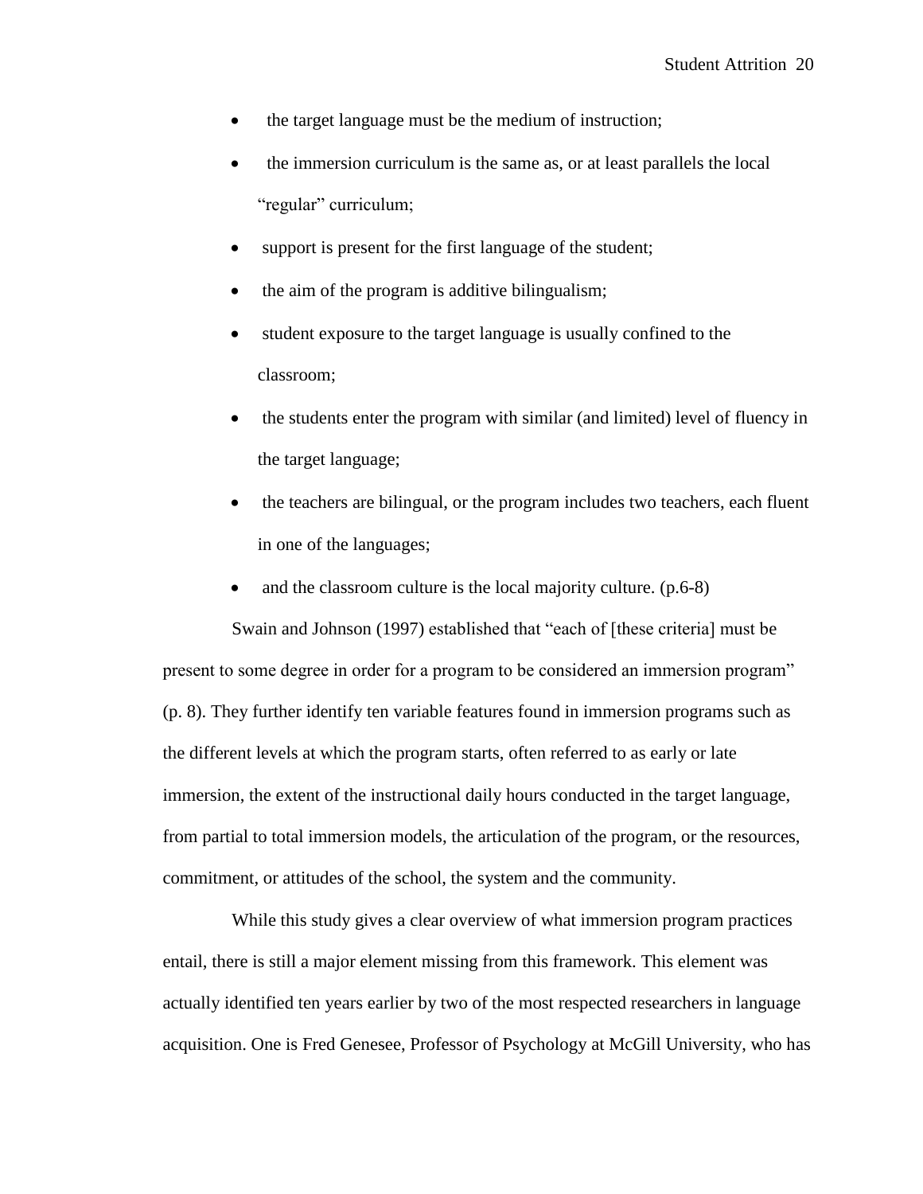- the target language must be the medium of instruction;
- the immersion curriculum is the same as, or at least parallels the local “regular” curriculum;
- support is present for the first language of the student;
- the aim of the program is additive bilingualism;
- student exposure to the target language is usually confined to the classroom;
- the students enter the program with similar (and limited) level of fluency in the target language;
- the teachers are bilingual, or the program includes two teachers, each fluent in one of the languages;
- and the classroom culture is the local majority culture. (p.6-8)

Swain and Johnson (1997) established that “each of [these criteria] must be present to some degree in order for a program to be considered an immersion program” (p. 8). They further identify ten variable features found in immersion programs such as the different levels at which the program starts, often referred to as early or late immersion, the extent of the instructional daily hours conducted in the target language, from partial to total immersion models, the articulation of the program, or the resources, commitment, or attitudes of the school, the system and the community.

While this study gives a clear overview of what immersion program practices entail, there is still a major element missing from this framework. This element was actually identified ten years earlier by two of the most respected researchers in language acquisition. One is Fred Genesee, Professor of Psychology at McGill University, who has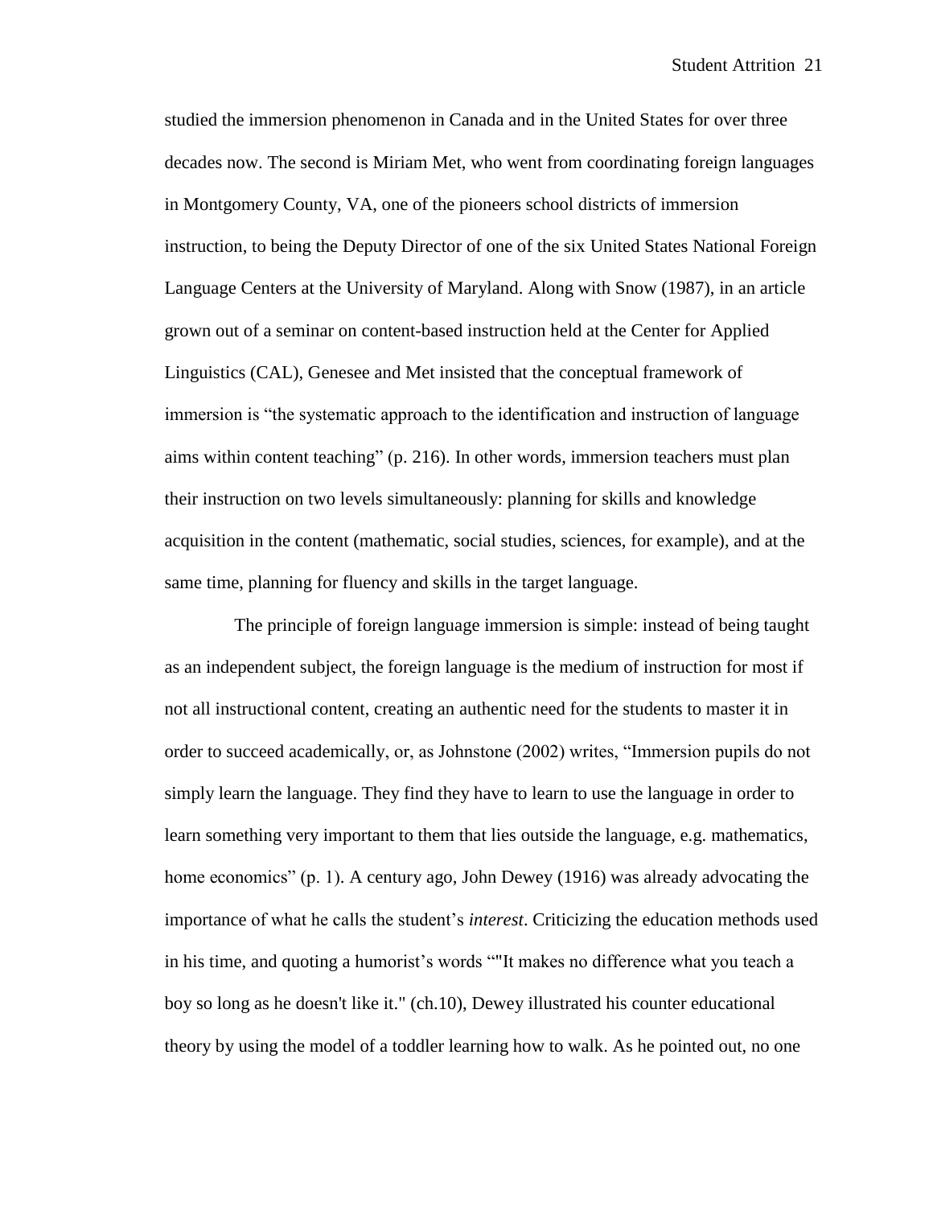studied the immersion phenomenon in Canada and in the United States for over three decades now. The second is Miriam Met, who went from coordinating foreign languages in Montgomery County, VA, one of the pioneers school districts of immersion instruction, to being the Deputy Director of one of the six United States National Foreign Language Centers at the University of Maryland. Along with Snow (1987), in an article grown out of a seminar on content-based instruction held at the Center for Applied Linguistics (CAL), Genesee and Met insisted that the conceptual framework of immersion is "the systematic approach to the identification and instruction of language aims within content teaching" (p. 216). In other words, immersion teachers must plan their instruction on two levels simultaneously: planning for skills and knowledge acquisition in the content (mathematic, social studies, sciences, for example), and at the same time, planning for fluency and skills in the target language.

The principle of foreign language immersion is simple: instead of being taught as an independent subject, the foreign language is the medium of instruction for most if not all instructional content, creating an authentic need for the students to master it in order to succeed academically, or, as Johnstone (2002) writes, "Immersion pupils do not simply learn the language. They find they have to learn to use the language in order to learn something very important to them that lies outside the language, e.g. mathematics, home economics" (p. 1). A century ago, John Dewey (1916) was already advocating the importance of what he calls the student's *interest*. Criticizing the education methods used in his time, and quoting a humorist's words ""It makes no difference what you teach a boy so long as he doesn't like it." (ch.10), Dewey illustrated his counter educational theory by using the model of a toddler learning how to walk. As he pointed out, no one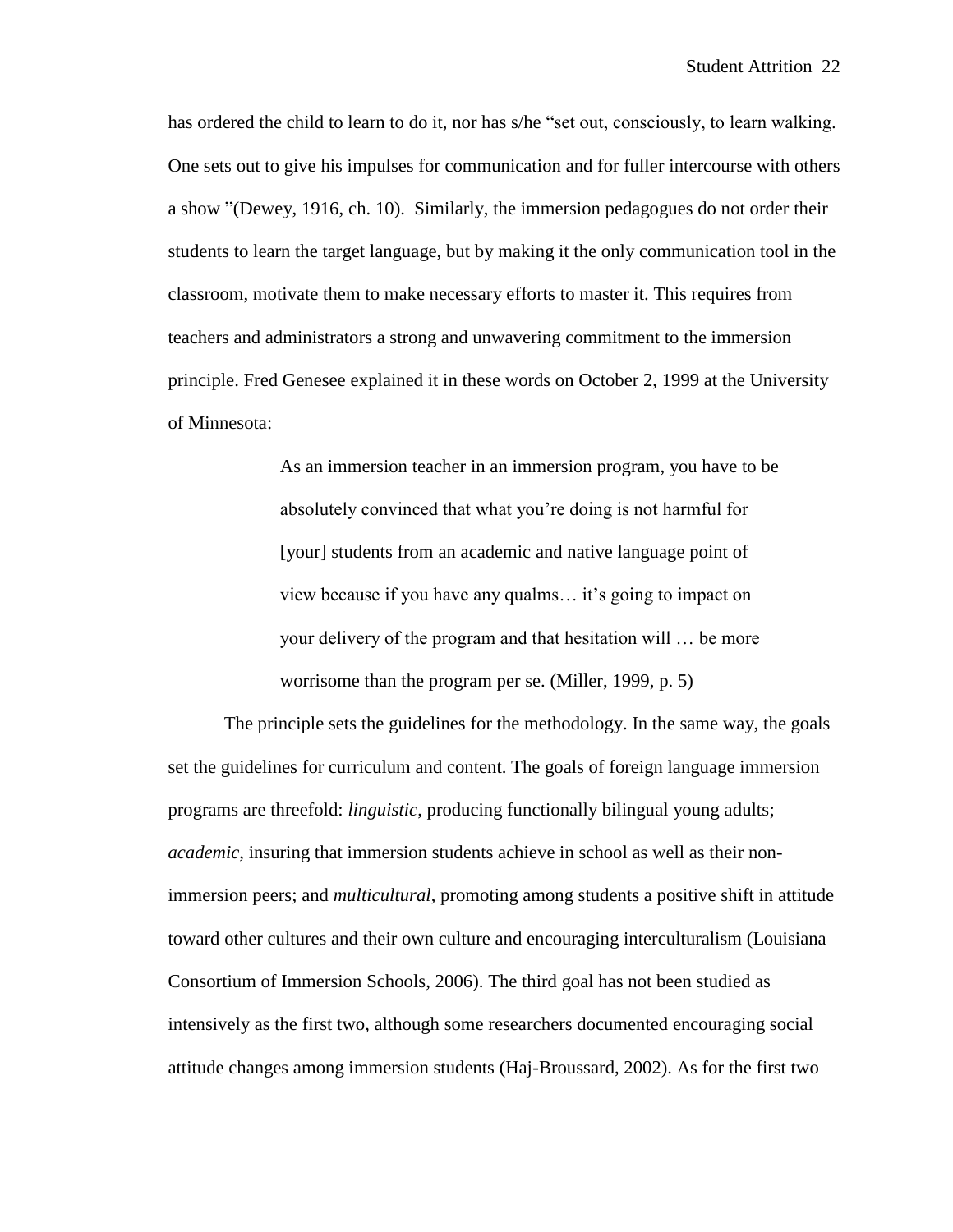has ordered the child to learn to do it, nor has s/he "set out, consciously, to learn walking. One sets out to give his impulses for communication and for fuller intercourse with others a show "(Dewey, 1916, ch. 10).  Similarly, the immersion pedagogues do not order their students to learn the target language, but by making it the only communication tool in the classroom, motivate them to make necessary efforts to master it. This requires from teachers and administrators a strong and unwavering commitment to the immersion principle. Fred Genesee explained it in these words on October 2, 1999 at the University of Minnesota:

> As an immersion teacher in an immersion program, you have to be absolutely convinced that what you're doing is not harmful for [your] students from an academic and native language point of view because if you have any qualms… it's going to impact on your delivery of the program and that hesitation will … be more worrisome than the program per se. (Miller, 1999, p. 5)

The principle sets the guidelines for the methodology. In the same way, the goals set the guidelines for curriculum and content. The goals of foreign language immersion programs are threefold: *linguistic*, producing functionally bilingual young adults; *academic*, insuring that immersion students achieve in school as well as their non-immersion peers; and *multicultural*, promoting among students a positive shift in attitude toward other cultures and their own culture and encouraging interculturalism (Louisiana Consortium of Immersion Schools, 2006). The third goal has not been studied as intensively as the first two, although some researchers documented encouraging social attitude changes among immersion students (Haj-Broussard, 2002). As for the first two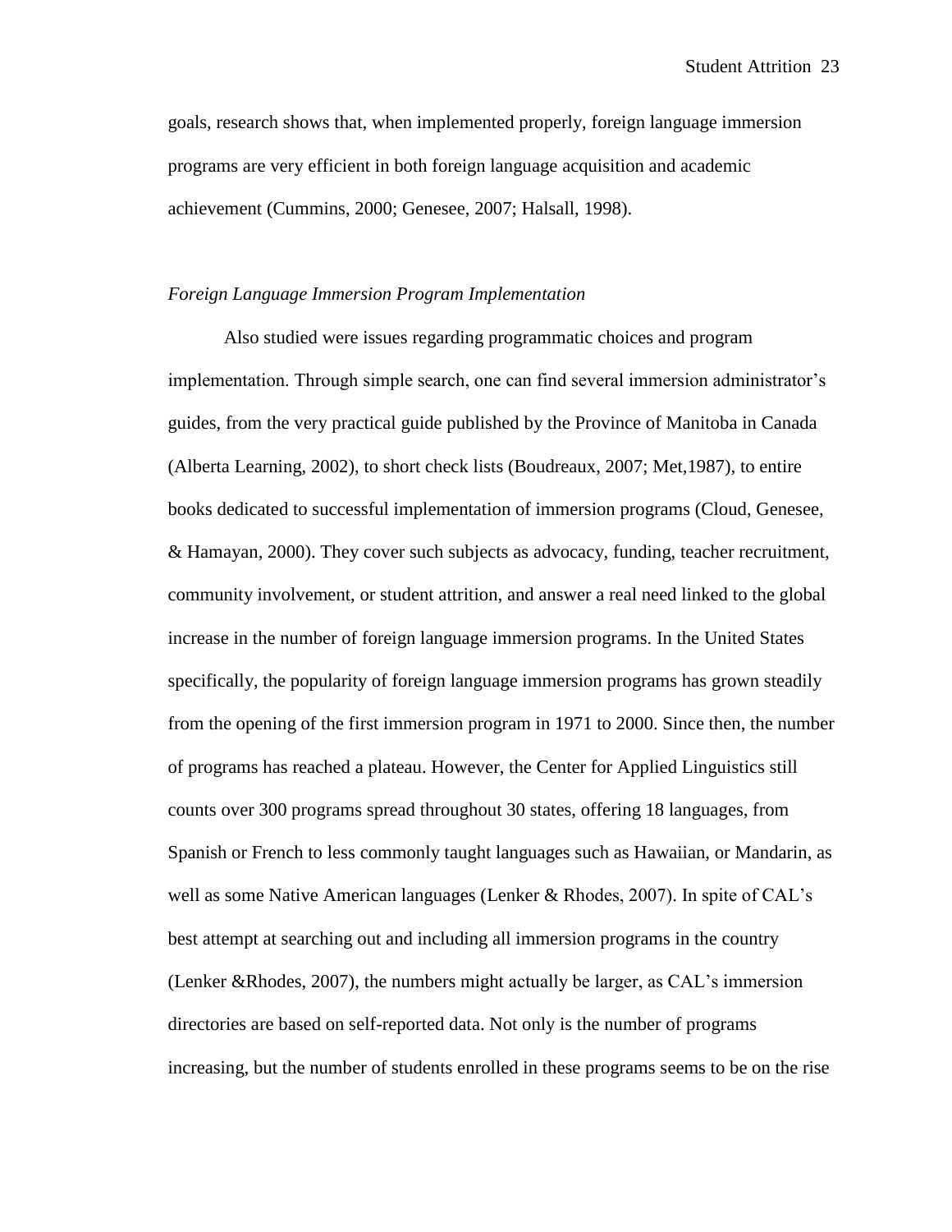goals, research shows that, when implemented properly, foreign language immersion programs are very efficient in both foreign language acquisition and academic achievement (Cummins, 2000; Genesee, 2007; Halsall, 1998).

*Foreign Language Immersion Program Implementation*

Also studied were issues regarding programmatic choices and program implementation. Through simple search, one can find several immersion administrator's guides, from the very practical guide published by the Province of Manitoba in Canada (Alberta Learning, 2002), to short check lists (Boudreaux, 2007; Met,1987), to entire books dedicated to successful implementation of immersion programs (Cloud, Genesee, & Hamayan, 2000). They cover such subjects as advocacy, funding, teacher recruitment, community involvement, or student attrition, and answer a real need linked to the global increase in the number of foreign language immersion programs. In the United States specifically, the popularity of foreign language immersion programs has grown steadily from the opening of the first immersion program in 1971 to 2000. Since then, the number of programs has reached a plateau. However, the Center for Applied Linguistics still counts over 300 programs spread throughout 30 states, offering 18 languages, from Spanish or French to less commonly taught languages such as Hawaiian, or Mandarin, as well as some Native American languages (Lenker & Rhodes, 2007). In spite of CAL's best attempt at searching out and including all immersion programs in the country (Lenker &Rhodes, 2007), the numbers might actually be larger, as CAL's immersion directories are based on self-reported data. Not only is the number of programs increasing, but the number of students enrolled in these programs seems to be on the rise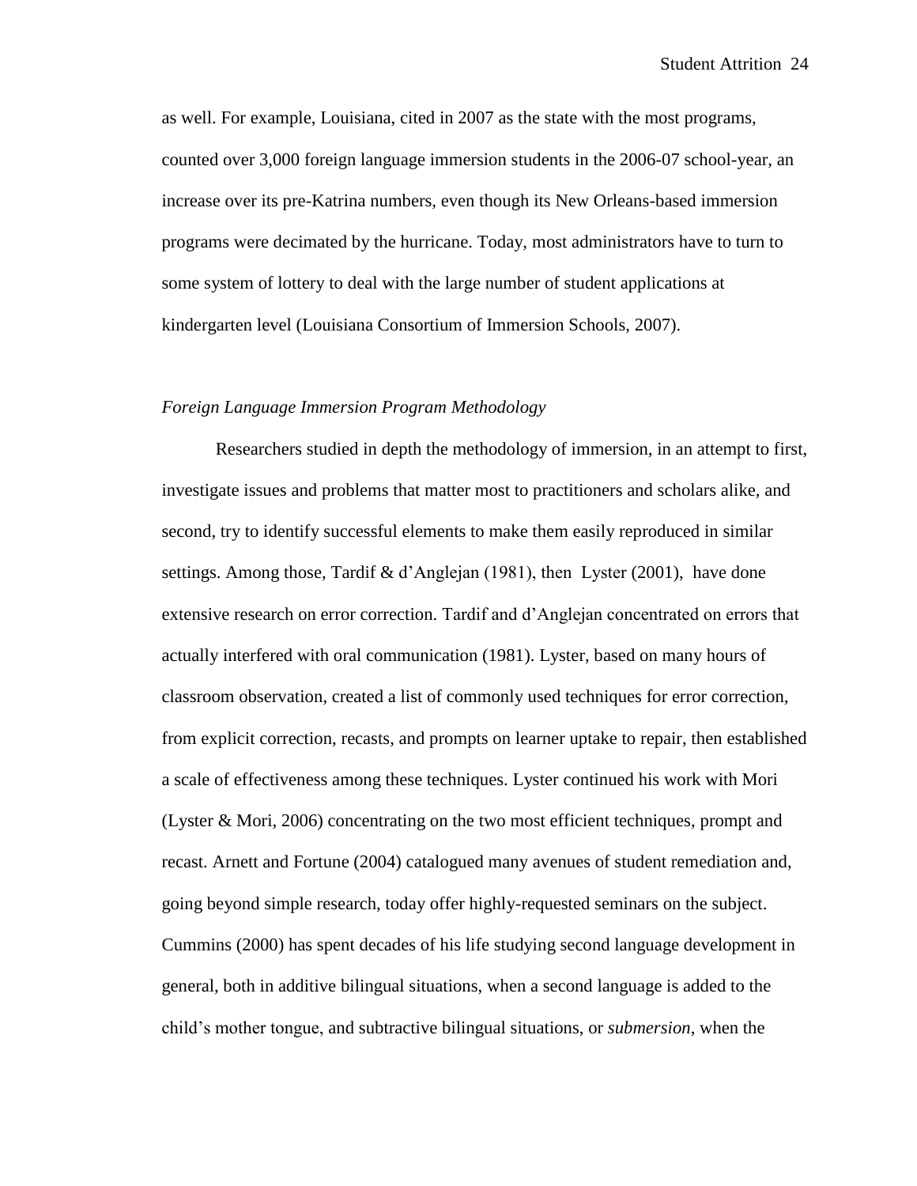as well. For example, Louisiana, cited in 2007 as the state with the most programs, counted over 3,000 foreign language immersion students in the 2006-07 school-year, an increase over its pre-Katrina numbers, even though its New Orleans-based immersion programs were decimated by the hurricane. Today, most administrators have to turn to some system of lottery to deal with the large number of student applications at kindergarten level (Louisiana Consortium of Immersion Schools, 2007).

### *Foreign Language Immersion Program Methodology*

Researchers studied in depth the methodology of immersion, in an attempt to first, investigate issues and problems that matter most to practitioners and scholars alike, and second, try to identify successful elements to make them easily reproduced in similar settings. Among those, Tardif & d'Anglejan (1981), then Lyster (2001), have done extensive research on error correction. Tardif and d'Anglejan concentrated on errors that actually interfered with oral communication (1981). Lyster, based on many hours of classroom observation, created a list of commonly used techniques for error correction, from explicit correction, recasts, and prompts on learner uptake to repair, then established a scale of effectiveness among these techniques. Lyster continued his work with Mori (Lyster & Mori, 2006) concentrating on the two most efficient techniques, prompt and recast. Arnett and Fortune (2004) catalogued many avenues of student remediation and, going beyond simple research, today offer highly-requested seminars on the subject. Cummins (2000) has spent decades of his life studying second language development in general, both in additive bilingual situations, when a second language is added to the child's mother tongue, and subtractive bilingual situations, or *submersion*, when the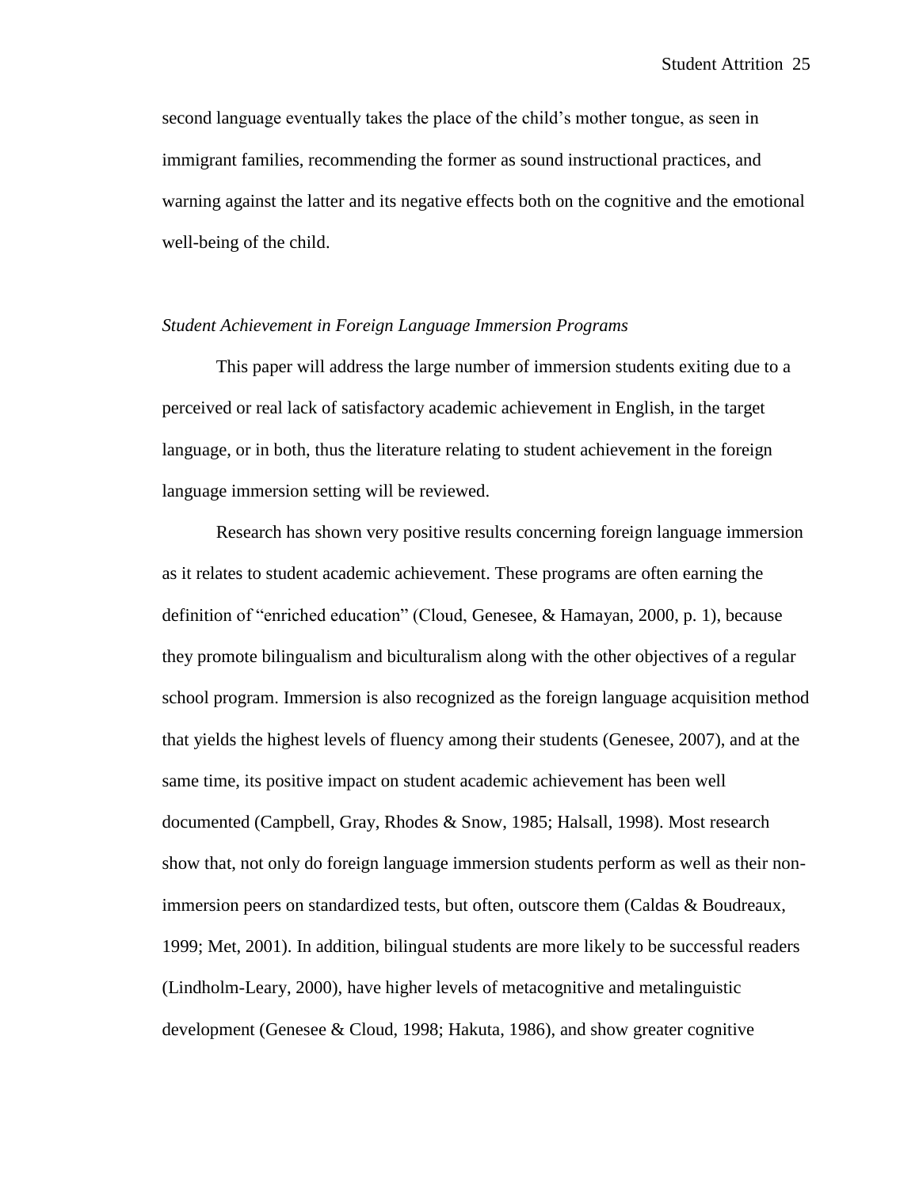second language eventually takes the place of the child's mother tongue, as seen in immigrant families, recommending the former as sound instructional practices, and warning against the latter and its negative effects both on the cognitive and the emotional well-being of the child.

### *Student Achievement in Foreign Language Immersion Programs*

This paper will address the large number of immersion students exiting due to a perceived or real lack of satisfactory academic achievement in English, in the target language, or in both, thus the literature relating to student achievement in the foreign language immersion setting will be reviewed.

Research has shown very positive results concerning foreign language immersion as it relates to student academic achievement. These programs are often earning the definition of "enriched education" (Cloud, Genesee, & Hamayan, 2000, p. 1), because they promote bilingualism and biculturalism along with the other objectives of a regular school program. Immersion is also recognized as the foreign language acquisition method that yields the highest levels of fluency among their students (Genesee, 2007), and at the same time, its positive impact on student academic achievement has been well documented (Campbell, Gray, Rhodes & Snow, 1985; Halsall, 1998). Most research show that, not only do foreign language immersion students perform as well as their non-immersion peers on standardized tests, but often, outscore them (Caldas & Boudreaux, 1999; Met, 2001). In addition, bilingual students are more likely to be successful readers (Lindholm-Leary, 2000), have higher levels of metacognitive and metalinguistic development (Genesee & Cloud, 1998; Hakuta, 1986), and show greater cognitive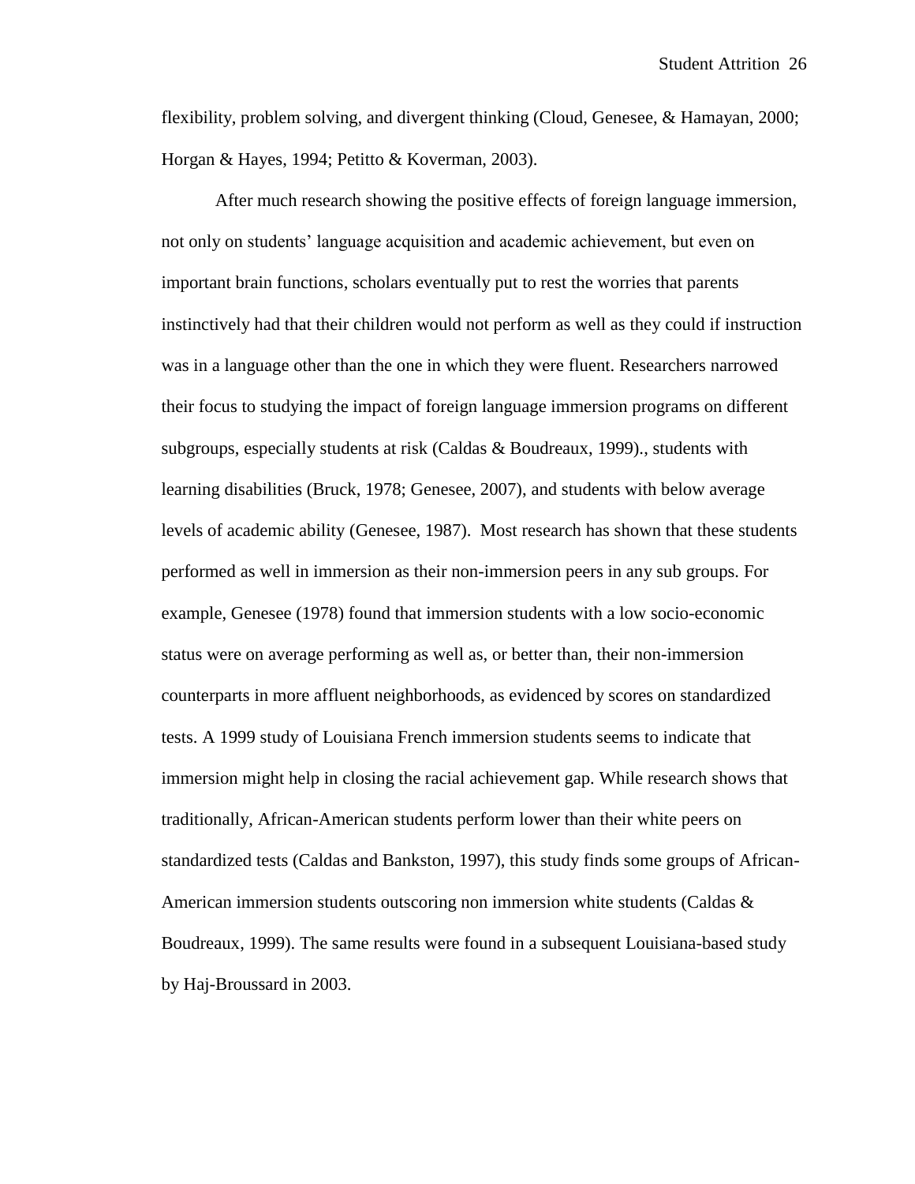flexibility, problem solving, and divergent thinking (Cloud, Genesee, & Hamayan, 2000; Horgan & Hayes, 1994; Petitto & Koverman, 2003).

After much research showing the positive effects of foreign language immersion, not only on students' language acquisition and academic achievement, but even on important brain functions, scholars eventually put to rest the worries that parents instinctively had that their children would not perform as well as they could if instruction was in a language other than the one in which they were fluent. Researchers narrowed their focus to studying the impact of foreign language immersion programs on different subgroups, especially students at risk (Caldas & Boudreaux, 1999)., students with learning disabilities (Bruck, 1978; Genesee, 2007), and students with below average levels of academic ability (Genesee, 1987). Most research has shown that these students performed as well in immersion as their non-immersion peers in any sub groups. For example, Genesee (1978) found that immersion students with a low socio-economic status were on average performing as well as, or better than, their non-immersion counterparts in more affluent neighborhoods, as evidenced by scores on standardized tests. A 1999 study of Louisiana French immersion students seems to indicate that immersion might help in closing the racial achievement gap. While research shows that traditionally, African-American students perform lower than their white peers on standardized tests (Caldas and Bankston, 1997), this study finds some groups of African-American immersion students outscoring non immersion white students (Caldas & Boudreaux, 1999). The same results were found in a subsequent Louisiana-based study by Haj-Broussard in 2003.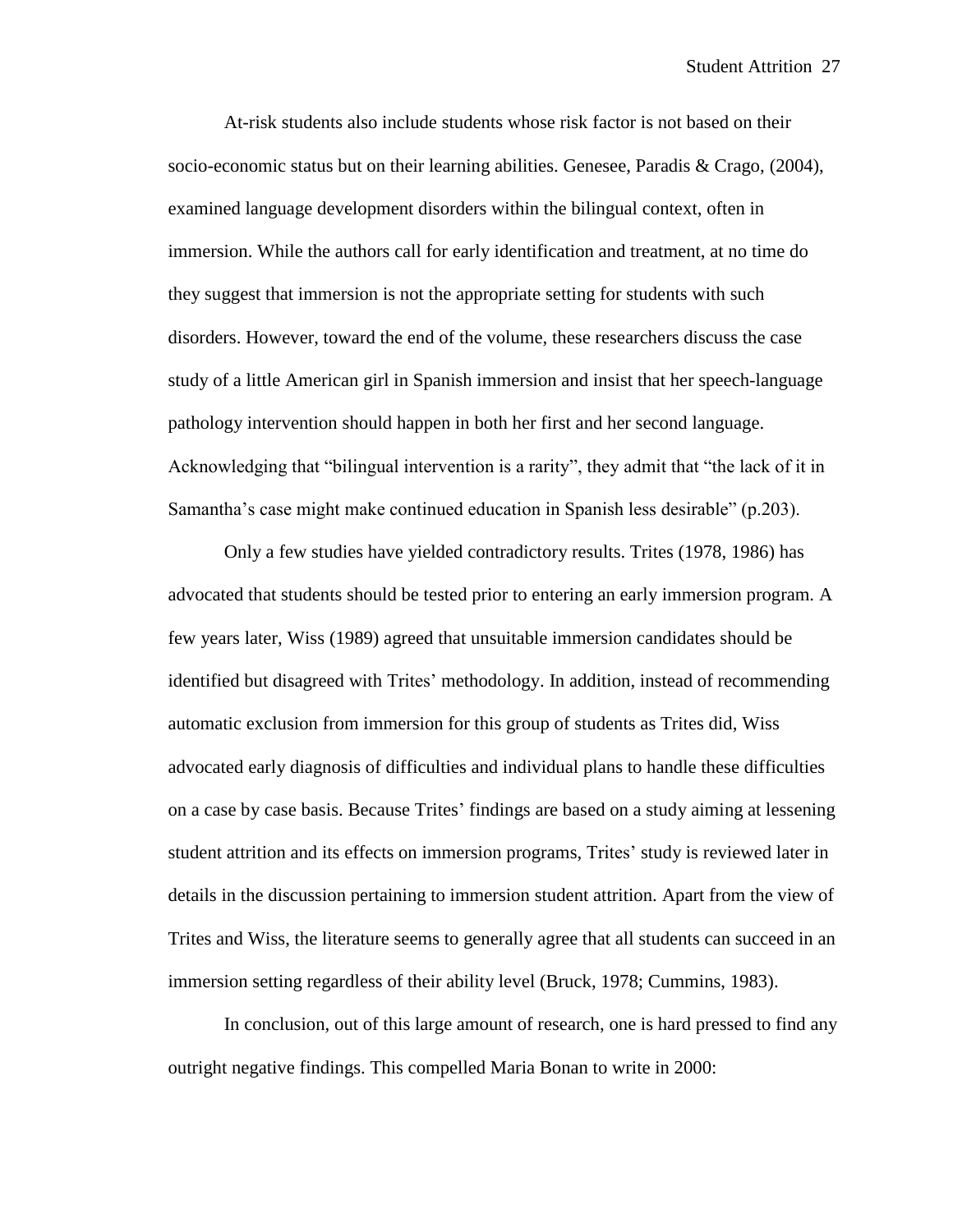At-risk students also include students whose risk factor is not based on their socio-economic status but on their learning abilities. Genesee, Paradis & Crago, (2004), examined language development disorders within the bilingual context, often in immersion. While the authors call for early identification and treatment, at no time do they suggest that immersion is not the appropriate setting for students with such disorders. However, toward the end of the volume, these researchers discuss the case study of a little American girl in Spanish immersion and insist that her speech-language pathology intervention should happen in both her first and her second language. Acknowledging that "bilingual intervention is a rarity", they admit that "the lack of it in Samantha's case might make continued education in Spanish less desirable" (p.203).

Only a few studies have yielded contradictory results. Trites (1978, 1986) has advocated that students should be tested prior to entering an early immersion program. A few years later, Wiss (1989) agreed that unsuitable immersion candidates should be identified but disagreed with Trites' methodology. In addition, instead of recommending automatic exclusion from immersion for this group of students as Trites did, Wiss advocated early diagnosis of difficulties and individual plans to handle these difficulties on a case by case basis. Because Trites' findings are based on a study aiming at lessening student attrition and its effects on immersion programs, Trites' study is reviewed later in details in the discussion pertaining to immersion student attrition. Apart from the view of Trites and Wiss, the literature seems to generally agree that all students can succeed in an immersion setting regardless of their ability level (Bruck, 1978; Cummins, 1983).

In conclusion, out of this large amount of research, one is hard pressed to find any outright negative findings. This compelled Maria Bonan to write in 2000: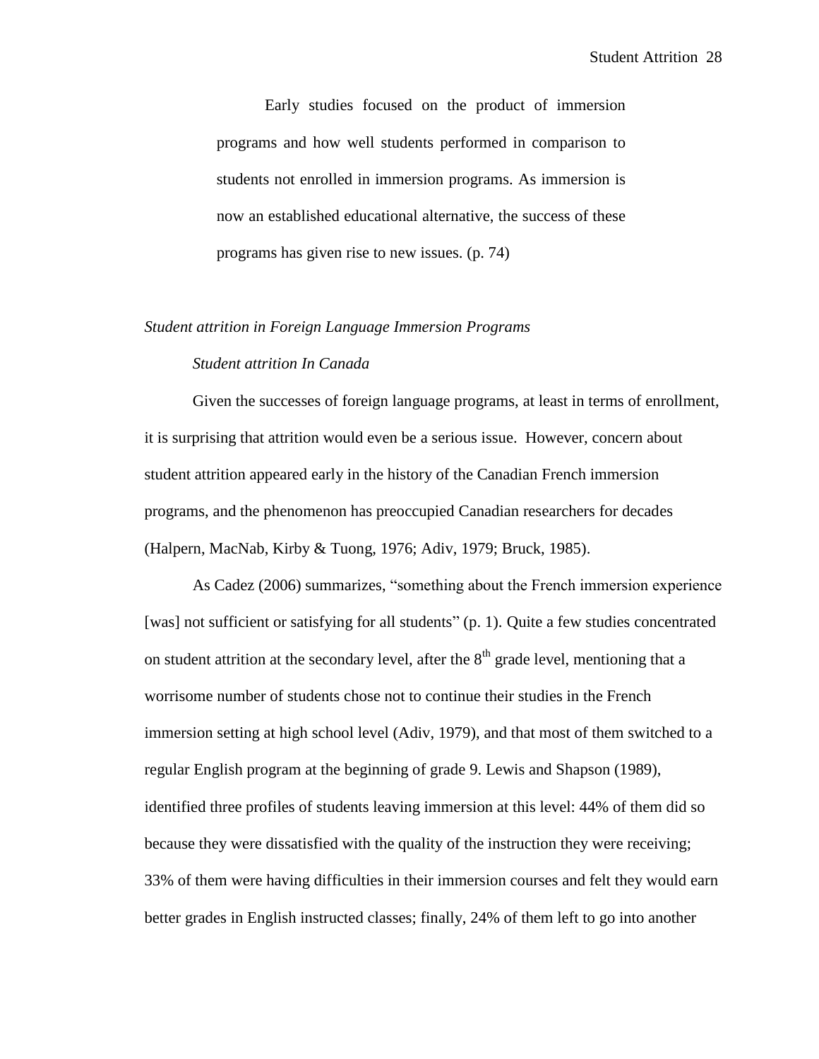> Early studies focused on the product of immersion programs and how well students performed in comparison to students not enrolled in immersion programs. As immersion is now an established educational alternative, the success of these programs has given rise to new issues. (p. 74)

*Student attrition in Foreign Language Immersion Programs*

*Student attrition In Canada*

Given the successes of foreign language programs, at least in terms of enrollment, it is surprising that attrition would even be a serious issue. However, concern about student attrition appeared early in the history of the Canadian French immersion programs, and the phenomenon has preoccupied Canadian researchers for decades (Halpern, MacNab, Kirby & Tuong, 1976; Adiv, 1979; Bruck, 1985).

As Cadez (2006) summarizes, "something about the French immersion experience [was] not sufficient or satisfying for all students" (p. 1). Quite a few studies concentrated on student attrition at the secondary level, after the 8th grade level, mentioning that a worrisome number of students chose not to continue their studies in the French immersion setting at high school level (Adiv, 1979), and that most of them switched to a regular English program at the beginning of grade 9. Lewis and Shapson (1989), identified three profiles of students leaving immersion at this level: 44% of them did so because they were dissatisfied with the quality of the instruction they were receiving; 33% of them were having difficulties in their immersion courses and felt they would earn better grades in English instructed classes; finally, 24% of them left to go into another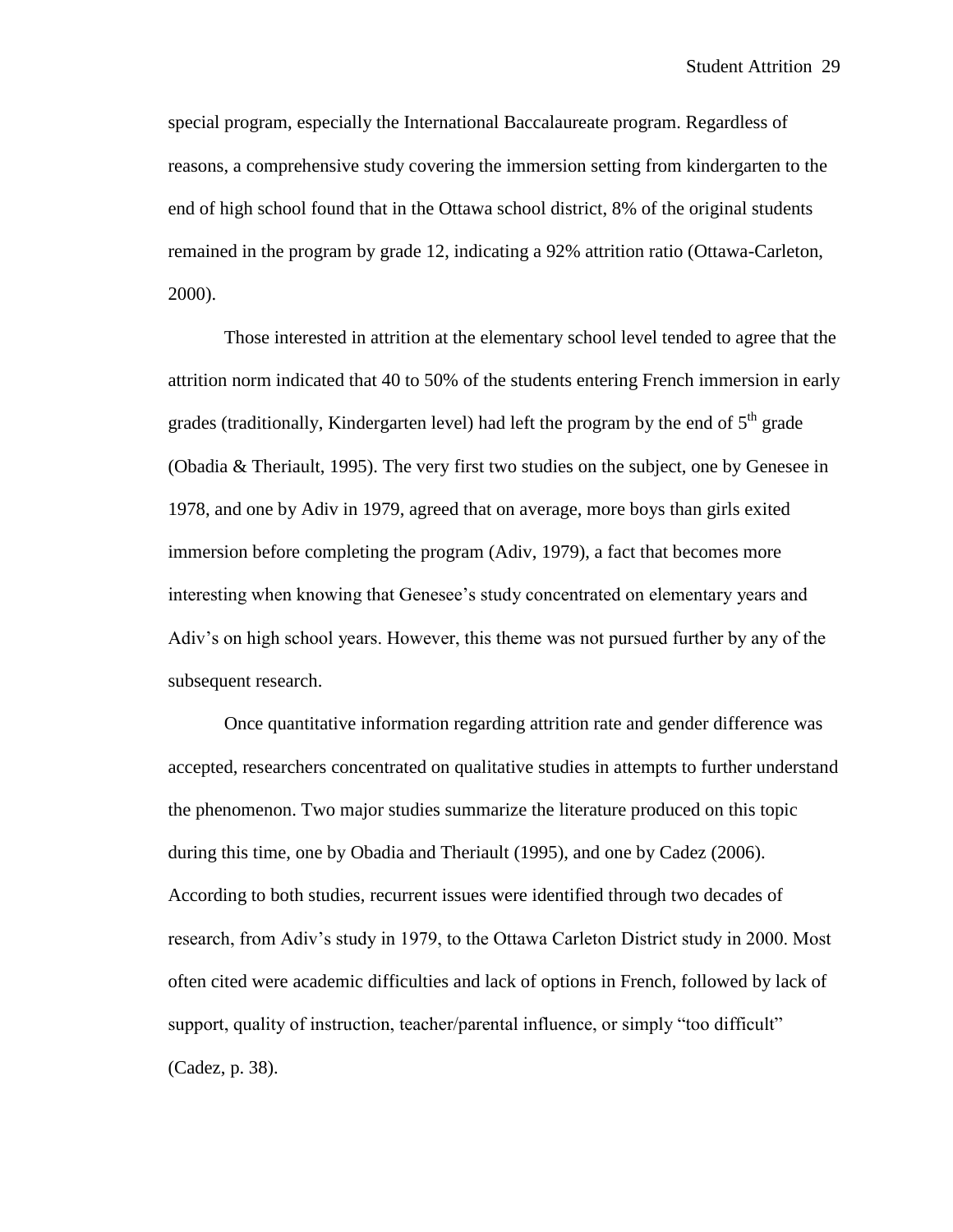special program, especially the International Baccalaureate program. Regardless of reasons, a comprehensive study covering the immersion setting from kindergarten to the end of high school found that in the Ottawa school district, 8% of the original students remained in the program by grade 12, indicating a 92% attrition ratio (Ottawa-Carleton, 2000).

Those interested in attrition at the elementary school level tended to agree that the attrition norm indicated that 40 to 50% of the students entering French immersion in early grades (traditionally, Kindergarten level) had left the program by the end of 5th grade (Obadia & Theriault, 1995). The very first two studies on the subject, one by Genesee in 1978, and one by Adiv in 1979, agreed that on average, more boys than girls exited immersion before completing the program (Adiv, 1979), a fact that becomes more interesting when knowing that Genesee's study concentrated on elementary years and Adiv's on high school years. However, this theme was not pursued further by any of the subsequent research.

Once quantitative information regarding attrition rate and gender difference was accepted, researchers concentrated on qualitative studies in attempts to further understand the phenomenon. Two major studies summarize the literature produced on this topic during this time, one by Obadia and Theriault (1995), and one by Cadez (2006). According to both studies, recurrent issues were identified through two decades of research, from Adiv's study in 1979, to the Ottawa Carleton District study in 2000. Most often cited were academic difficulties and lack of options in French, followed by lack of support, quality of instruction, teacher/parental influence, or simply "too difficult" (Cadez, p. 38).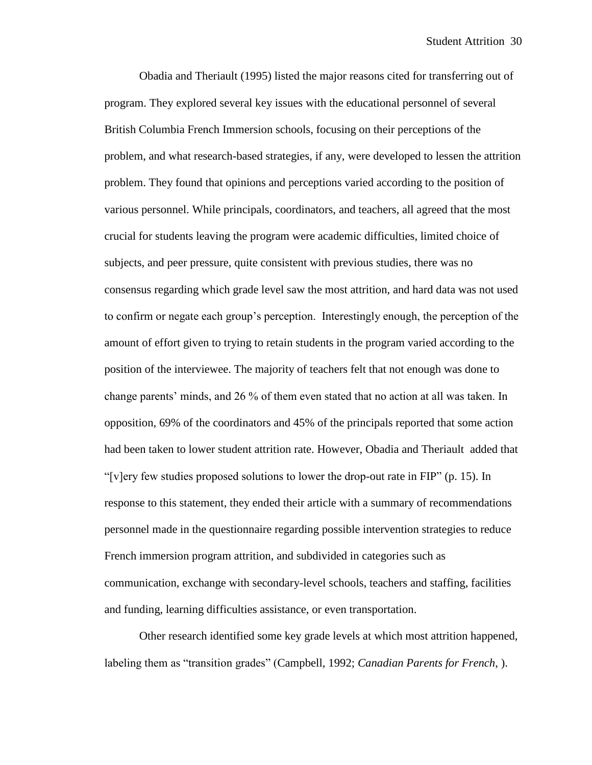Obadia and Theriault (1995) listed the major reasons cited for transferring out of program. They explored several key issues with the educational personnel of several British Columbia French Immersion schools, focusing on their perceptions of the problem, and what research-based strategies, if any, were developed to lessen the attrition problem. They found that opinions and perceptions varied according to the position of various personnel. While principals, coordinators, and teachers, all agreed that the most crucial for students leaving the program were academic difficulties, limited choice of subjects, and peer pressure, quite consistent with previous studies, there was no consensus regarding which grade level saw the most attrition, and hard data was not used to confirm or negate each group's perception. Interestingly enough, the perception of the amount of effort given to trying to retain students in the program varied according to the position of the interviewee. The majority of teachers felt that not enough was done to change parents' minds, and 26 % of them even stated that no action at all was taken. In opposition, 69% of the coordinators and 45% of the principals reported that some action had been taken to lower student attrition rate. However, Obadia and Theriault added that "[v]ery few studies proposed solutions to lower the drop-out rate in FIP" (p. 15). In response to this statement, they ended their article with a summary of recommendations personnel made in the questionnaire regarding possible intervention strategies to reduce French immersion program attrition, and subdivided in categories such as communication, exchange with secondary-level schools, teachers and staffing, facilities and funding, learning difficulties assistance, or even transportation.

Other research identified some key grade levels at which most attrition happened, labeling them as "transition grades" (Campbell, 1992; *Canadian Parents for French*, ).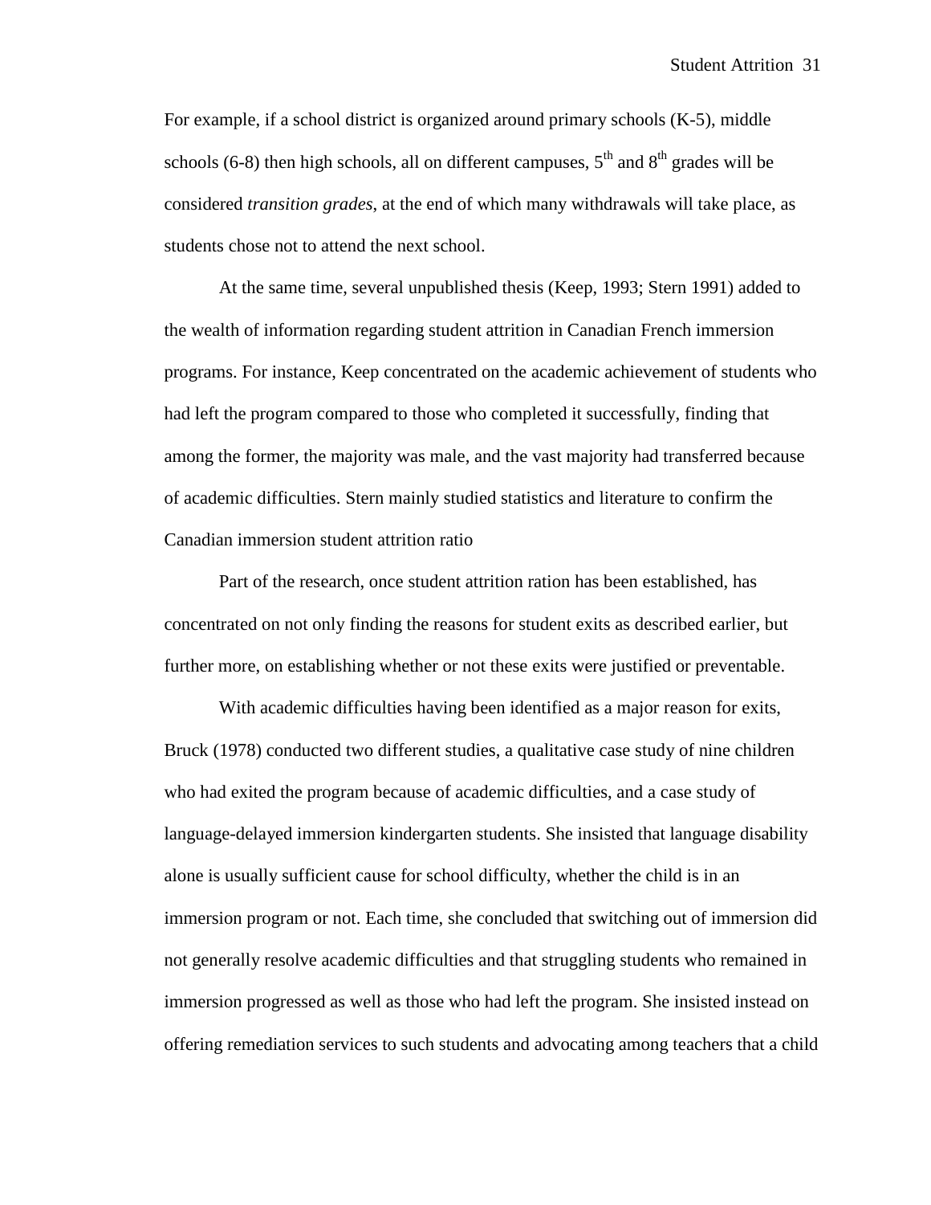For example, if a school district is organized around primary schools (K-5), middle schools (6-8) then high schools, all on different campuses, 5$^{th}$ and 8$^{th}$ grades will be considered *transition grades*, at the end of which many withdrawals will take place, as students chose not to attend the next school.

At the same time, several unpublished thesis (Keep, 1993; Stern 1991) added to the wealth of information regarding student attrition in Canadian French immersion programs. For instance, Keep concentrated on the academic achievement of students who had left the program compared to those who completed it successfully, finding that among the former, the majority was male, and the vast majority had transferred because of academic difficulties. Stern mainly studied statistics and literature to confirm the Canadian immersion student attrition ratio

Part of the research, once student attrition ration has been established, has concentrated on not only finding the reasons for student exits as described earlier, but further more, on establishing whether or not these exits were justified or preventable.

With academic difficulties having been identified as a major reason for exits, Bruck (1978) conducted two different studies, a qualitative case study of nine children who had exited the program because of academic difficulties, and a case study of language-delayed immersion kindergarten students. She insisted that language disability alone is usually sufficient cause for school difficulty, whether the child is in an immersion program or not. Each time, she concluded that switching out of immersion did not generally resolve academic difficulties and that struggling students who remained in immersion progressed as well as those who had left the program. She insisted instead on offering remediation services to such students and advocating among teachers that a child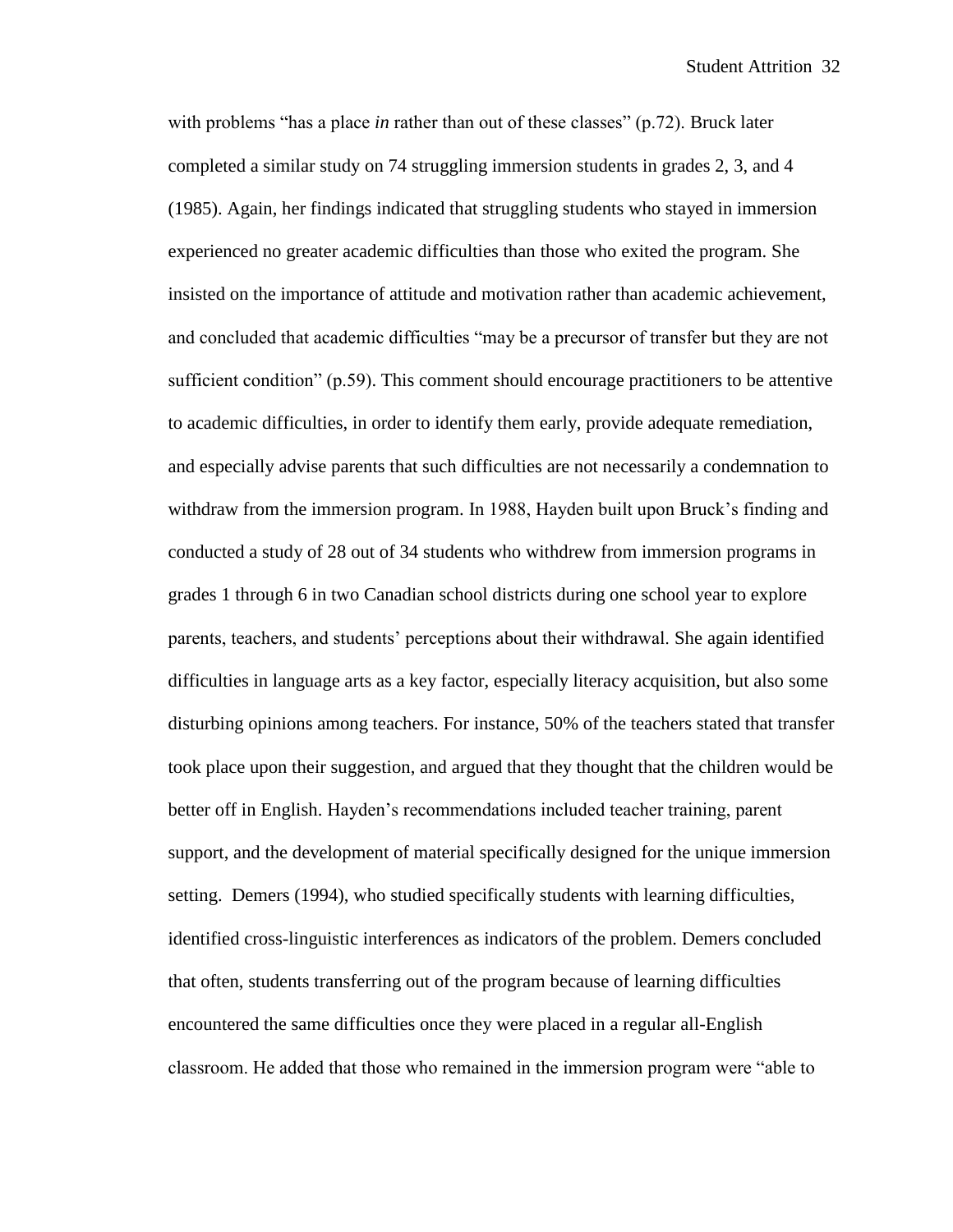with problems "has a place *in* rather than out of these classes" (p.72). Bruck later completed a similar study on 74 struggling immersion students in grades 2, 3, and 4 (1985). Again, her findings indicated that struggling students who stayed in immersion experienced no greater academic difficulties than those who exited the program. She insisted on the importance of attitude and motivation rather than academic achievement, and concluded that academic difficulties "may be a precursor of transfer but they are not sufficient condition" (p.59). This comment should encourage practitioners to be attentive to academic difficulties, in order to identify them early, provide adequate remediation, and especially advise parents that such difficulties are not necessarily a condemnation to withdraw from the immersion program. In 1988, Hayden built upon Bruck's finding and conducted a study of 28 out of 34 students who withdrew from immersion programs in grades 1 through 6 in two Canadian school districts during one school year to explore parents, teachers, and students' perceptions about their withdrawal. She again identified difficulties in language arts as a key factor, especially literacy acquisition, but also some disturbing opinions among teachers. For instance, 50% of the teachers stated that transfer took place upon their suggestion, and argued that they thought that the children would be better off in English. Hayden's recommendations included teacher training, parent support, and the development of material specifically designed for the unique immersion setting. Demers (1994), who studied specifically students with learning difficulties, identified cross-linguistic interferences as indicators of the problem. Demers concluded that often, students transferring out of the program because of learning difficulties encountered the same difficulties once they were placed in a regular all-English classroom. He added that those who remained in the immersion program were "able to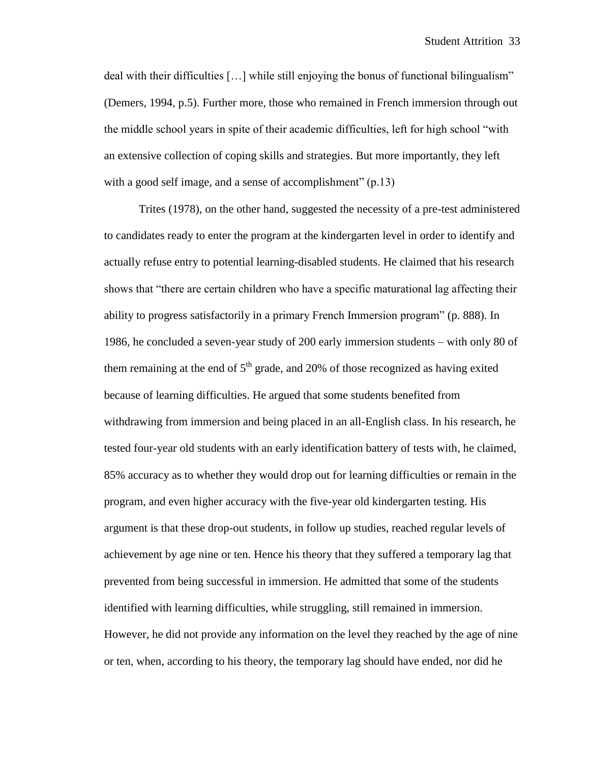deal with their difficulties […] while still enjoying the bonus of functional bilingualism" (Demers, 1994, p.5). Further more, those who remained in French immersion through out the middle school years in spite of their academic difficulties, left for high school "with an extensive collection of coping skills and strategies. But more importantly, they left with a good self image, and a sense of accomplishment" (p.13)

Trites (1978), on the other hand, suggested the necessity of a pre-test administered to candidates ready to enter the program at the kindergarten level in order to identify and actually refuse entry to potential learning-disabled students. He claimed that his research shows that "there are certain children who have a specific maturational lag affecting their ability to progress satisfactorily in a primary French Immersion program" (p. 888). In 1986, he concluded a seven-year study of 200 early immersion students – with only 80 of them remaining at the end of 5th grade, and 20% of those recognized as having exited because of learning difficulties. He argued that some students benefited from withdrawing from immersion and being placed in an all-English class. In his research, he tested four-year old students with an early identification battery of tests with, he claimed, 85% accuracy as to whether they would drop out for learning difficulties or remain in the program, and even higher accuracy with the five-year old kindergarten testing. His argument is that these drop-out students, in follow up studies, reached regular levels of achievement by age nine or ten. Hence his theory that they suffered a temporary lag that prevented from being successful in immersion. He admitted that some of the students identified with learning difficulties, while struggling, still remained in immersion. However, he did not provide any information on the level they reached by the age of nine or ten, when, according to his theory, the temporary lag should have ended, nor did he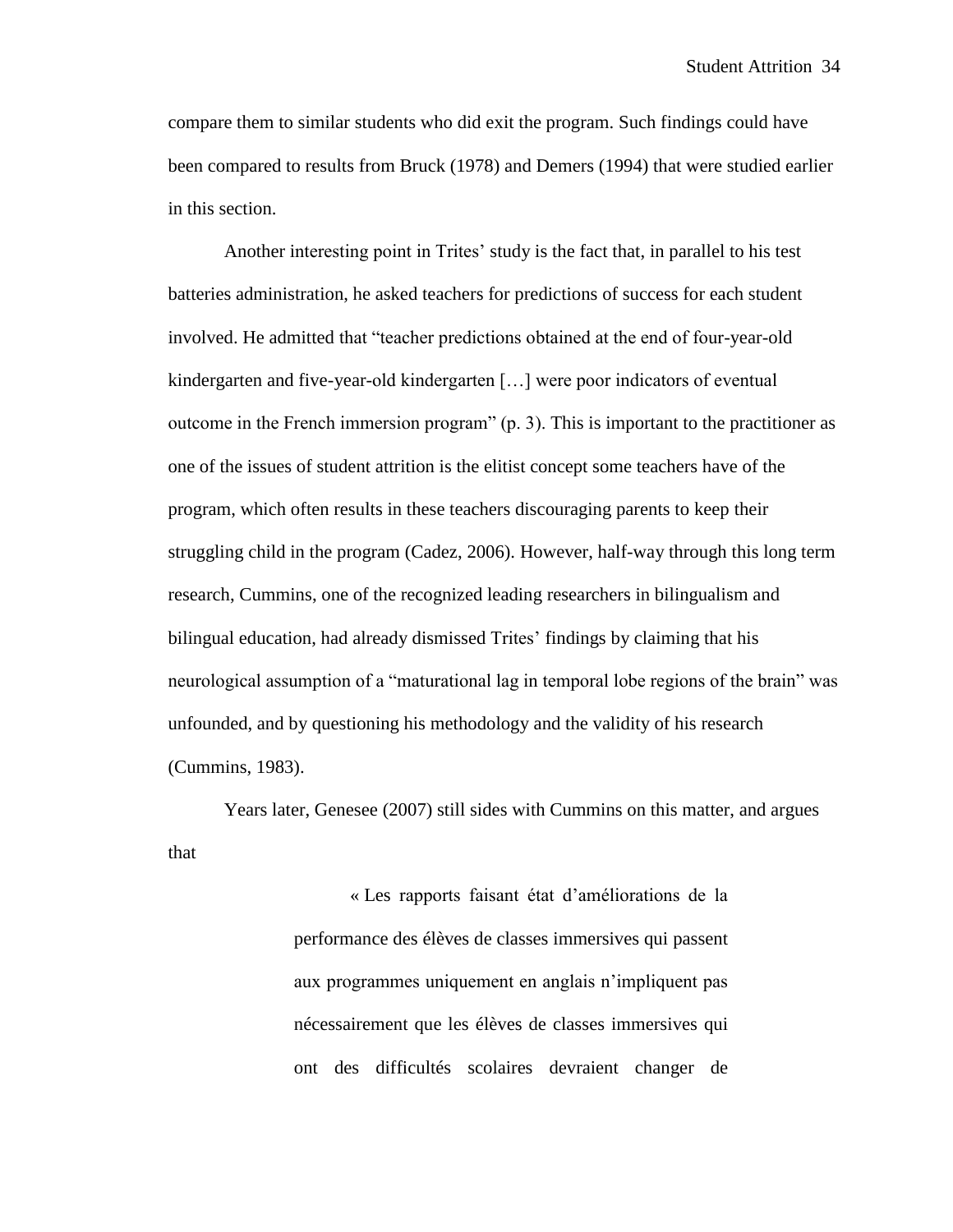compare them to similar students who did exit the program. Such findings could have been compared to results from Bruck (1978) and Demers (1994) that were studied earlier in this section.

Another interesting point in Trites' study is the fact that, in parallel to his test batteries administration, he asked teachers for predictions of success for each student involved. He admitted that "teacher predictions obtained at the end of four-year-old kindergarten and five-year-old kindergarten […] were poor indicators of eventual outcome in the French immersion program" (p. 3). This is important to the practitioner as one of the issues of student attrition is the elitist concept some teachers have of the program, which often results in these teachers discouraging parents to keep their struggling child in the program (Cadez, 2006). However, half-way through this long term research, Cummins, one of the recognized leading researchers in bilingualism and bilingual education, had already dismissed Trites' findings by claiming that his neurological assumption of a "maturational lag in temporal lobe regions of the brain" was unfounded, and by questioning his methodology and the validity of his research (Cummins, 1983).

Years later, Genesee (2007) still sides with Cummins on this matter, and argues that

> « Les rapports faisant état d'améliorations de la performance des élèves de classes immersives qui passent aux programmes uniquement en anglais n'impliquent pas nécessairement que les élèves de classes immersives qui ont des difficultés scolaires devraient changer de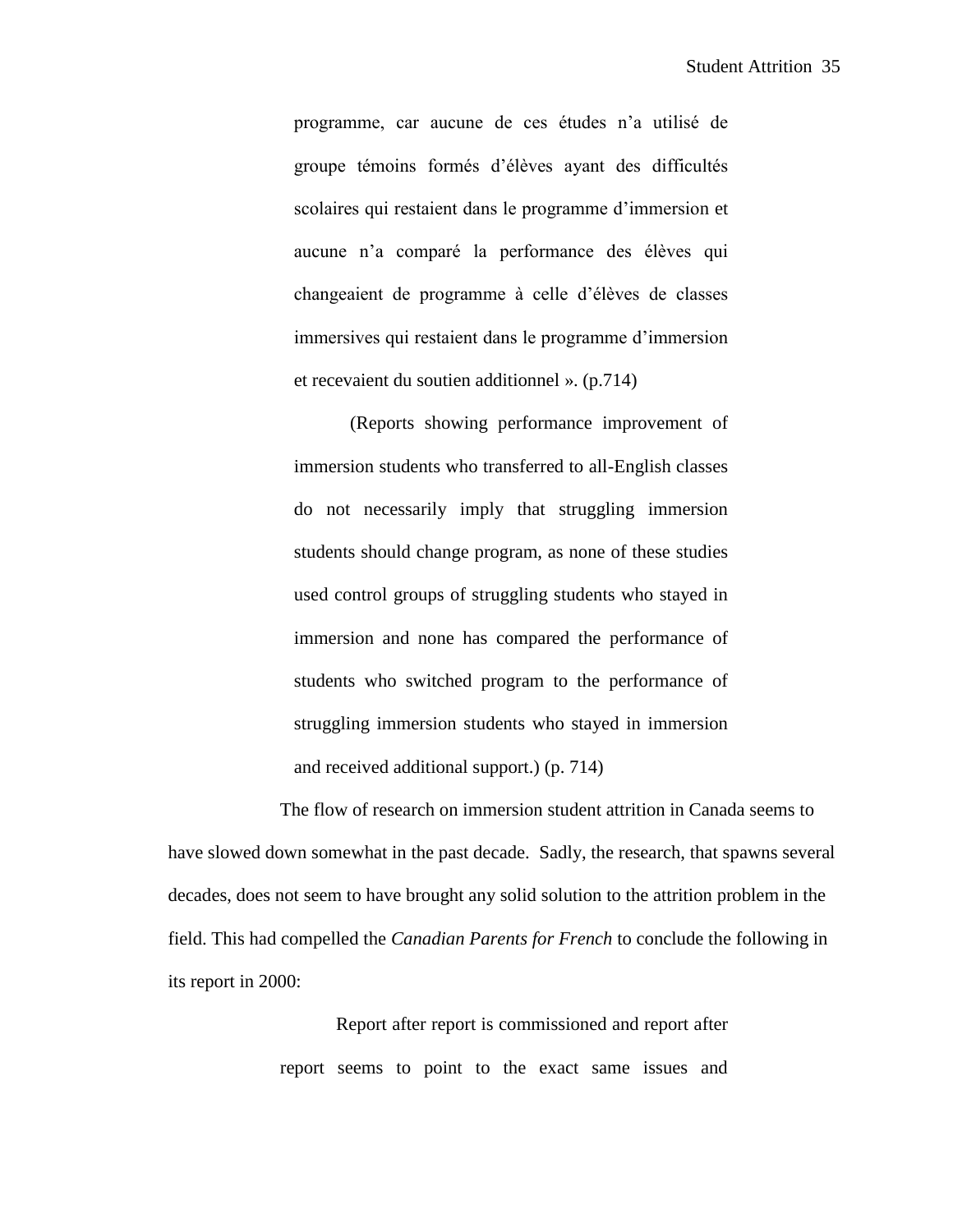> programme, car aucune de ces études n'a utilisé de groupe témoins formés d'élèves ayant des difficultés scolaires qui restaient dans le programme d'immersion et aucune n'a comparé la performance des élèves qui changeaient de programme à celle d'élèves de classes immersives qui restaient dans le programme d'immersion et recevaient du soutien additionnel ». (p.714)
>
> (Reports showing performance improvement of immersion students who transferred to all-English classes do not necessarily imply that struggling immersion students should change program, as none of these studies used control groups of struggling students who stayed in immersion and none has compared the performance of students who switched program to the performance of struggling immersion students who stayed in immersion and received additional support.) (p. 714)

The flow of research on immersion student attrition in Canada seems to have slowed down somewhat in the past decade. Sadly, the research, that spawns several decades, does not seem to have brought any solid solution to the attrition problem in the field. This had compelled the *Canadian Parents for French* to conclude the following in its report in 2000:

> Report after report is commissioned and report after report seems to point to the exact same issues and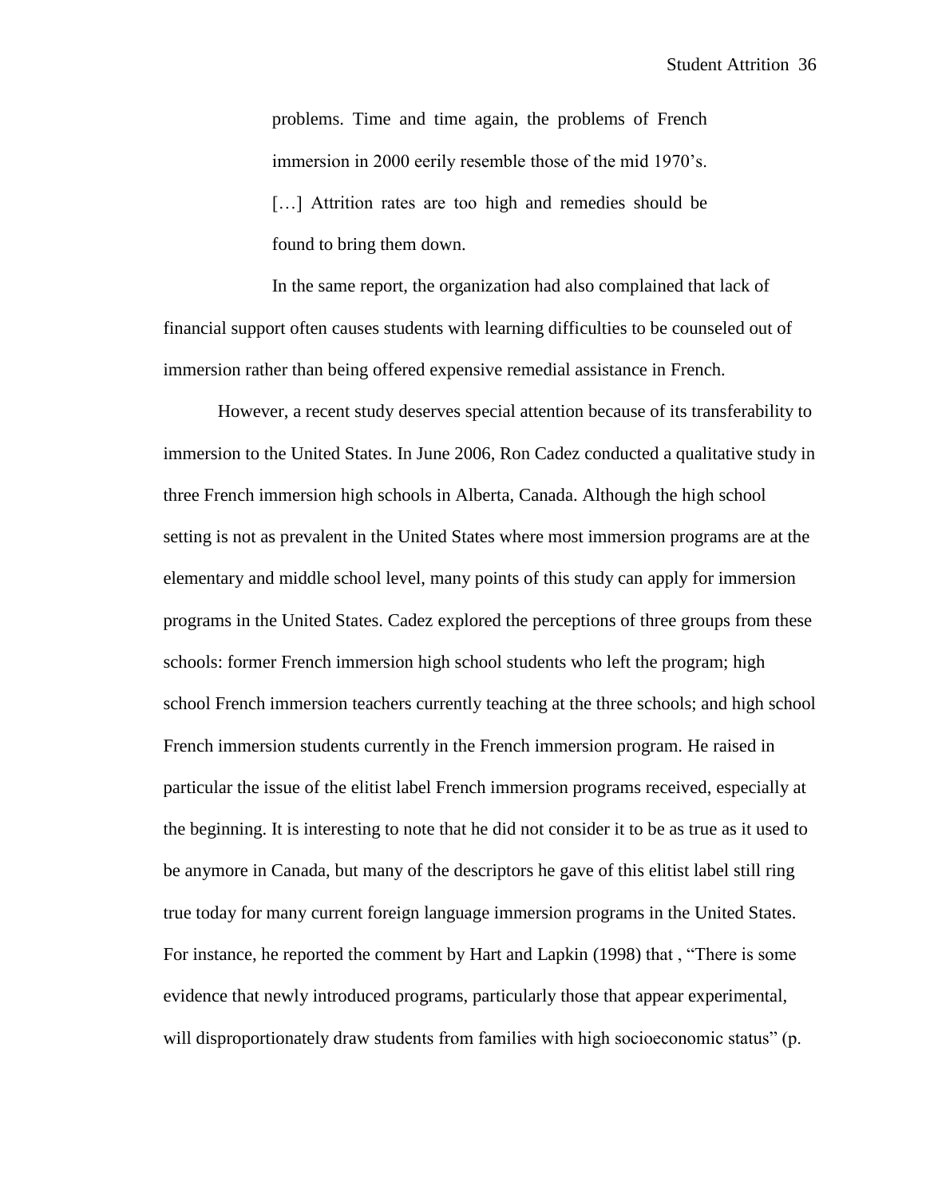> problems. Time and time again, the problems of French immersion in 2000 eerily resemble those of the mid 1970's. […] Attrition rates are too high and remedies should be found to bring them down.

In the same report, the organization had also complained that lack of financial support often causes students with learning difficulties to be counseled out of immersion rather than being offered expensive remedial assistance in French.

However, a recent study deserves special attention because of its transferability to immersion to the United States. In June 2006, Ron Cadez conducted a qualitative study in three French immersion high schools in Alberta, Canada. Although the high school setting is not as prevalent in the United States where most immersion programs are at the elementary and middle school level, many points of this study can apply for immersion programs in the United States. Cadez explored the perceptions of three groups from these schools: former French immersion high school students who left the program; high school French immersion teachers currently teaching at the three schools; and high school French immersion students currently in the French immersion program. He raised in particular the issue of the elitist label French immersion programs received, especially at the beginning. It is interesting to note that he did not consider it to be as true as it used to be anymore in Canada, but many of the descriptors he gave of this elitist label still ring true today for many current foreign language immersion programs in the United States. For instance, he reported the comment by Hart and Lapkin (1998) that , "There is some evidence that newly introduced programs, particularly those that appear experimental, will disproportionately draw students from families with high socioeconomic status" (p.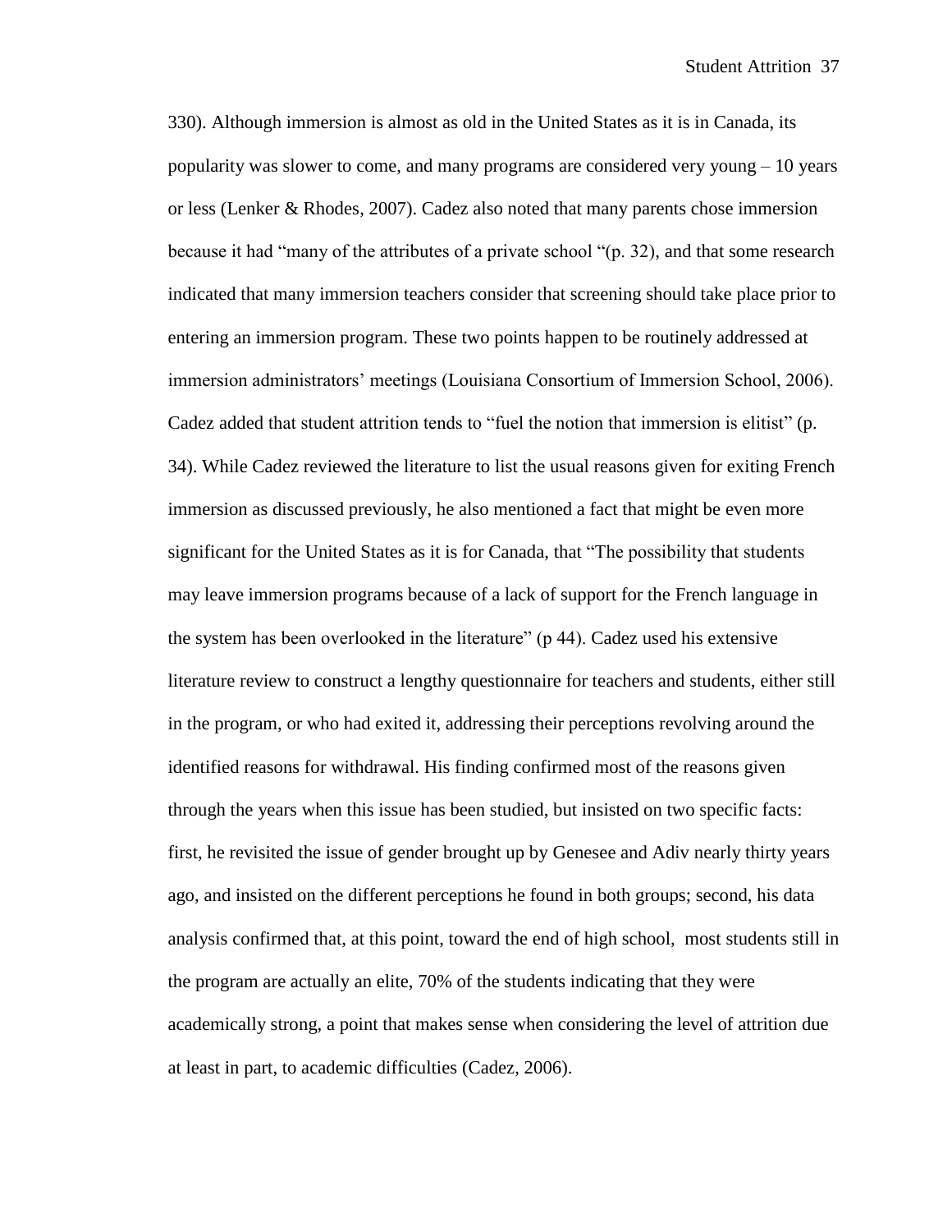330). Although immersion is almost as old in the United States as it is in Canada, its popularity was slower to come, and many programs are considered very young – 10 years or less (Lenker & Rhodes, 2007). Cadez also noted that many parents chose immersion because it had "many of the attributes of a private school "(p. 32), and that some research indicated that many immersion teachers consider that screening should take place prior to entering an immersion program. These two points happen to be routinely addressed at immersion administrators' meetings (Louisiana Consortium of Immersion School, 2006). Cadez added that student attrition tends to "fuel the notion that immersion is elitist" (p. 34). While Cadez reviewed the literature to list the usual reasons given for exiting French immersion as discussed previously, he also mentioned a fact that might be even more significant for the United States as it is for Canada, that "The possibility that students may leave immersion programs because of a lack of support for the French language in the system has been overlooked in the literature" (p 44). Cadez used his extensive literature review to construct a lengthy questionnaire for teachers and students, either still in the program, or who had exited it, addressing their perceptions revolving around the identified reasons for withdrawal. His finding confirmed most of the reasons given through the years when this issue has been studied, but insisted on two specific facts: first, he revisited the issue of gender brought up by Genesee and Adiv nearly thirty years ago, and insisted on the different perceptions he found in both groups; second, his data analysis confirmed that, at this point, toward the end of high school, most students still in the program are actually an elite, 70% of the students indicating that they were academically strong, a point that makes sense when considering the level of attrition due at least in part, to academic difficulties (Cadez, 2006).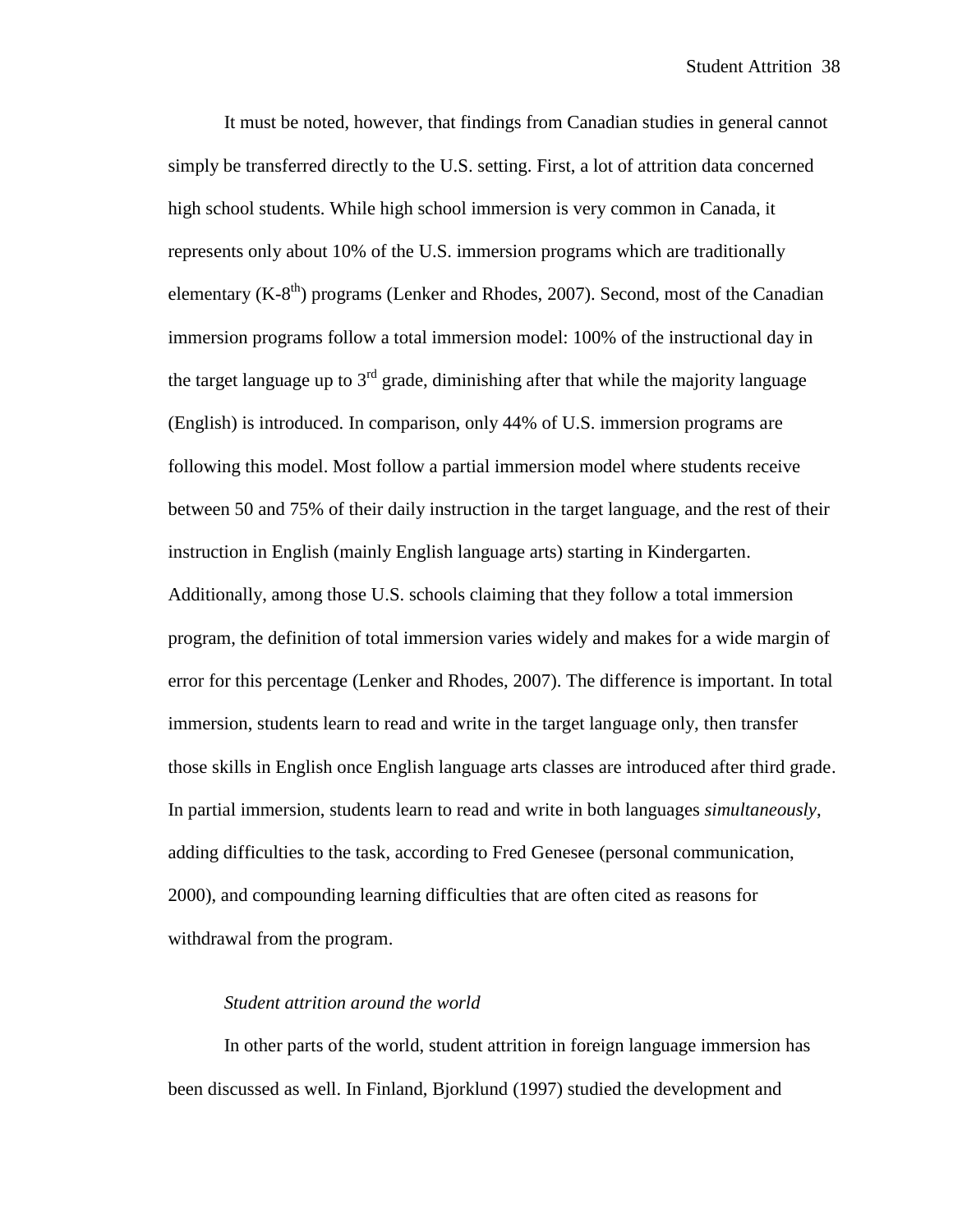It must be noted, however, that findings from Canadian studies in general cannot simply be transferred directly to the U.S. setting. First, a lot of attrition data concerned high school students. While high school immersion is very common in Canada, it represents only about 10% of the U.S. immersion programs which are traditionally elementary (K-8th) programs (Lenker and Rhodes, 2007). Second, most of the Canadian immersion programs follow a total immersion model: 100% of the instructional day in the target language up to 3rd grade, diminishing after that while the majority language (English) is introduced. In comparison, only 44% of U.S. immersion programs are following this model. Most follow a partial immersion model where students receive between 50 and 75% of their daily instruction in the target language, and the rest of their instruction in English (mainly English language arts) starting in Kindergarten. Additionally, among those U.S. schools claiming that they follow a total immersion program, the definition of total immersion varies widely and makes for a wide margin of error for this percentage (Lenker and Rhodes, 2007). The difference is important. In total immersion, students learn to read and write in the target language only, then transfer those skills in English once English language arts classes are introduced after third grade. In partial immersion, students learn to read and write in both languages *simultaneously*, adding difficulties to the task, according to Fred Genesee (personal communication, 2000), and compounding learning difficulties that are often cited as reasons for withdrawal from the program.

*Student attrition around the world*

In other parts of the world, student attrition in foreign language immersion has been discussed as well. In Finland, Bjorklund (1997) studied the development and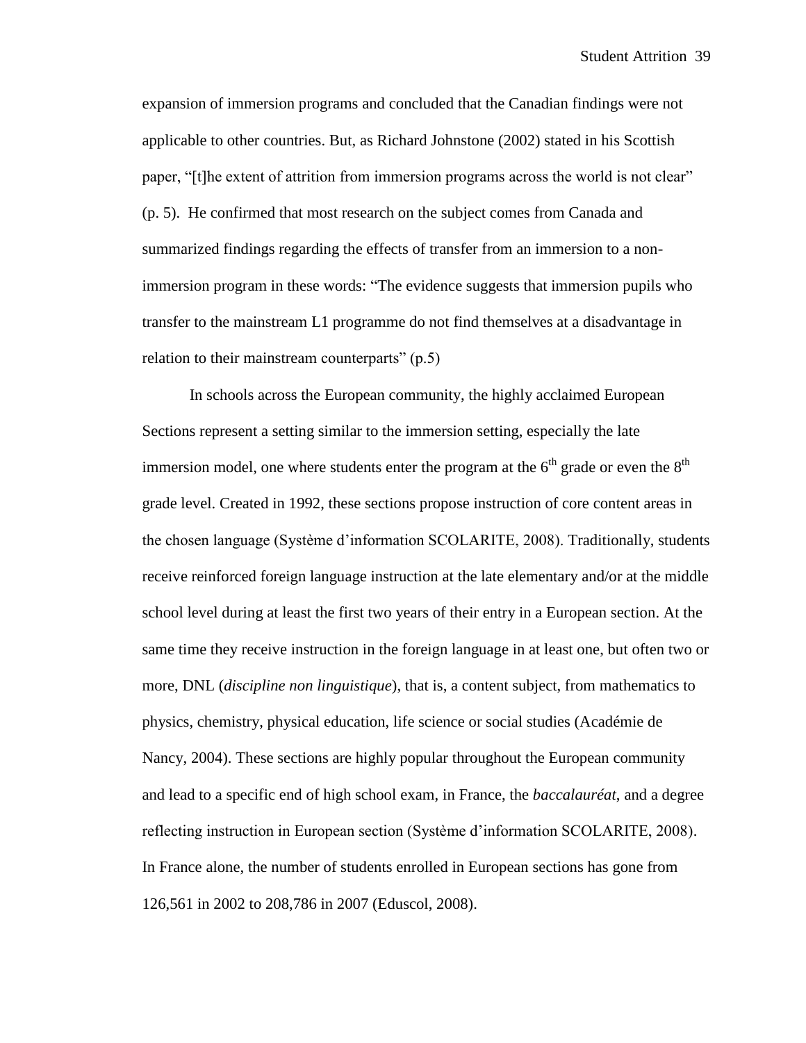expansion of immersion programs and concluded that the Canadian findings were not applicable to other countries. But, as Richard Johnstone (2002) stated in his Scottish paper, "[t]he extent of attrition from immersion programs across the world is not clear" (p. 5). He confirmed that most research on the subject comes from Canada and summarized findings regarding the effects of transfer from an immersion to a non-immersion program in these words: "The evidence suggests that immersion pupils who transfer to the mainstream L1 programme do not find themselves at a disadvantage in relation to their mainstream counterparts" (p.5)

In schools across the European community, the highly acclaimed European Sections represent a setting similar to the immersion setting, especially the late immersion model, one where students enter the program at the 6th grade or even the 8th grade level. Created in 1992, these sections propose instruction of core content areas in the chosen language (Système d'information SCOLARITE, 2008). Traditionally, students receive reinforced foreign language instruction at the late elementary and/or at the middle school level during at least the first two years of their entry in a European section. At the same time they receive instruction in the foreign language in at least one, but often two or more, DNL (*discipline non linguistique*), that is, a content subject, from mathematics to physics, chemistry, physical education, life science or social studies (Académie de Nancy, 2004). These sections are highly popular throughout the European community and lead to a specific end of high school exam, in France, the *baccalauréat*, and a degree reflecting instruction in European section (Système d'information SCOLARITE, 2008). In France alone, the number of students enrolled in European sections has gone from 126,561 in 2002 to 208,786 in 2007 (Eduscol, 2008).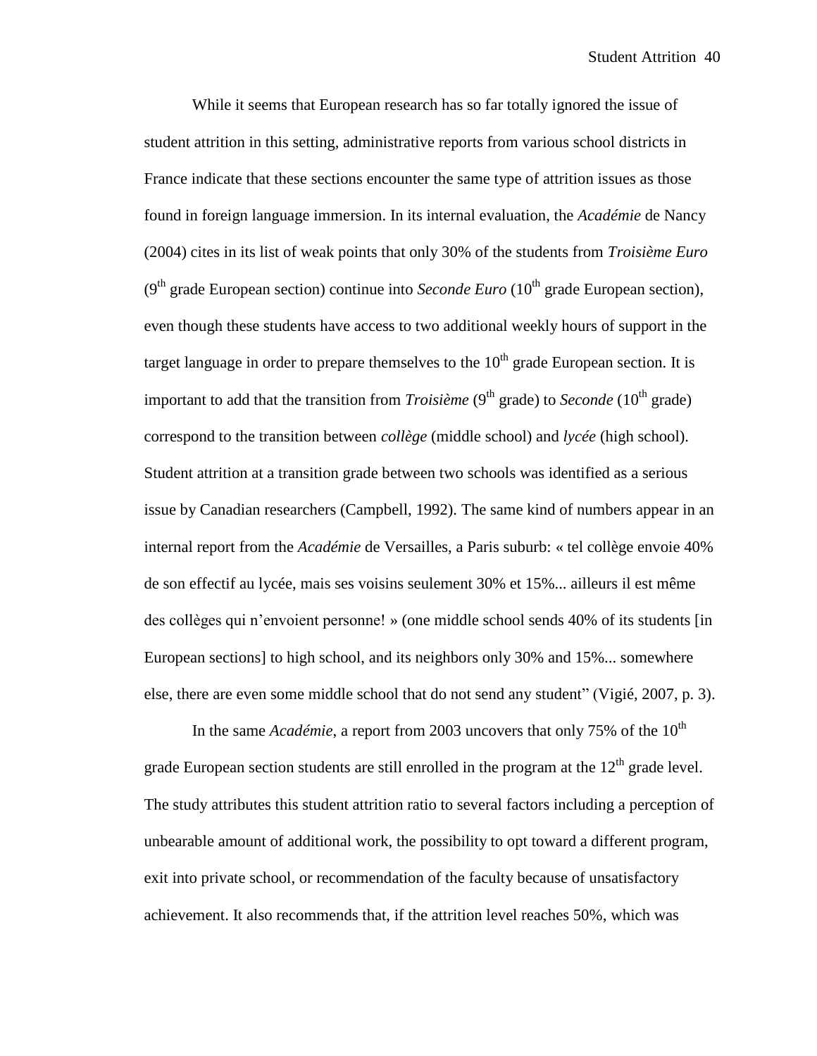While it seems that European research has so far totally ignored the issue of student attrition in this setting, administrative reports from various school districts in France indicate that these sections encounter the same type of attrition issues as those found in foreign language immersion. In its internal evaluation, the *Académie* de Nancy (2004) cites in its list of weak points that only 30% of the students from *Troisième Euro* (9th grade European section) continue into *Seconde Euro* (10th grade European section), even though these students have access to two additional weekly hours of support in the target language in order to prepare themselves to the 10th grade European section. It is important to add that the transition from *Troisième* (9th grade) to *Seconde* (10th grade) correspond to the transition between *collège* (middle school) and *lycée* (high school). Student attrition at a transition grade between two schools was identified as a serious issue by Canadian researchers (Campbell, 1992). The same kind of numbers appear in an internal report from the *Académie* de Versailles, a Paris suburb: « tel collège envoie 40% de son effectif au lycée, mais ses voisins seulement 30% et 15%... ailleurs il est même des collèges qui n'envoient personne! » (one middle school sends 40% of its students [in European sections] to high school, and its neighbors only 30% and 15%... somewhere else, there are even some middle school that do not send any student" (Vigié, 2007, p. 3).

In the same *Académie*, a report from 2003 uncovers that only 75% of the 10th grade European section students are still enrolled in the program at the 12th grade level. The study attributes this student attrition ratio to several factors including a perception of unbearable amount of additional work, the possibility to opt toward a different program, exit into private school, or recommendation of the faculty because of unsatisfactory achievement. It also recommends that, if the attrition level reaches 50%, which was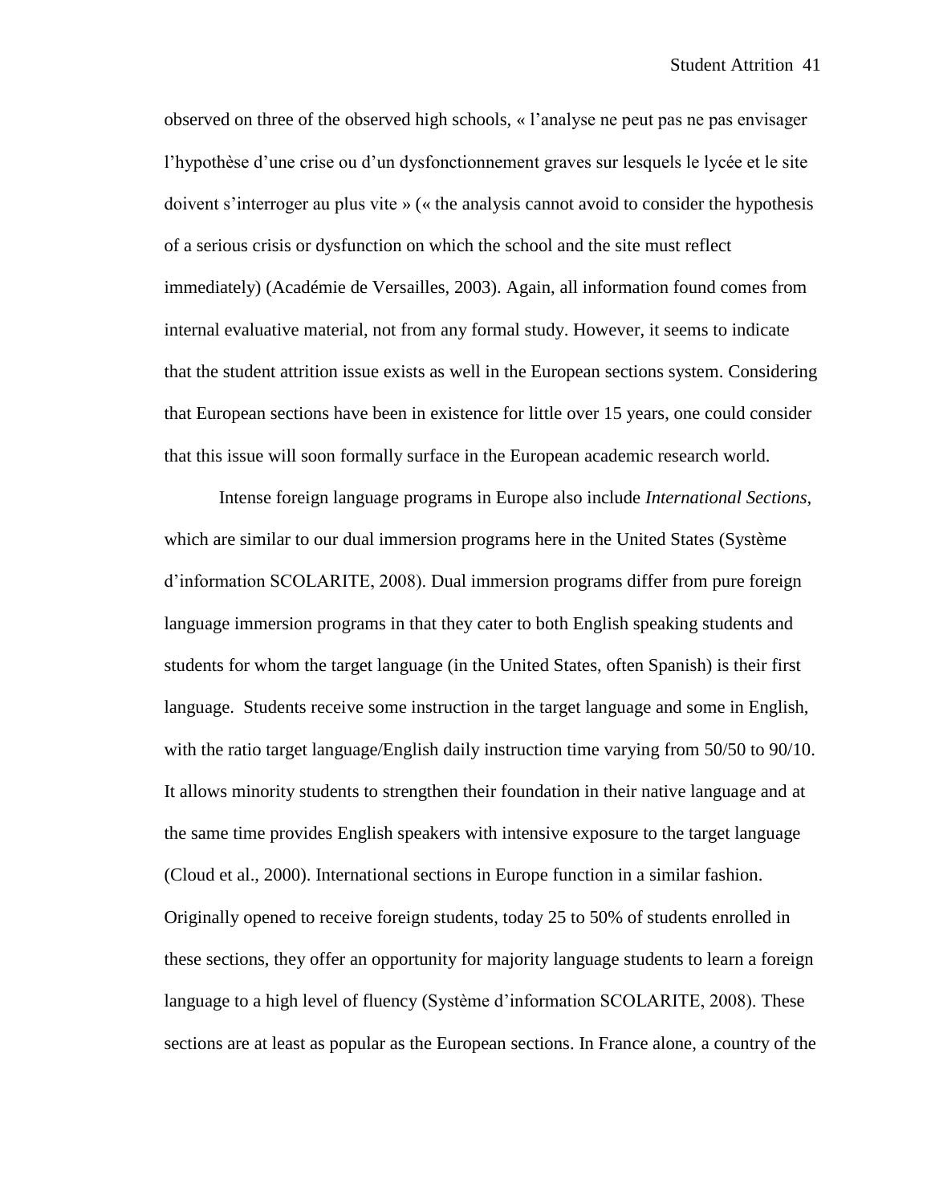observed on three of the observed high schools, « l'analyse ne peut pas ne pas envisager l'hypothèse d'une crise ou d'un dysfonctionnement graves sur lesquels le lycée et le site doivent s'interroger au plus vite » (« the analysis cannot avoid to consider the hypothesis of a serious crisis or dysfunction on which the school and the site must reflect immediately) (Académie de Versailles, 2003). Again, all information found comes from internal evaluative material, not from any formal study. However, it seems to indicate that the student attrition issue exists as well in the European sections system. Considering that European sections have been in existence for little over 15 years, one could consider that this issue will soon formally surface in the European academic research world.

Intense foreign language programs in Europe also include *International Sections,* which are similar to our dual immersion programs here in the United States (Système d'information SCOLARITE, 2008). Dual immersion programs differ from pure foreign language immersion programs in that they cater to both English speaking students and students for whom the target language (in the United States, often Spanish) is their first language. Students receive some instruction in the target language and some in English, with the ratio target language/English daily instruction time varying from 50/50 to 90/10. It allows minority students to strengthen their foundation in their native language and at the same time provides English speakers with intensive exposure to the target language (Cloud et al., 2000). International sections in Europe function in a similar fashion. Originally opened to receive foreign students, today 25 to 50% of students enrolled in these sections, they offer an opportunity for majority language students to learn a foreign language to a high level of fluency (Système d'information SCOLARITE, 2008). These sections are at least as popular as the European sections. In France alone, a country of the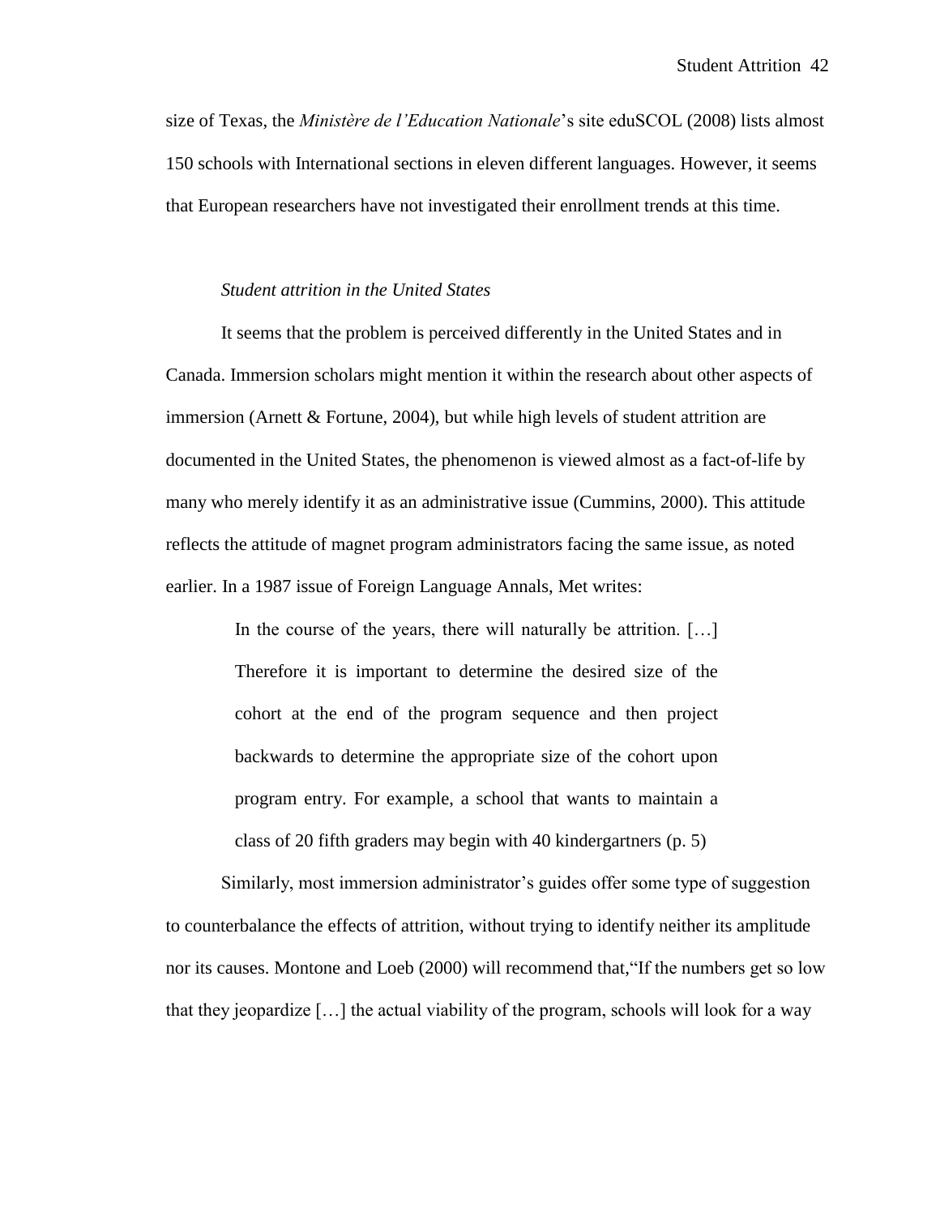size of Texas, the *Ministère de l'Education Nationale*'s site eduSCOL (2008) lists almost 150 schools with International sections in eleven different languages. However, it seems that European researchers have not investigated their enrollment trends at this time.

### *Student attrition in the United States*

It seems that the problem is perceived differently in the United States and in Canada. Immersion scholars might mention it within the research about other aspects of immersion (Arnett & Fortune, 2004), but while high levels of student attrition are documented in the United States, the phenomenon is viewed almost as a fact-of-life by many who merely identify it as an administrative issue (Cummins, 2000). This attitude reflects the attitude of magnet program administrators facing the same issue, as noted earlier. In a 1987 issue of Foreign Language Annals, Met writes:

> In the course of the years, there will naturally be attrition. […] Therefore it is important to determine the desired size of the cohort at the end of the program sequence and then project backwards to determine the appropriate size of the cohort upon program entry. For example, a school that wants to maintain a class of 20 fifth graders may begin with 40 kindergartners (p. 5)

Similarly, most immersion administrator's guides offer some type of suggestion to counterbalance the effects of attrition, without trying to identify neither its amplitude nor its causes. Montone and Loeb (2000) will recommend that,"If the numbers get so low that they jeopardize […] the actual viability of the program, schools will look for a way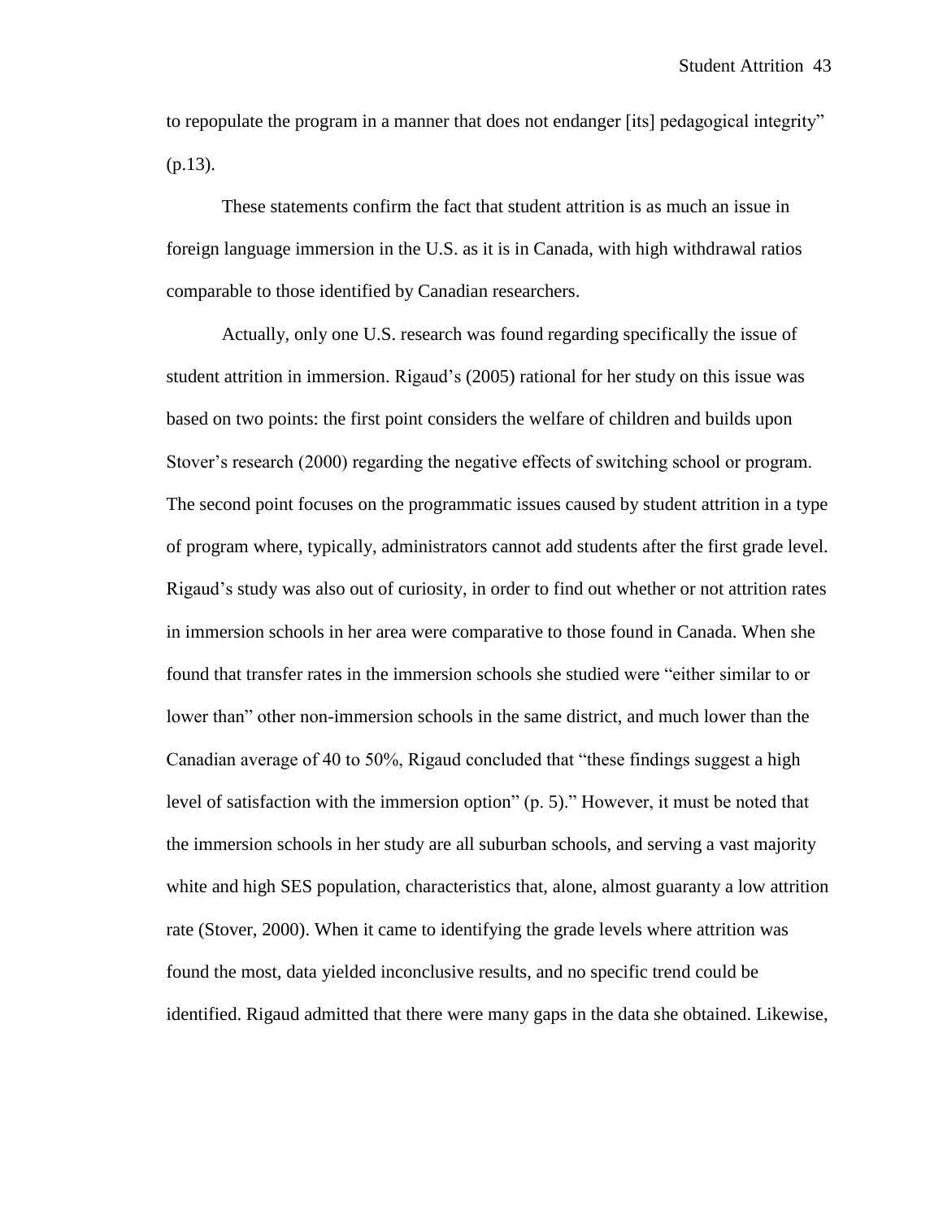to repopulate the program in a manner that does not endanger [its] pedagogical integrity" (p.13).

These statements confirm the fact that student attrition is as much an issue in foreign language immersion in the U.S. as it is in Canada, with high withdrawal ratios comparable to those identified by Canadian researchers.

Actually, only one U.S. research was found regarding specifically the issue of student attrition in immersion. Rigaud's (2005) rational for her study on this issue was based on two points: the first point considers the welfare of children and builds upon Stover's research (2000) regarding the negative effects of switching school or program. The second point focuses on the programmatic issues caused by student attrition in a type of program where, typically, administrators cannot add students after the first grade level. Rigaud's study was also out of curiosity, in order to find out whether or not attrition rates in immersion schools in her area were comparative to those found in Canada. When she found that transfer rates in the immersion schools she studied were "either similar to or lower than" other non-immersion schools in the same district, and much lower than the Canadian average of 40 to 50%, Rigaud concluded that "these findings suggest a high level of satisfaction with the immersion option" (p. 5)." However, it must be noted that the immersion schools in her study are all suburban schools, and serving a vast majority white and high SES population, characteristics that, alone, almost guaranty a low attrition rate (Stover, 2000). When it came to identifying the grade levels where attrition was found the most, data yielded inconclusive results, and no specific trend could be identified. Rigaud admitted that there were many gaps in the data she obtained. Likewise,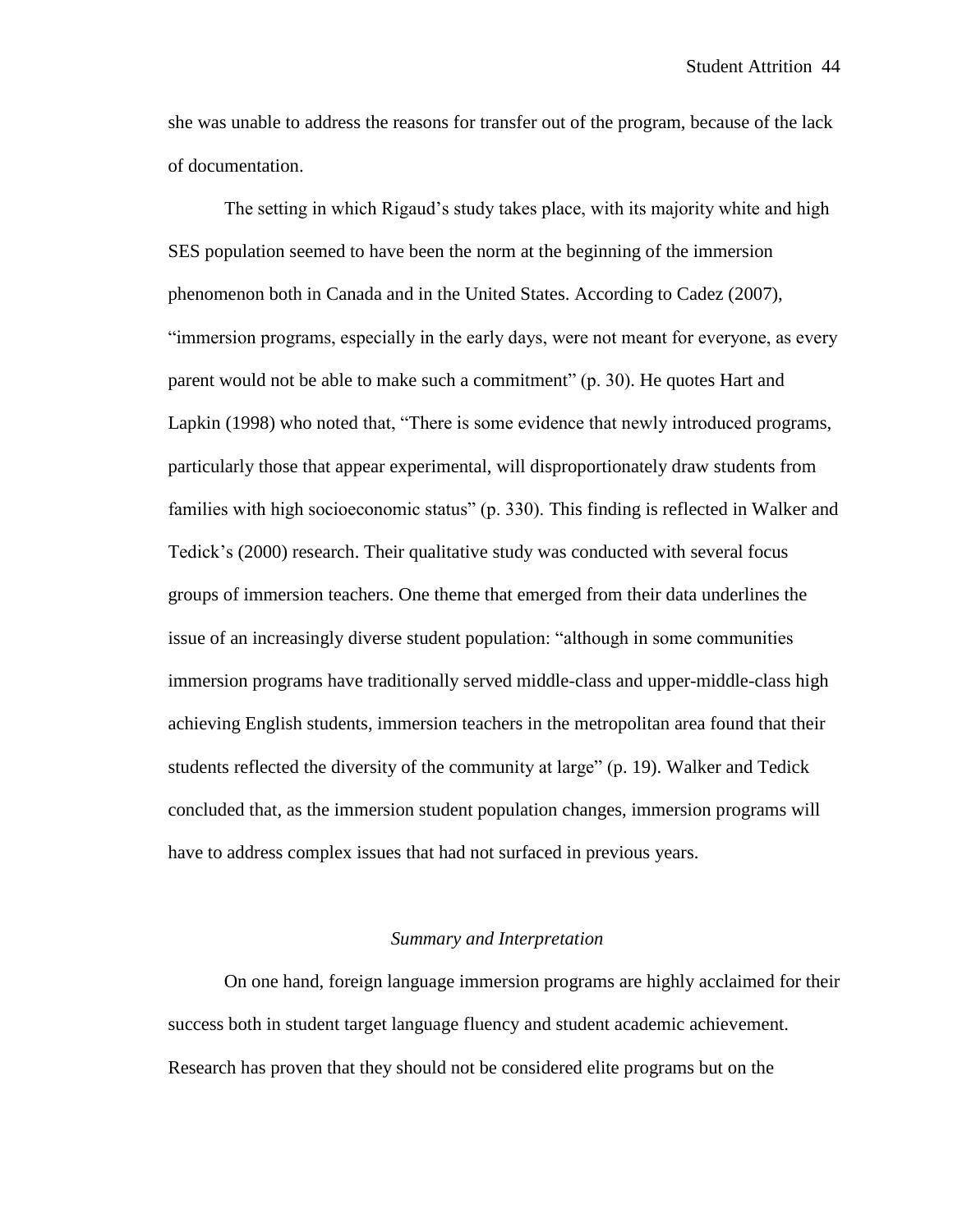she was unable to address the reasons for transfer out of the program, because of the lack of documentation.

The setting in which Rigaud's study takes place, with its majority white and high SES population seemed to have been the norm at the beginning of the immersion phenomenon both in Canada and in the United States. According to Cadez (2007), "immersion programs, especially in the early days, were not meant for everyone, as every parent would not be able to make such a commitment" (p. 30). He quotes Hart and Lapkin (1998) who noted that, "There is some evidence that newly introduced programs, particularly those that appear experimental, will disproportionately draw students from families with high socioeconomic status" (p. 330). This finding is reflected in Walker and Tedick's (2000) research. Their qualitative study was conducted with several focus groups of immersion teachers. One theme that emerged from their data underlines the issue of an increasingly diverse student population: "although in some communities immersion programs have traditionally served middle-class and upper-middle-class high achieving English students, immersion teachers in the metropolitan area found that their students reflected the diversity of the community at large" (p. 19). Walker and Tedick concluded that, as the immersion student population changes, immersion programs will have to address complex issues that had not surfaced in previous years.

### *Summary and Interpretation*

On one hand, foreign language immersion programs are highly acclaimed for their success both in student target language fluency and student academic achievement. Research has proven that they should not be considered elite programs but on the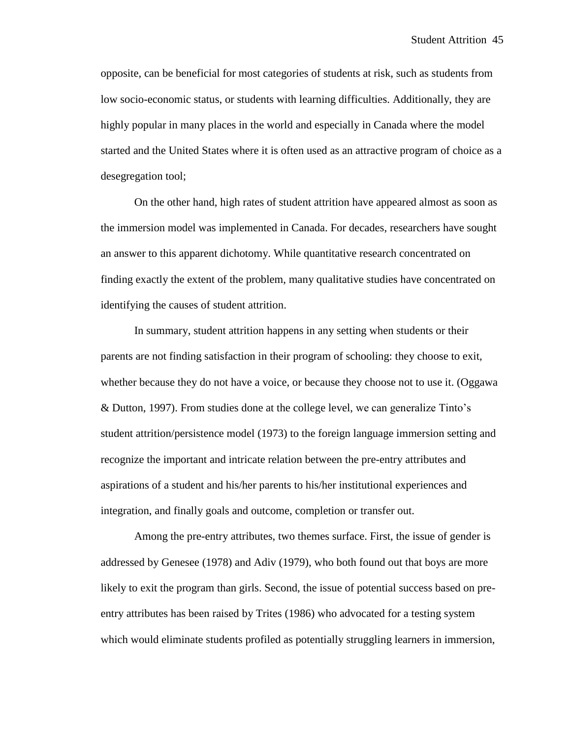opposite, can be beneficial for most categories of students at risk, such as students from low socio-economic status, or students with learning difficulties. Additionally, they are highly popular in many places in the world and especially in Canada where the model started and the United States where it is often used as an attractive program of choice as a desegregation tool;

On the other hand, high rates of student attrition have appeared almost as soon as the immersion model was implemented in Canada. For decades, researchers have sought an answer to this apparent dichotomy. While quantitative research concentrated on finding exactly the extent of the problem, many qualitative studies have concentrated on identifying the causes of student attrition.

In summary, student attrition happens in any setting when students or their parents are not finding satisfaction in their program of schooling: they choose to exit, whether because they do not have a voice, or because they choose not to use it. (Oggawa & Dutton, 1997). From studies done at the college level, we can generalize Tinto's student attrition/persistence model (1973) to the foreign language immersion setting and recognize the important and intricate relation between the pre-entry attributes and aspirations of a student and his/her parents to his/her institutional experiences and integration, and finally goals and outcome, completion or transfer out.

Among the pre-entry attributes, two themes surface. First, the issue of gender is addressed by Genesee (1978) and Adiv (1979), who both found out that boys are more likely to exit the program than girls. Second, the issue of potential success based on pre-entry attributes has been raised by Trites (1986) who advocated for a testing system which would eliminate students profiled as potentially struggling learners in immersion,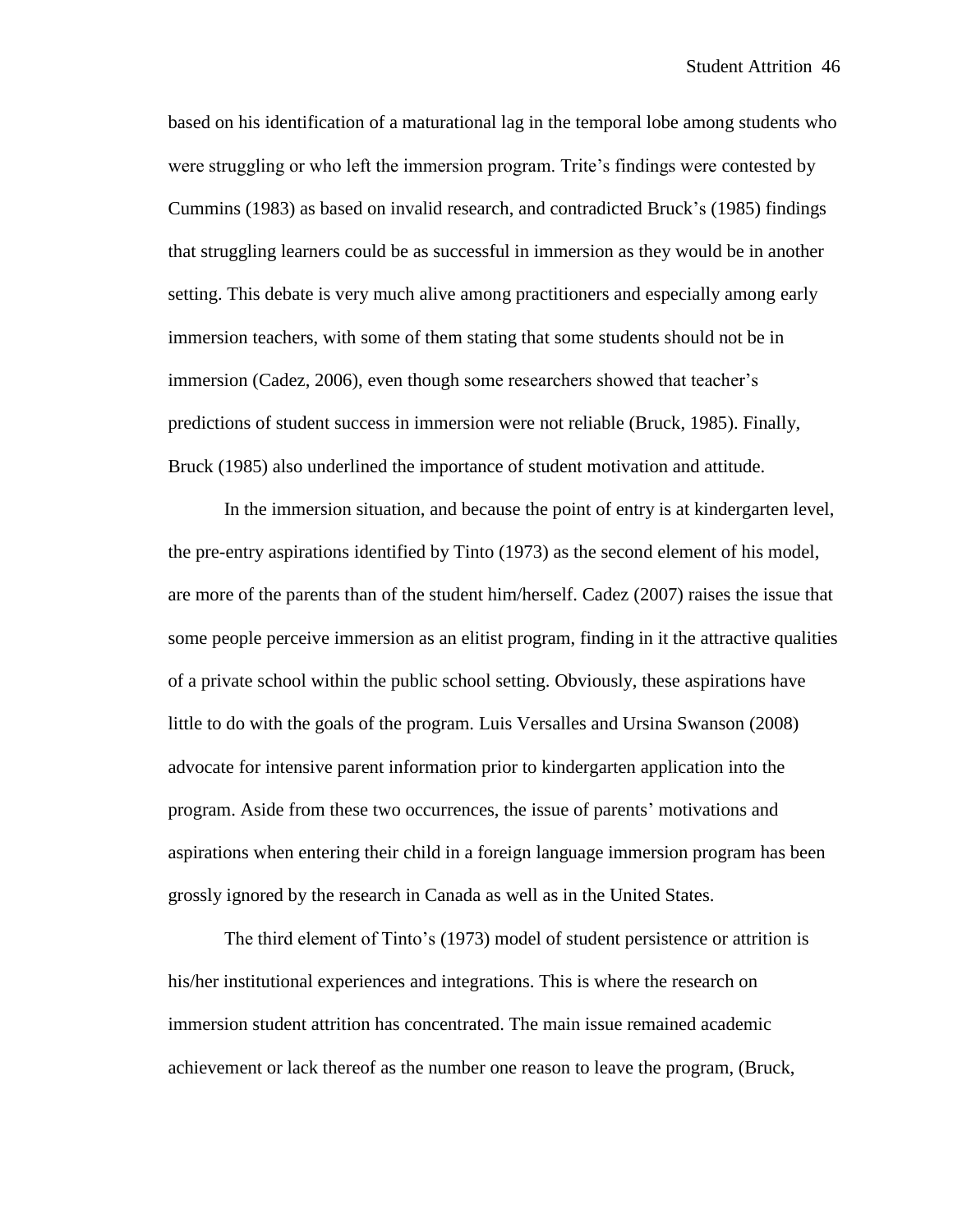based on his identification of a maturational lag in the temporal lobe among students who were struggling or who left the immersion program. Trite's findings were contested by Cummins (1983) as based on invalid research, and contradicted Bruck's (1985) findings that struggling learners could be as successful in immersion as they would be in another setting. This debate is very much alive among practitioners and especially among early immersion teachers, with some of them stating that some students should not be in immersion (Cadez, 2006), even though some researchers showed that teacher's predictions of student success in immersion were not reliable (Bruck, 1985). Finally, Bruck (1985) also underlined the importance of student motivation and attitude.

In the immersion situation, and because the point of entry is at kindergarten level, the pre-entry aspirations identified by Tinto (1973) as the second element of his model, are more of the parents than of the student him/herself. Cadez (2007) raises the issue that some people perceive immersion as an elitist program, finding in it the attractive qualities of a private school within the public school setting. Obviously, these aspirations have little to do with the goals of the program. Luis Versalles and Ursina Swanson (2008) advocate for intensive parent information prior to kindergarten application into the program. Aside from these two occurrences, the issue of parents' motivations and aspirations when entering their child in a foreign language immersion program has been grossly ignored by the research in Canada as well as in the United States.

The third element of Tinto's (1973) model of student persistence or attrition is his/her institutional experiences and integrations. This is where the research on immersion student attrition has concentrated. The main issue remained academic achievement or lack thereof as the number one reason to leave the program, (Bruck,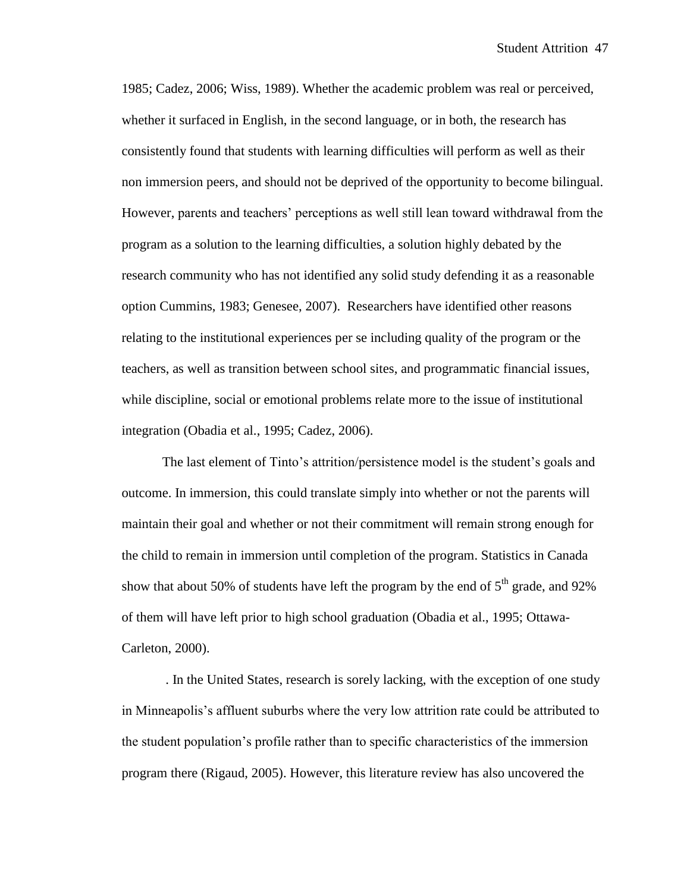1985; Cadez, 2006; Wiss, 1989). Whether the academic problem was real or perceived, whether it surfaced in English, in the second language, or in both, the research has consistently found that students with learning difficulties will perform as well as their non immersion peers, and should not be deprived of the opportunity to become bilingual. However, parents and teachers' perceptions as well still lean toward withdrawal from the program as a solution to the learning difficulties, a solution highly debated by the research community who has not identified any solid study defending it as a reasonable option Cummins, 1983; Genesee, 2007). Researchers have identified other reasons relating to the institutional experiences per se including quality of the program or the teachers, as well as transition between school sites, and programmatic financial issues, while discipline, social or emotional problems relate more to the issue of institutional integration (Obadia et al., 1995; Cadez, 2006).

The last element of Tinto's attrition/persistence model is the student's goals and outcome. In immersion, this could translate simply into whether or not the parents will maintain their goal and whether or not their commitment will remain strong enough for the child to remain in immersion until completion of the program. Statistics in Canada show that about 50% of students have left the program by the end of 5th grade, and 92% of them will have left prior to high school graduation (Obadia et al., 1995; Ottawa-Carleton, 2000).

. In the United States, research is sorely lacking, with the exception of one study in Minneapolis's affluent suburbs where the very low attrition rate could be attributed to the student population's profile rather than to specific characteristics of the immersion program there (Rigaud, 2005). However, this literature review has also uncovered the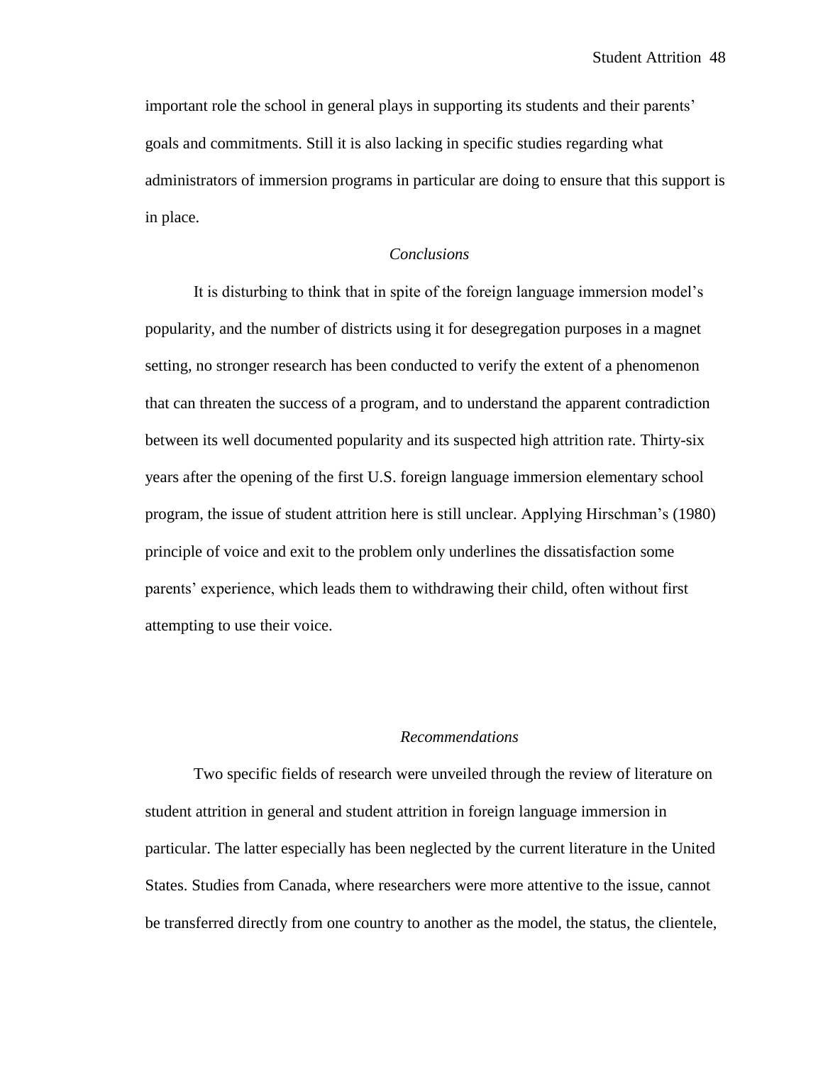important role the school in general plays in supporting its students and their parents' goals and commitments. Still it is also lacking in specific studies regarding what administrators of immersion programs in particular are doing to ensure that this support is in place.

### *Conclusions*

It is disturbing to think that in spite of the foreign language immersion model's popularity, and the number of districts using it for desegregation purposes in a magnet setting, no stronger research has been conducted to verify the extent of a phenomenon that can threaten the success of a program, and to understand the apparent contradiction between its well documented popularity and its suspected high attrition rate. Thirty-six years after the opening of the first U.S. foreign language immersion elementary school program, the issue of student attrition here is still unclear. Applying Hirschman's (1980) principle of voice and exit to the problem only underlines the dissatisfaction some parents' experience, which leads them to withdrawing their child, often without first attempting to use their voice.

### *Recommendations*

Two specific fields of research were unveiled through the review of literature on student attrition in general and student attrition in foreign language immersion in particular. The latter especially has been neglected by the current literature in the United States. Studies from Canada, where researchers were more attentive to the issue, cannot be transferred directly from one country to another as the model, the status, the clientele,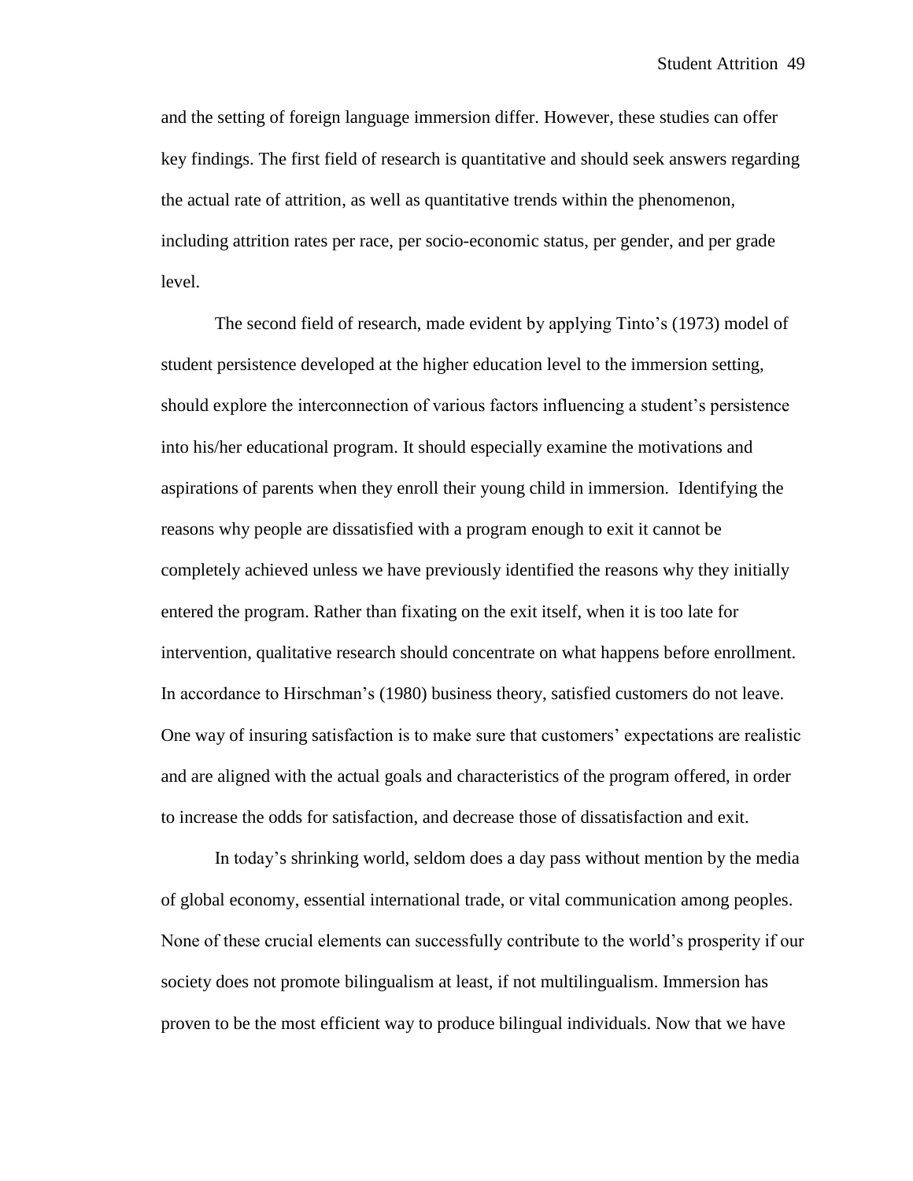and the setting of foreign language immersion differ. However, these studies can offer key findings. The first field of research is quantitative and should seek answers regarding the actual rate of attrition, as well as quantitative trends within the phenomenon, including attrition rates per race, per socio-economic status, per gender, and per grade level.

The second field of research, made evident by applying Tinto's (1973) model of student persistence developed at the higher education level to the immersion setting, should explore the interconnection of various factors influencing a student's persistence into his/her educational program. It should especially examine the motivations and aspirations of parents when they enroll their young child in immersion. Identifying the reasons why people are dissatisfied with a program enough to exit it cannot be completely achieved unless we have previously identified the reasons why they initially entered the program. Rather than fixating on the exit itself, when it is too late for intervention, qualitative research should concentrate on what happens before enrollment. In accordance to Hirschman's (1980) business theory, satisfied customers do not leave. One way of insuring satisfaction is to make sure that customers' expectations are realistic and are aligned with the actual goals and characteristics of the program offered, in order to increase the odds for satisfaction, and decrease those of dissatisfaction and exit.

In today's shrinking world, seldom does a day pass without mention by the media of global economy, essential international trade, or vital communication among peoples. None of these crucial elements can successfully contribute to the world's prosperity if our society does not promote bilingualism at least, if not multilingualism. Immersion has proven to be the most efficient way to produce bilingual individuals. Now that we have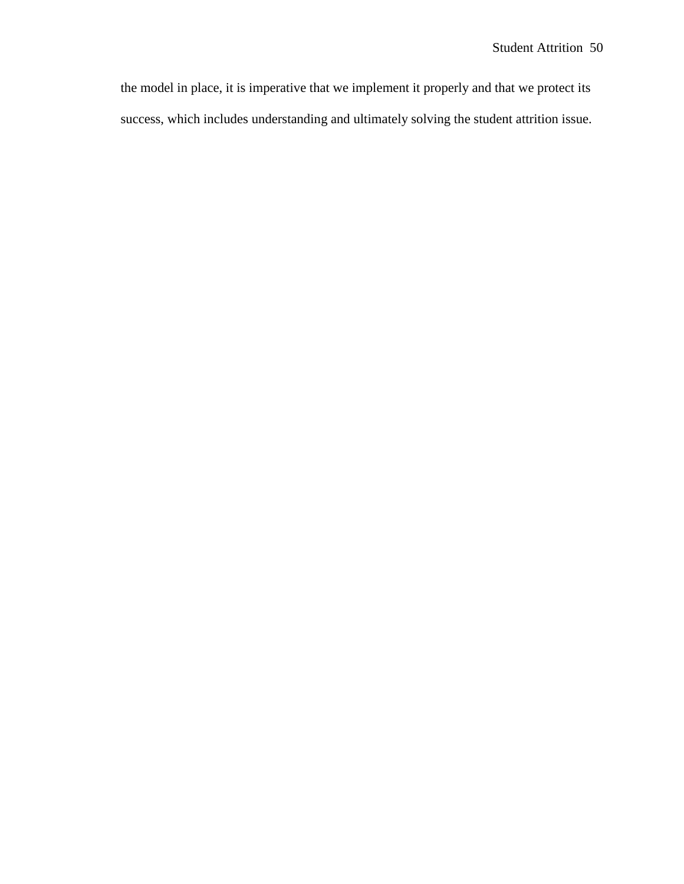the model in place, it is imperative that we implement it properly and that we protect its success, which includes understanding and ultimately solving the student attrition issue.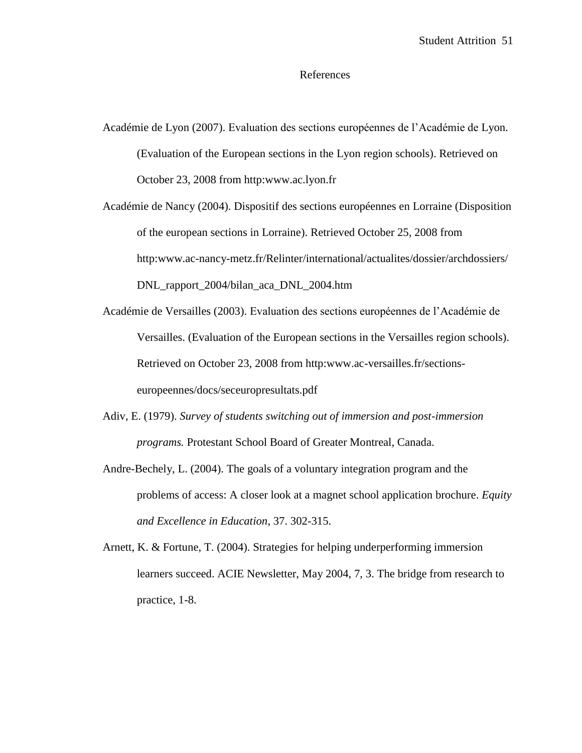# References

Académie de Lyon (2007). Evaluation des sections européennes de l'Académie de Lyon. (Evaluation of the European sections in the Lyon region schools). Retrieved on October 23, 2008 from http:www.ac.lyon.fr

Académie de Nancy (2004). Dispositif des sections européennes en Lorraine (Disposition of the european sections in Lorraine). Retrieved October 25, 2008 from http:www.ac-nancy-metz.fr/Relinter/international/actualites/dossier/archdossiers/DNL_rapport_2004/bilan_aca_DNL_2004.htm

Académie de Versailles (2003). Evaluation des sections européennes de l'Académie de Versailles. (Evaluation of the European sections in the Versailles region schools). Retrieved on October 23, 2008 from http:www.ac-versailles.fr/sections-europeennes/docs/seceuropresultats.pdf

Adiv, E. (1979). *Survey of students switching out of immersion and post-immersion programs.* Protestant School Board of Greater Montreal, Canada.

Andre-Bechely, L. (2004). The goals of a voluntary integration program and the problems of access: A closer look at a magnet school application brochure. *Equity and Excellence in Education*, 37. 302-315.

Arnett, K. & Fortune, T. (2004). Strategies for helping underperforming immersion learners succeed. ACIE Newsletter, May 2004, 7, 3. The bridge from research to practice, 1-8.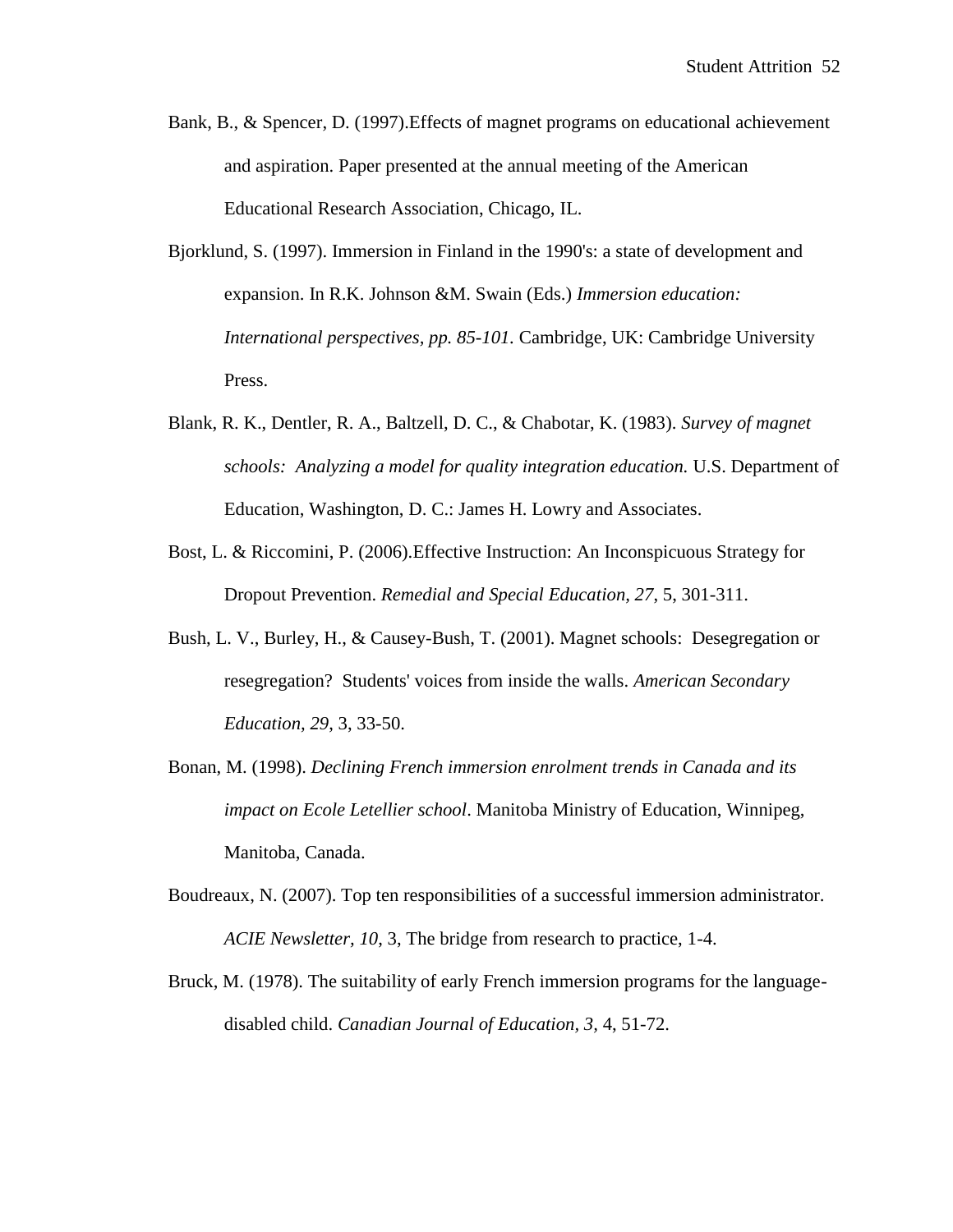Bank, B., & Spencer, D. (1997).Effects of magnet programs on educational achievement and aspiration. Paper presented at the annual meeting of the American Educational Research Association, Chicago, IL.

Bjorklund, S. (1997). Immersion in Finland in the 1990's: a state of development and expansion. In R.K. Johnson &M. Swain (Eds.) *Immersion education: International perspectives, pp. 85-101.* Cambridge, UK: Cambridge University Press.

Blank, R. K., Dentler, R. A., Baltzell, D. C., & Chabotar, K. (1983). *Survey of magnet schools: Analyzing a model for quality integration education.* U.S. Department of Education, Washington, D. C.: James H. Lowry and Associates.

Bost, L. & Riccomini, P. (2006).Effective Instruction: An Inconspicuous Strategy for Dropout Prevention. *Remedial and Special Education, 27*, 5, 301-311.

Bush, L. V., Burley, H., & Causey-Bush, T. (2001). Magnet schools: Desegregation or resegregation? Students' voices from inside the walls. *American Secondary Education, 29*, 3, 33-50.

Bonan, M. (1998). *Declining French immersion enrolment trends in Canada and its impact on Ecole Letellier school*. Manitoba Ministry of Education, Winnipeg, Manitoba, Canada.

Boudreaux, N. (2007). Top ten responsibilities of a successful immersion administrator. *ACIE Newsletter, 10*, 3, The bridge from research to practice, 1-4.

Bruck, M. (1978). The suitability of early French immersion programs for the language-disabled child. *Canadian Journal of Education, 3,* 4, 51-72.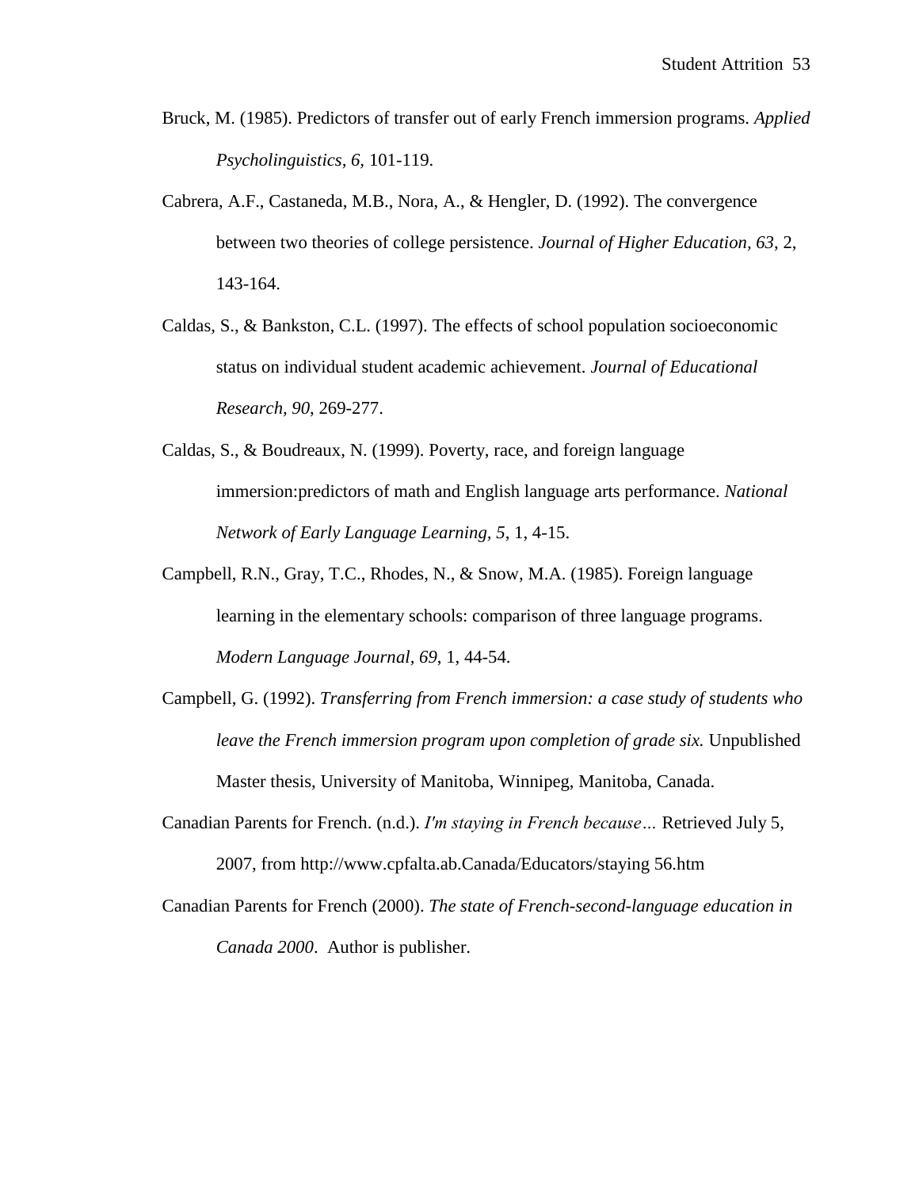Bruck, M. (1985). Predictors of transfer out of early French immersion programs. *Applied Psycholinguistics, 6*, 101-119.

Cabrera, A.F., Castaneda, M.B., Nora, A., & Hengler, D. (1992). The convergence between two theories of college persistence. *Journal of Higher Education, 63*, 2, 143-164.

Caldas, S., & Bankston, C.L. (1997). The effects of school population socioeconomic status on individual student academic achievement. *Journal of Educational Research, 90*, 269-277.

Caldas, S., & Boudreaux, N. (1999). Poverty, race, and foreign language immersion:predictors of math and English language arts performance. *National Network of Early Language Learning, 5*, 1, 4-15.

Campbell, R.N., Gray, T.C., Rhodes, N., & Snow, M.A. (1985). Foreign language learning in the elementary schools: comparison of three language programs. *Modern Language Journal, 69*, 1, 44-54.

Campbell, G. (1992). *Transferring from French immersion: a case study of students who leave the French immersion program upon completion of grade six.* Unpublished Master thesis, University of Manitoba, Winnipeg, Manitoba, Canada.

Canadian Parents for French. (n.d.). *I'm staying in French because…* Retrieved July 5, 2007, from http://www.cpfalta.ab.Canada/Educators/staying 56.htm

Canadian Parents for French (2000). *The state of French-second-language education in Canada 2000*. Author is publisher.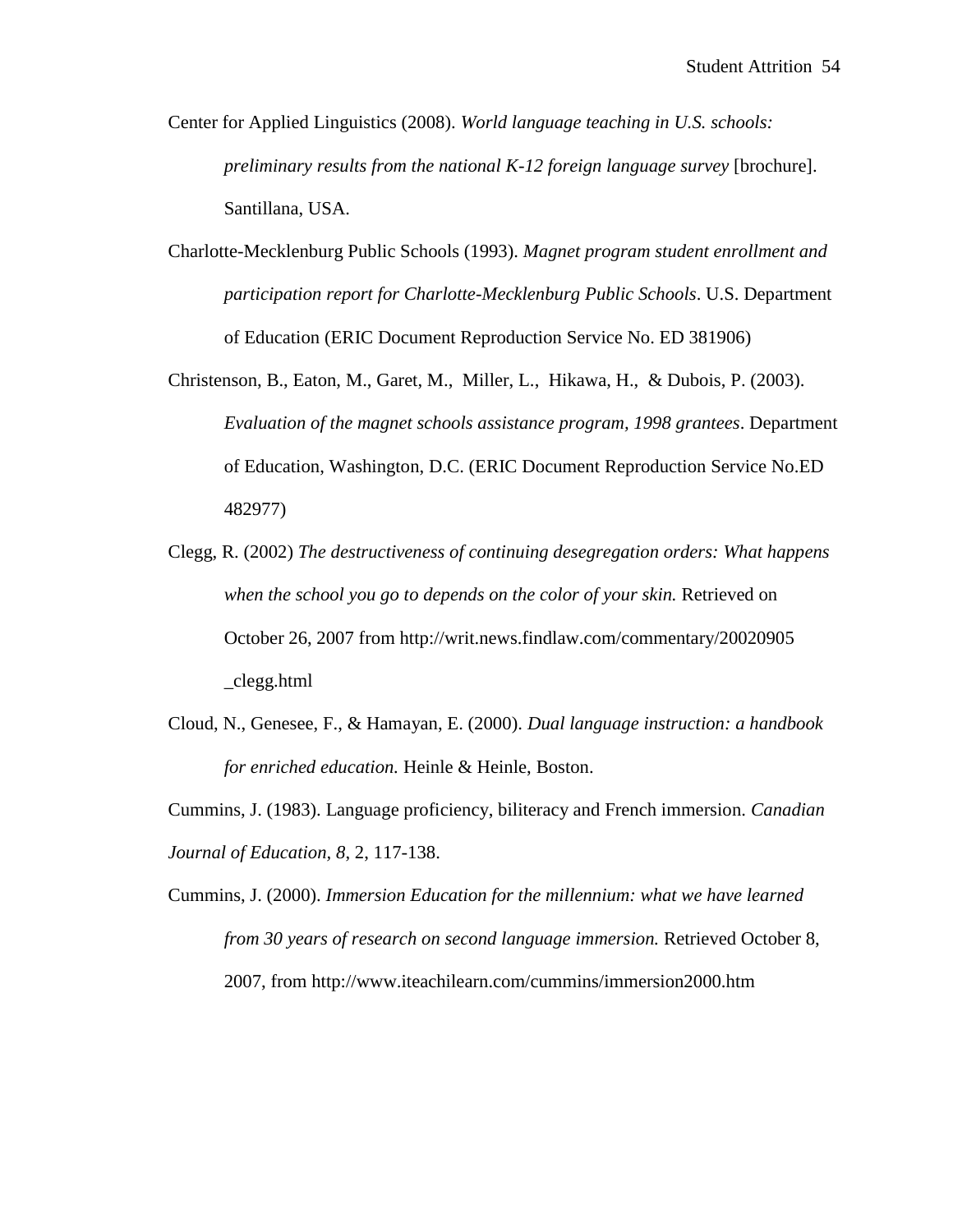Center for Applied Linguistics (2008). *World language teaching in U.S. schools: preliminary results from the national K-12 foreign language survey* [brochure]. Santillana, USA.

Charlotte-Mecklenburg Public Schools (1993). *Magnet program student enrollment and participation report for Charlotte-Mecklenburg Public Schools*. U.S. Department of Education (ERIC Document Reproduction Service No. ED 381906)

Christenson, B., Eaton, M., Garet, M., Miller, L., Hikawa, H., & Dubois, P. (2003). *Evaluation of the magnet schools assistance program, 1998 grantees*. Department of Education, Washington, D.C. (ERIC Document Reproduction Service No.ED 482977)

Clegg, R. (2002) *The destructiveness of continuing desegregation orders: What happens when the school you go to depends on the color of your skin.* Retrieved on October 26, 2007 from http://writ.news.findlaw.com/commentary/20020905 _clegg.html

Cloud, N., Genesee, F., & Hamayan, E. (2000). *Dual language instruction: a handbook for enriched education.* Heinle & Heinle, Boston.

Cummins, J. (1983). Language proficiency, biliteracy and French immersion. *Canadian Journal of Education*, *8*, 2, 117-138.

Cummins, J. (2000). *Immersion Education for the millennium: what we have learned from 30 years of research on second language immersion.* Retrieved October 8, 2007, from http://www.iteachilearn.com/cummins/immersion2000.htm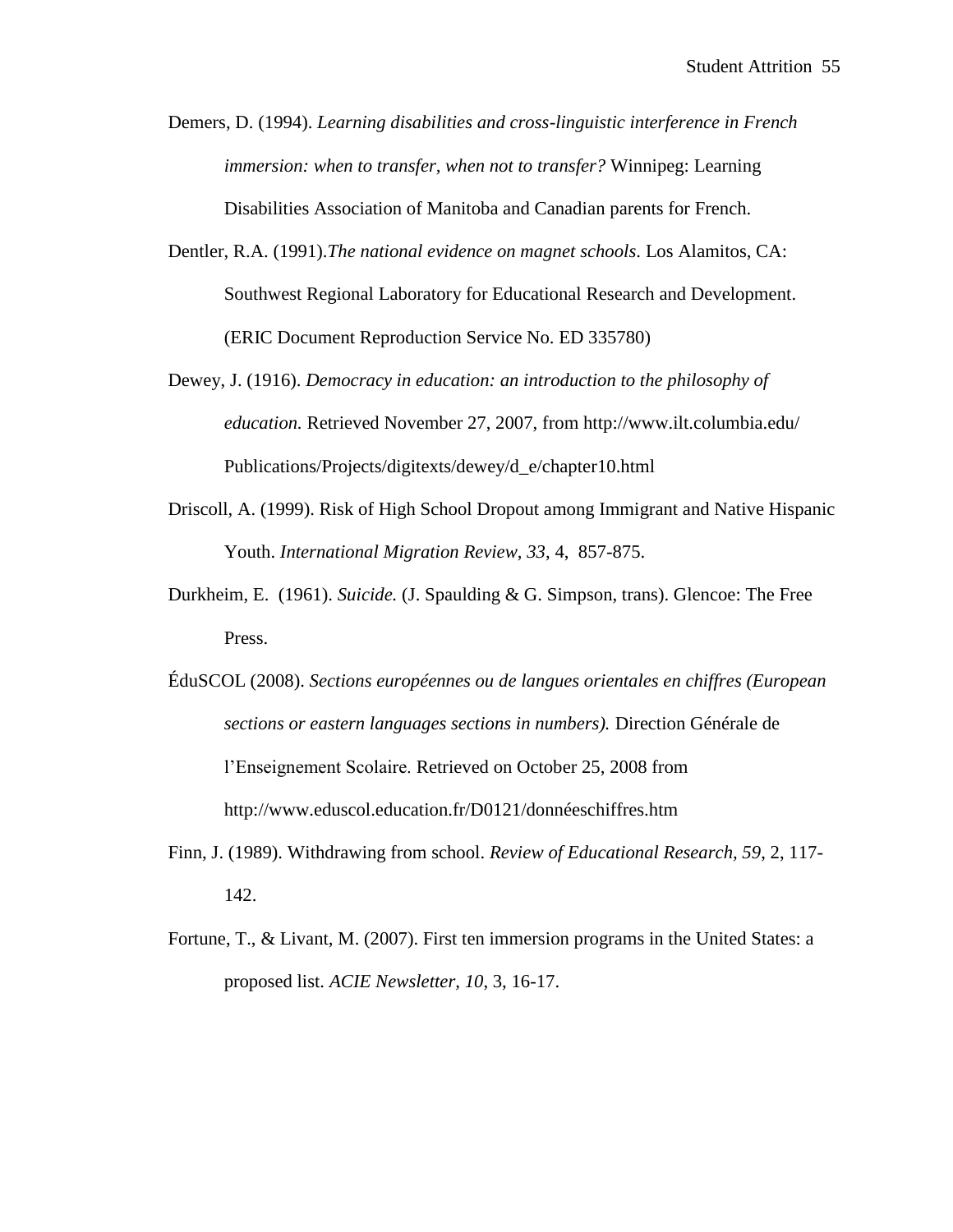Demers, D. (1994). *Learning disabilities and cross-linguistic interference in French immersion: when to transfer, when not to transfer?* Winnipeg: Learning Disabilities Association of Manitoba and Canadian parents for French.

Dentler, R.A. (1991).*The national evidence on magnet schools*. Los Alamitos, CA: Southwest Regional Laboratory for Educational Research and Development. (ERIC Document Reproduction Service No. ED 335780)

Dewey, J. (1916). *Democracy in education: an introduction to the philosophy of education.* Retrieved November 27, 2007, from http://www.ilt.columbia.edu/Publications/Projects/digitexts/dewey/d_e/chapter10.html

Driscoll, A. (1999). Risk of High School Dropout among Immigrant and Native Hispanic Youth. *International Migration Review*, *33*, 4, 857-875.

Durkheim, E. (1961). *Suicide.* (J. Spaulding & G. Simpson, trans). Glencoe: The Free Press.

ÉduSCOL (2008). *Sections européennes ou de langues orientales en chiffres (European sections or eastern languages sections in numbers).* Direction Générale de l'Enseignement Scolaire. Retrieved on October 25, 2008 from http://www.eduscol.education.fr/D0121/donnéeschiffres.htm

Finn, J. (1989). Withdrawing from school. *Review of Educational Research*, *59*, 2, 117-142.

Fortune, T., & Livant, M. (2007). First ten immersion programs in the United States: a proposed list. *ACIE Newsletter*, *10*, 3, 16-17.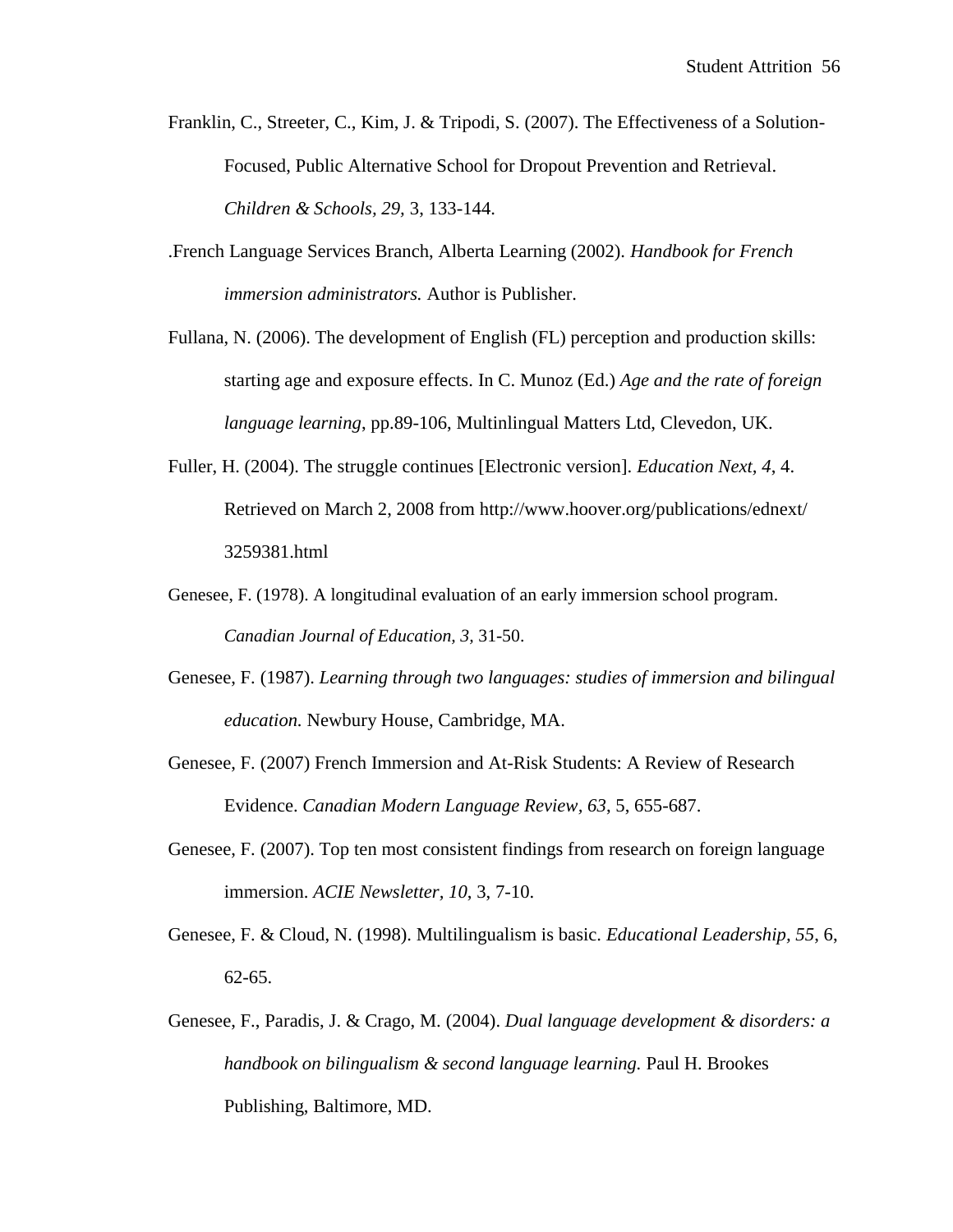Franklin, C., Streeter, C., Kim, J. & Tripodi, S. (2007). The Effectiveness of a Solution-Focused, Public Alternative School for Dropout Prevention and Retrieval. *Children & Schools, 29,* 3, 133-144.

.French Language Services Branch, Alberta Learning (2002). *Handbook for French immersion administrators.* Author is Publisher.

Fullana, N. (2006). The development of English (FL) perception and production skills: starting age and exposure effects. In C. Munoz (Ed.) *Age and the rate of foreign language learning*, pp.89-106, Multinlingual Matters Ltd, Clevedon, UK.

Fuller, H. (2004). The struggle continues [Electronic version]. *Education Next, 4*, 4. Retrieved on March 2, 2008 from http://www.hoover.org/publications/ednext/3259381.html

Genesee, F. (1978). A longitudinal evaluation of an early immersion school program. *Canadian Journal of Education, 3,* 31-50.

Genesee, F. (1987). *Learning through two languages: studies of immersion and bilingual education.* Newbury House, Cambridge, MA.

Genesee, F. (2007) French Immersion and At-Risk Students: A Review of Research Evidence. *Canadian Modern Language Review, 63*, 5, 655-687.

Genesee, F. (2007). Top ten most consistent findings from research on foreign language immersion. *ACIE Newsletter, 10*, 3, 7-10.

Genesee, F. & Cloud, N. (1998). Multilingualism is basic. *Educational Leadership, 55,* 6, 62-65.

Genesee, F., Paradis, J. & Crago, M. (2004). *Dual language development & disorders: a handbook on bilingualism & second language learning.* Paul H. Brookes Publishing, Baltimore, MD.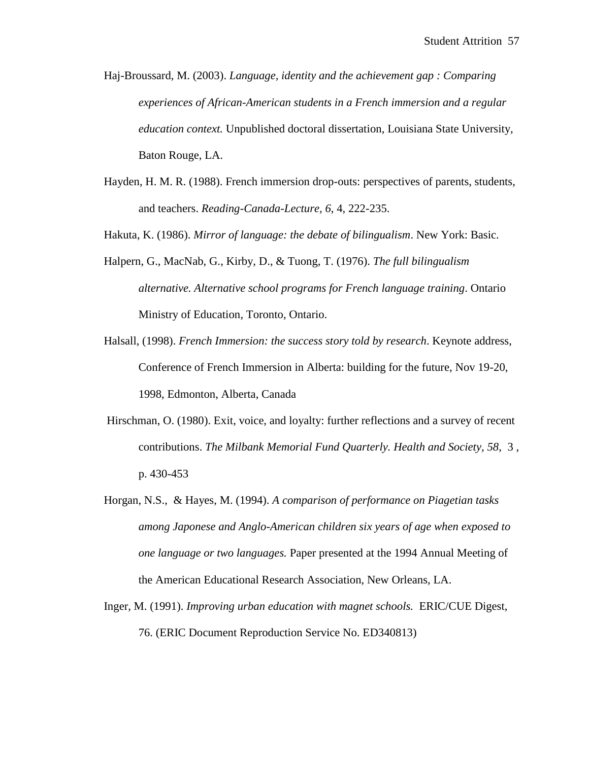Haj-Broussard, M. (2003). *Language, identity and the achievement gap : Comparing experiences of African-American students in a French immersion and a regular education context.* Unpublished doctoral dissertation, Louisiana State University, Baton Rouge, LA.

Hayden, H. M. R. (1988). French immersion drop-outs: perspectives of parents, students, and teachers. *Reading-Canada-Lecture, 6*, 4, 222-235.

Hakuta, K. (1986). *Mirror of language: the debate of bilingualism*. New York: Basic.

Halpern, G., MacNab, G., Kirby, D., & Tuong, T. (1976). *The full bilingualism alternative. Alternative school programs for French language training*. Ontario Ministry of Education, Toronto, Ontario.

Halsall, (1998). *French Immersion: the success story told by research*. Keynote address, Conference of French Immersion in Alberta: building for the future, Nov 19-20, 1998, Edmonton, Alberta, Canada

Hirschman, O. (1980). Exit, voice, and loyalty: further reflections and a survey of recent contributions. *The Milbank Memorial Fund Quarterly. Health and Society, 58*, 3 , p. 430-453

Horgan, N.S., & Hayes, M. (1994). *A comparison of performance on Piagetian tasks among Japonese and Anglo-American children six years of age when exposed to one language or two languages.* Paper presented at the 1994 Annual Meeting of the American Educational Research Association, New Orleans, LA.

Inger, M. (1991). *Improving urban education with magnet schools.* ERIC/CUE Digest, 76. (ERIC Document Reproduction Service No. ED340813)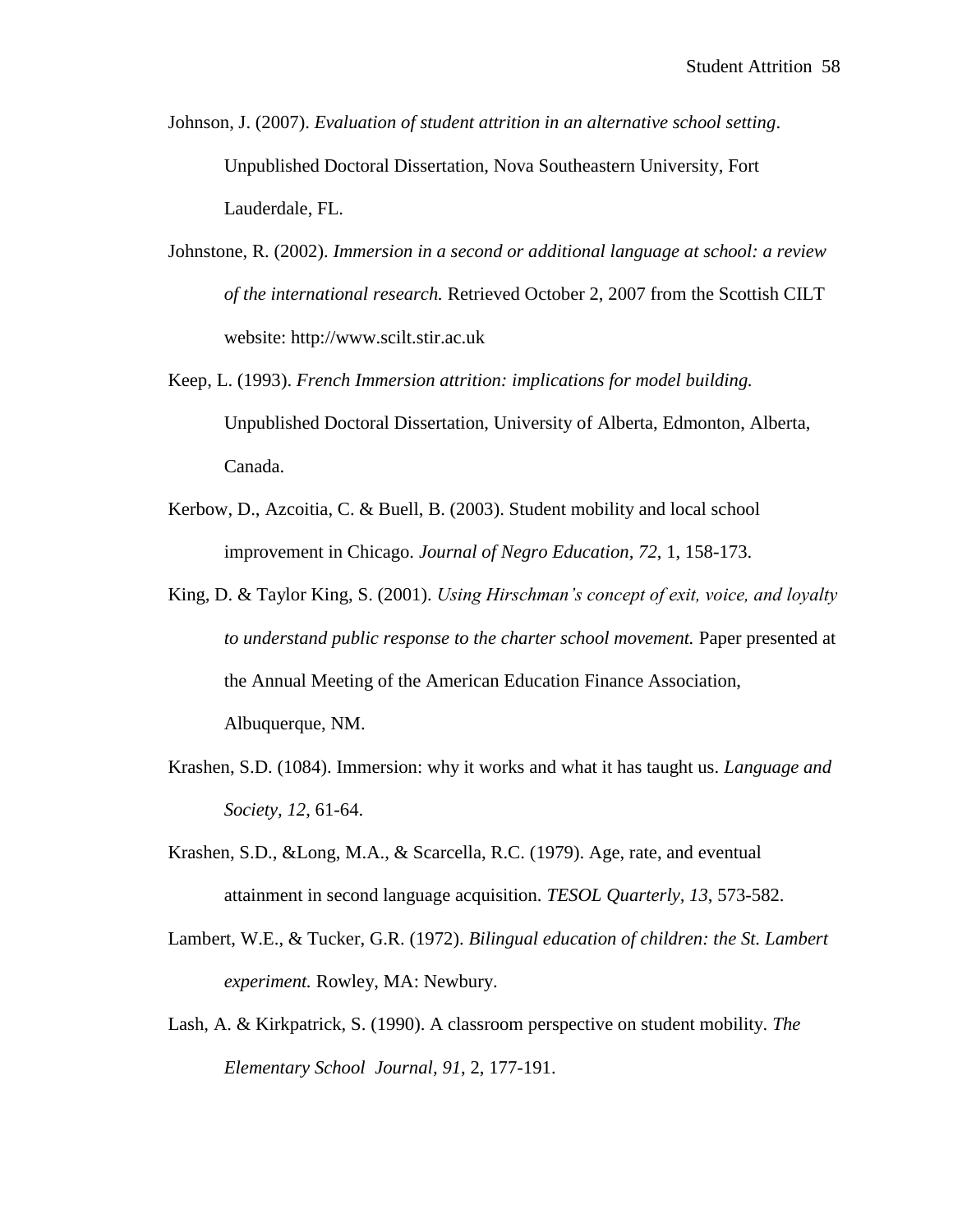Johnson, J. (2007). *Evaluation of student attrition in an alternative school setting*. Unpublished Doctoral Dissertation, Nova Southeastern University, Fort Lauderdale, FL.

Johnstone, R. (2002). *Immersion in a second or additional language at school: a review of the international research.* Retrieved October 2, 2007 from the Scottish CILT website: http://www.scilt.stir.ac.uk

Keep, L. (1993). *French Immersion attrition: implications for model building.* Unpublished Doctoral Dissertation, University of Alberta, Edmonton, Alberta, Canada.

Kerbow, D., Azcoitia, C. & Buell, B. (2003). Student mobility and local school improvement in Chicago. *Journal of Negro Education*, *72*, 1, 158-173.

King, D. & Taylor King, S. (2001). *Using Hirschman's concept of exit, voice, and loyalty to understand public response to the charter school movement.* Paper presented at the Annual Meeting of the American Education Finance Association, Albuquerque, NM.

Krashen, S.D. (1084). Immersion: why it works and what it has taught us. *Language and Society*, *12*, 61-64.

Krashen, S.D., &Long, M.A., & Scarcella, R.C. (1979). Age, rate, and eventual attainment in second language acquisition. *TESOL Quarterly*, *13*, 573-582.

Lambert, W.E., & Tucker, G.R. (1972). *Bilingual education of children: the St. Lambert experiment.* Rowley, MA: Newbury.

Lash, A. & Kirkpatrick, S. (1990). A classroom perspective on student mobility. *The Elementary School Journal*, *91*, 2, 177-191.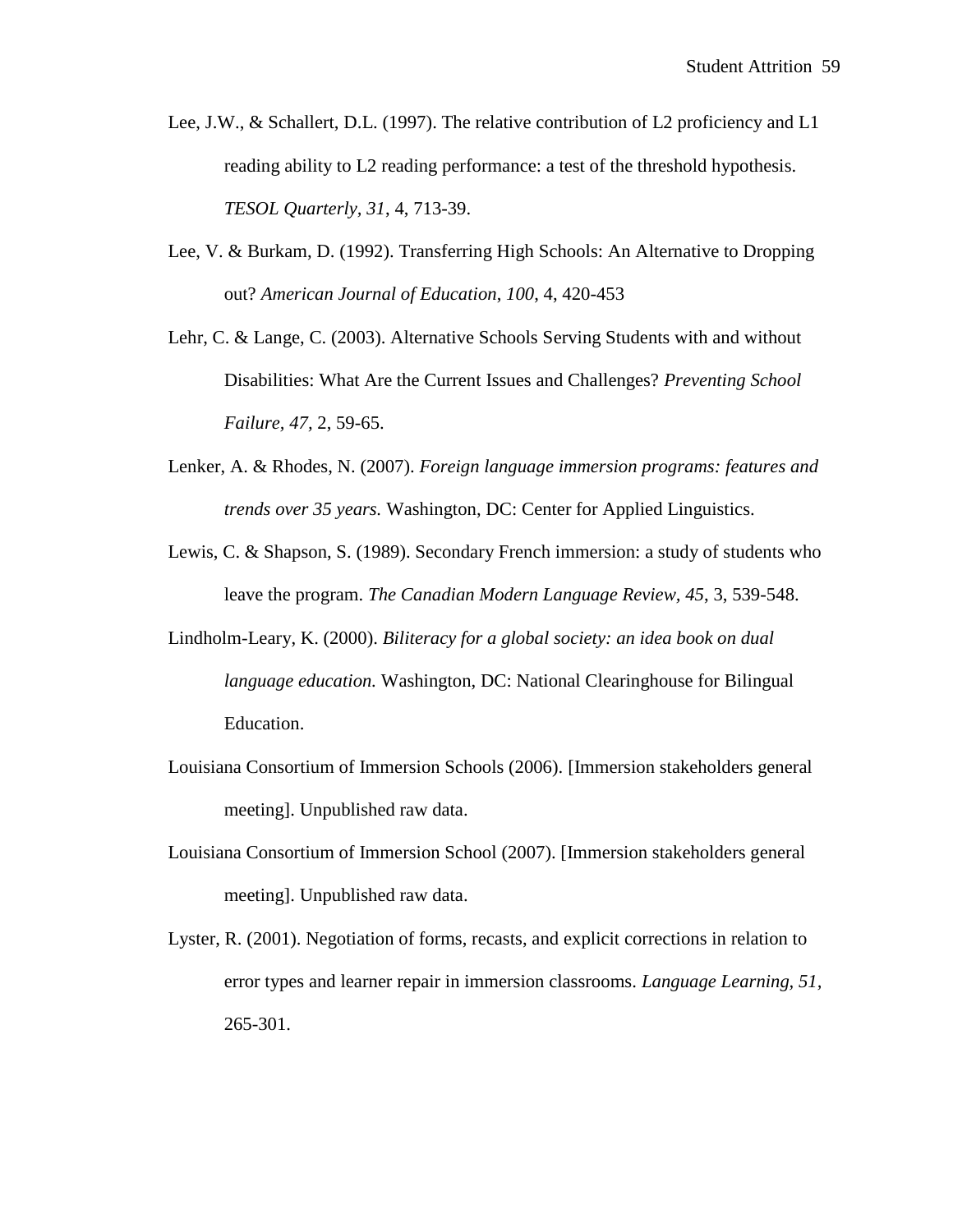Lee, J.W., & Schallert, D.L. (1997). The relative contribution of L2 proficiency and L1 reading ability to L2 reading performance: a test of the threshold hypothesis. *TESOL Quarterly*, *31*, 4, 713-39.

Lee, V. & Burkam, D. (1992). Transferring High Schools: An Alternative to Dropping out? *American Journal of Education*, *100*, 4, 420-453

Lehr, C. & Lange, C. (2003). Alternative Schools Serving Students with and without Disabilities: What Are the Current Issues and Challenges? *Preventing School Failure, 47*, 2, 59-65.

Lenker, A. & Rhodes, N. (2007). *Foreign language immersion programs: features and trends over 35 years.* Washington, DC: Center for Applied Linguistics.

Lewis, C. & Shapson, S. (1989). Secondary French immersion: a study of students who leave the program. *The Canadian Modern Language Review, 45*, 3, 539-548.

Lindholm-Leary, K. (2000). *Biliteracy for a global society: an idea book on dual language education.* Washington, DC: National Clearinghouse for Bilingual Education.

Louisiana Consortium of Immersion Schools (2006). [Immersion stakeholders general meeting]. Unpublished raw data.

Louisiana Consortium of Immersion School (2007). [Immersion stakeholders general meeting]. Unpublished raw data.

Lyster, R. (2001). Negotiation of forms, recasts, and explicit corrections in relation to error types and learner repair in immersion classrooms. *Language Learning, 51*, 265-301.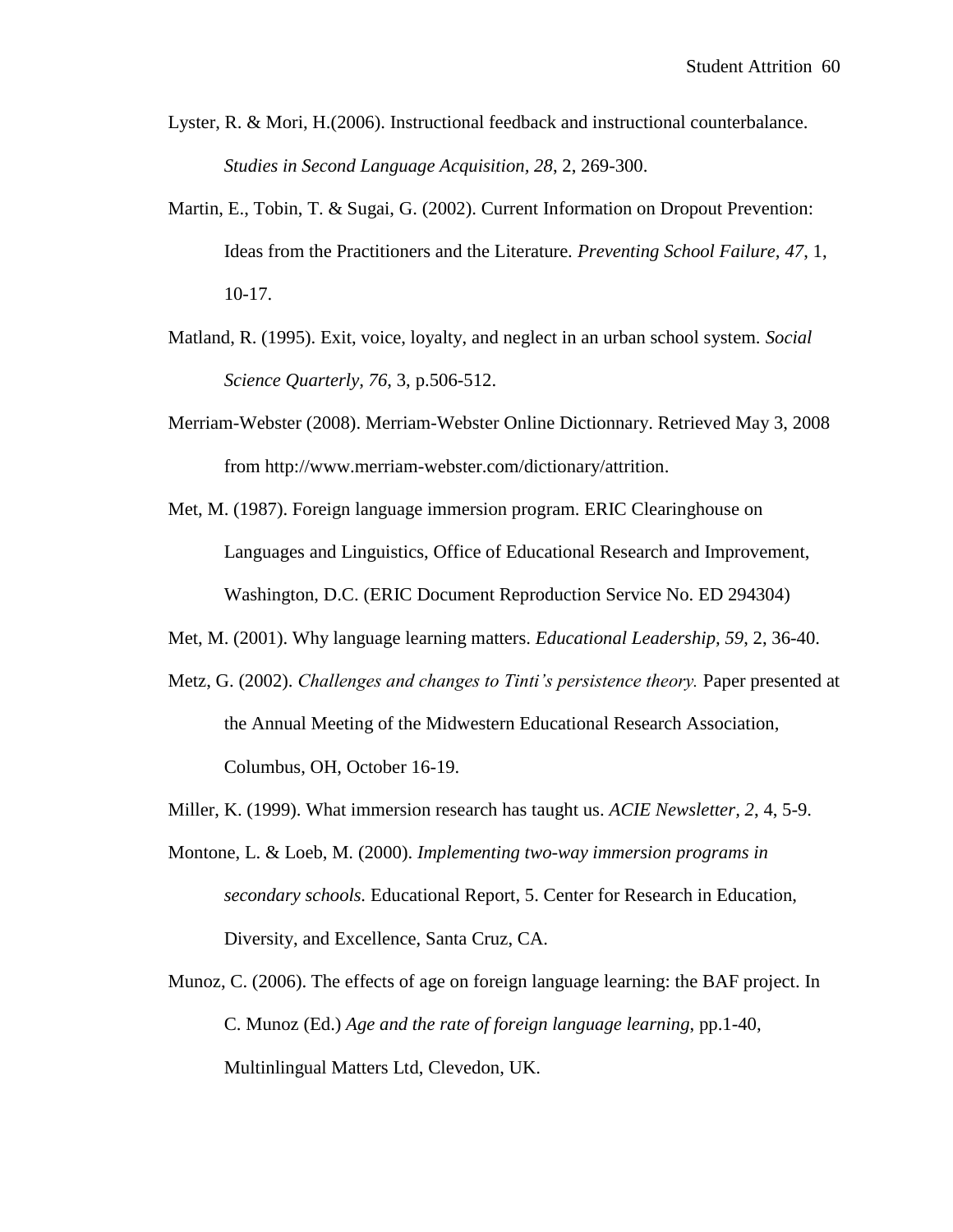Lyster, R. & Mori, H.(2006). Instructional feedback and instructional counterbalance. *Studies in Second Language Acquisition, 28*, 2, 269-300.

Martin, E., Tobin, T. & Sugai, G. (2002). Current Information on Dropout Prevention: Ideas from the Practitioners and the Literature. *Preventing School Failure, 47*, 1, 10-17.

Matland, R. (1995). Exit, voice, loyalty, and neglect in an urban school system. *Social Science Quarterly, 76*, 3, p.506-512.

Merriam-Webster (2008). Merriam-Webster Online Dictionnary. Retrieved May 3, 2008 from http://www.merriam-webster.com/dictionary/attrition.

Met, M. (1987). Foreign language immersion program. ERIC Clearinghouse on Languages and Linguistics, Office of Educational Research and Improvement, Washington, D.C. (ERIC Document Reproduction Service No. ED 294304)

Met, M. (2001). Why language learning matters. *Educational Leadership, 59*, 2, 36-40.

Metz, G. (2002). *Challenges and changes to Tinti's persistence theory.* Paper presented at the Annual Meeting of the Midwestern Educational Research Association, Columbus, OH, October 16-19.

Miller, K. (1999). What immersion research has taught us. *ACIE Newsletter, 2*, 4, 5-9.

Montone, L. & Loeb, M. (2000). *Implementing two-way immersion programs in secondary schools.* Educational Report, 5. Center for Research in Education, Diversity, and Excellence, Santa Cruz, CA.

Munoz, C. (2006). The effects of age on foreign language learning: the BAF project. In C. Munoz (Ed.) *Age and the rate of foreign language learning*, pp.1-40, Multinlingual Matters Ltd, Clevedon, UK.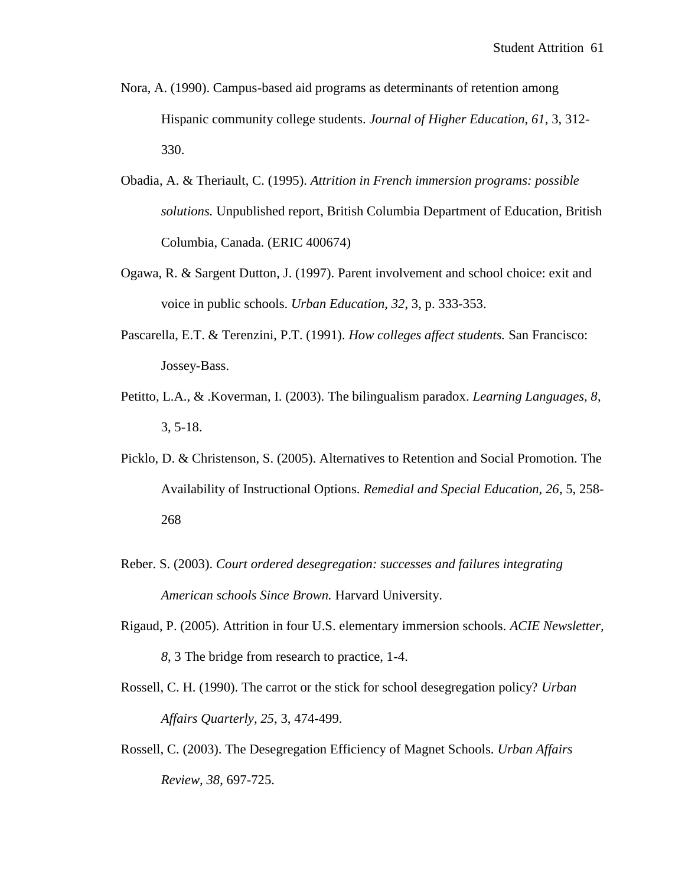Nora, A. (1990). Campus-based aid programs as determinants of retention among Hispanic community college students. *Journal of Higher Education, 61*, 3, 312-330.

Obadia, A. & Theriault, C. (1995). *Attrition in French immersion programs: possible solutions.* Unpublished report, British Columbia Department of Education, British Columbia, Canada. (ERIC 400674)

Ogawa, R. & Sargent Dutton, J. (1997). Parent involvement and school choice: exit and voice in public schools. *Urban Education, 32*, 3, p. 333-353.

Pascarella, E.T. & Terenzini, P.T. (1991). *How colleges affect students.* San Francisco: Jossey-Bass.

Petitto, L.A., & .Koverman, I. (2003). The bilingualism paradox. *Learning Languages, 8*, 3, 5-18.

Picklo, D. & Christenson, S. (2005). Alternatives to Retention and Social Promotion. The Availability of Instructional Options. *Remedial and Special Education, 26*, 5, 258-268

Reber. S. (2003). *Court ordered desegregation: successes and failures integrating American schools Since Brown.* Harvard University.

Rigaud, P. (2005). Attrition in four U.S. elementary immersion schools. *ACIE Newsletter, 8*, 3 The bridge from research to practice, 1-4.

Rossell, C. H. (1990). The carrot or the stick for school desegregation policy? *Urban Affairs Quarterly, 25*, 3, 474-499.

Rossell, C. (2003). The Desegregation Efficiency of Magnet Schools. *Urban Affairs Review, 38*, 697-725.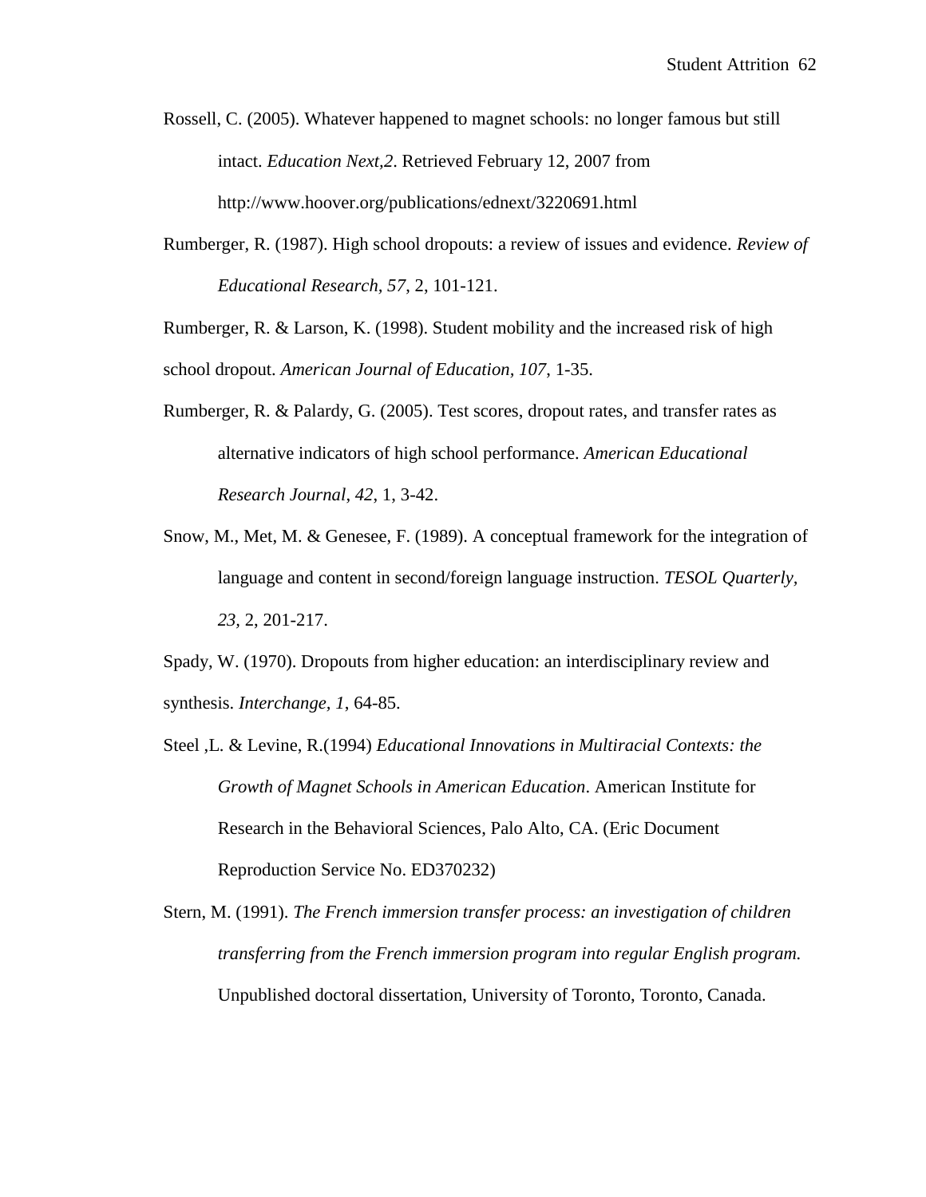Rossell, C. (2005). Whatever happened to magnet schools: no longer famous but still intact. *Education Next*,*2*. Retrieved February 12, 2007 from http://www.hoover.org/publications/ednext/3220691.html

Rumberger, R. (1987). High school dropouts: a review of issues and evidence. *Review of Educational Research*, *57*, 2, 101-121.

Rumberger, R. & Larson, K. (1998). Student mobility and the increased risk of high school dropout. *American Journal of Education*, *107*, 1-35.

Rumberger, R. & Palardy, G. (2005). Test scores, dropout rates, and transfer rates as alternative indicators of high school performance. *American Educational Research Journal*, *42*, 1, 3-42.

Snow, M., Met, M. & Genesee, F. (1989). A conceptual framework for the integration of language and content in second/foreign language instruction. *TESOL Quarterly*, *23*, 2, 201-217.

Spady, W. (1970). Dropouts from higher education: an interdisciplinary review and synthesis. *Interchange*, *1*, 64-85.

Steel ,L. & Levine, R.(1994) *Educational Innovations in Multiracial Contexts: the Growth of Magnet Schools in American Education*. American Institute for Research in the Behavioral Sciences, Palo Alto, CA. (Eric Document Reproduction Service No. ED370232)

Stern, M. (1991). *The French immersion transfer process: an investigation of children transferring from the French immersion program into regular English program.* Unpublished doctoral dissertation, University of Toronto, Toronto, Canada.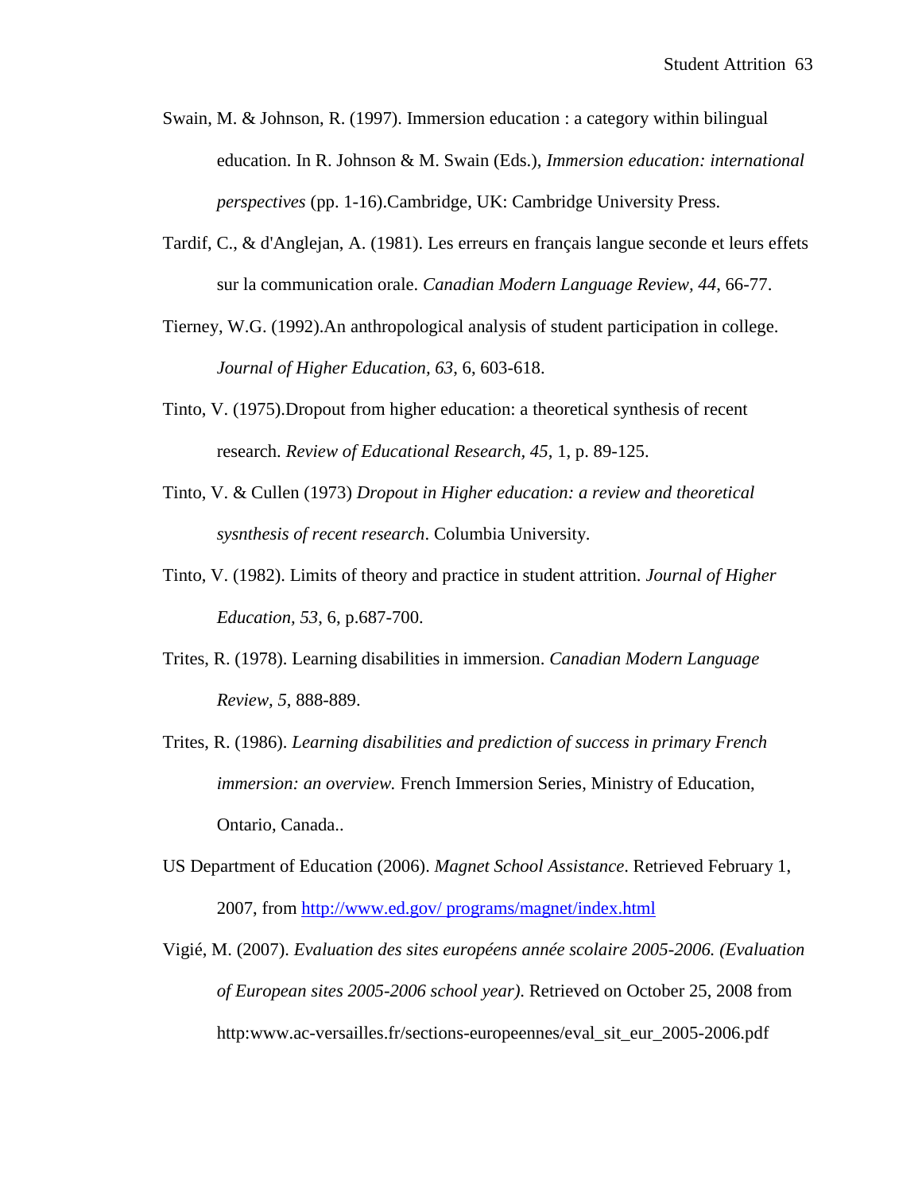Swain, M. & Johnson, R. (1997). Immersion education : a category within bilingual education. In R. Johnson & M. Swain (Eds.), *Immersion education: international perspectives* (pp. 1-16).Cambridge, UK: Cambridge University Press.

Tardif, C., & d'Anglejan, A. (1981). Les erreurs en français langue seconde et leurs effets sur la communication orale. *Canadian Modern Language Review, 44*, 66-77.

Tierney, W.G. (1992).An anthropological analysis of student participation in college. *Journal of Higher Education, 63*, 6, 603-618.

Tinto, V. (1975).Dropout from higher education: a theoretical synthesis of recent research. *Review of Educational Research, 45*, 1, p. 89-125.

Tinto, V. & Cullen (1973) *Dropout in Higher education: a review and theoretical sysnthesis of recent research*. Columbia University.

Tinto, V. (1982). Limits of theory and practice in student attrition. *Journal of Higher Education, 53*, 6, p.687-700.

Trites, R. (1978). Learning disabilities in immersion. *Canadian Modern Language Review, 5*, 888-889.

Trites, R. (1986). *Learning disabilities and prediction of success in primary French immersion: an overview.* French Immersion Series, Ministry of Education, Ontario, Canada..

US Department of Education (2006). *Magnet School Assistance*. Retrieved February 1, 2007, from http://www.ed.gov/ programs/magnet/index.html

Vigié, M. (2007). *Evaluation des sites européens année scolaire 2005-2006. (Evaluation of European sites 2005-2006 school year).* Retrieved on October 25, 2008 from http:www.ac-versailles.fr/sections-europeennes/eval_sit_eur_2005-2006.pdf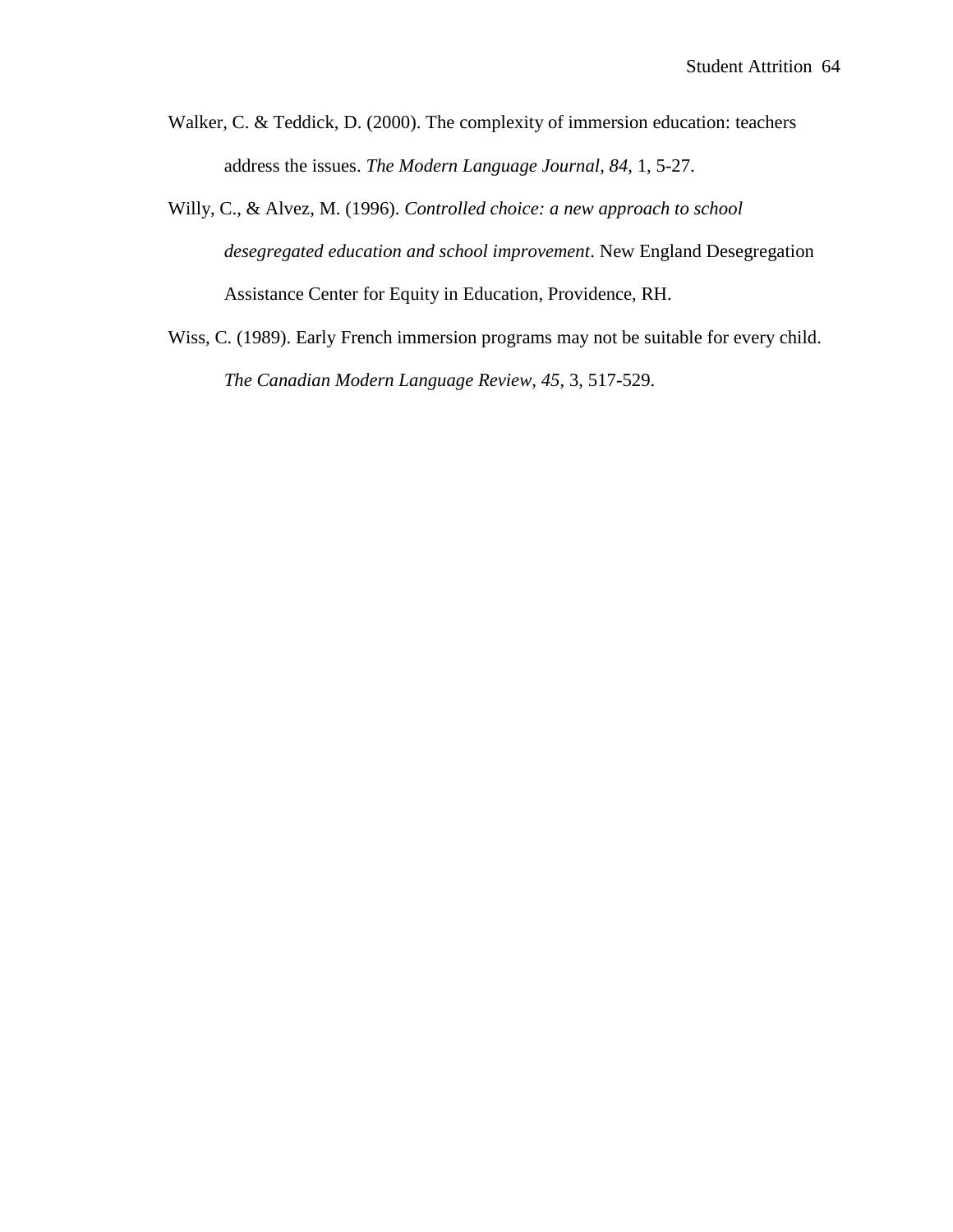Walker, C. & Teddick, D. (2000). The complexity of immersion education: teachers address the issues. *The Modern Language Journal, 84*, 1, 5-27.

Willy, C., & Alvez, M. (1996). *Controlled choice: a new approach to school desegregated education and school improvement*. New England Desegregation Assistance Center for Equity in Education, Providence, RH.

Wiss, C. (1989). Early French immersion programs may not be suitable for every child. *The Canadian Modern Language Review, 45*, 3, 517-529.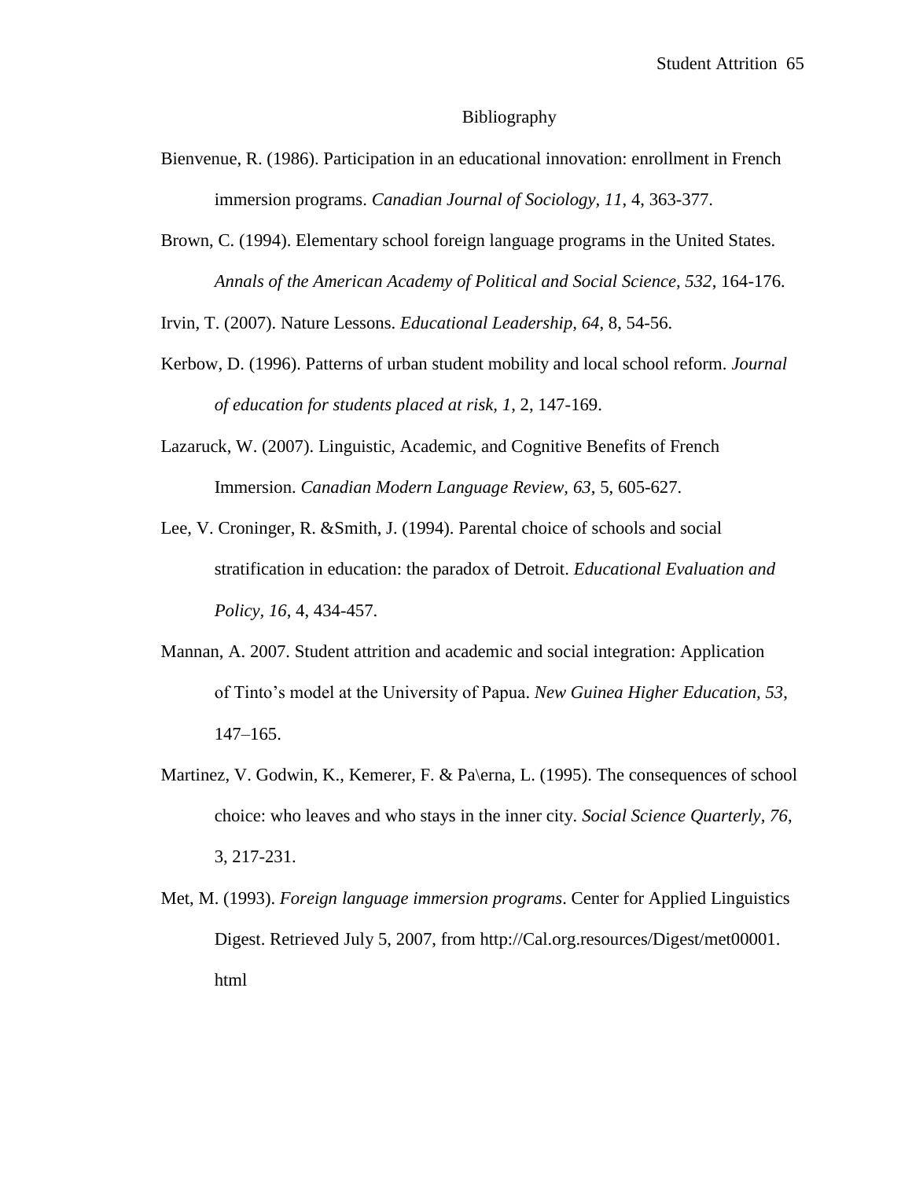# Bibliography

Bienvenue, R. (1986). Participation in an educational innovation: enrollment in French immersion programs. *Canadian Journal of Sociology*, *11*, 4, 363-377.

Brown, C. (1994). Elementary school foreign language programs in the United States. *Annals of the American Academy of Political and Social Science, 532*, 164-176.

Irvin, T. (2007). Nature Lessons. *Educational Leadership*, *64*, 8, 54-56.

Kerbow, D. (1996). Patterns of urban student mobility and local school reform. *Journal of education for students placed at risk*, *1*, 2, 147-169.

Lazaruck, W. (2007). Linguistic, Academic, and Cognitive Benefits of French Immersion. *Canadian Modern Language Review*, *63*, 5, 605-627.

Lee, V. Croninger, R. &Smith, J. (1994). Parental choice of schools and social stratification in education: the paradox of Detroit. *Educational Evaluation and Policy*, *16*, 4, 434-457.

Mannan, A. 2007. Student attrition and academic and social integration: Application of Tinto's model at the University of Papua. *New Guinea Higher Education, 53*, 147–165.

Martinez, V. Godwin, K., Kemerer, F. & Pa\erna, L. (1995). The consequences of school choice: who leaves and who stays in the inner city. *Social Science Quarterly*, *76*, 3, 217-231.

Met, M. (1993). *Foreign language immersion programs*. Center for Applied Linguistics Digest. Retrieved July 5, 2007, from http://Cal.org.resources/Digest/met00001.html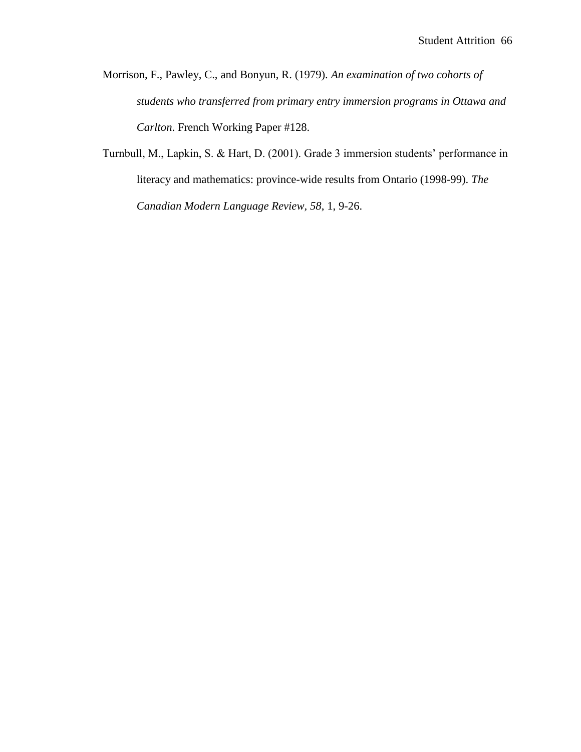Morrison, F., Pawley, C., and Bonyun, R. (1979). *An examination of two cohorts of students who transferred from primary entry immersion programs in Ottawa and Carlton*. French Working Paper #128.

Turnbull, M., Lapkin, S. & Hart, D. (2001). Grade 3 immersion students' performance in literacy and mathematics: province-wide results from Ontario (1998-99). *The Canadian Modern Language Review, 58*, 1, 9-26.